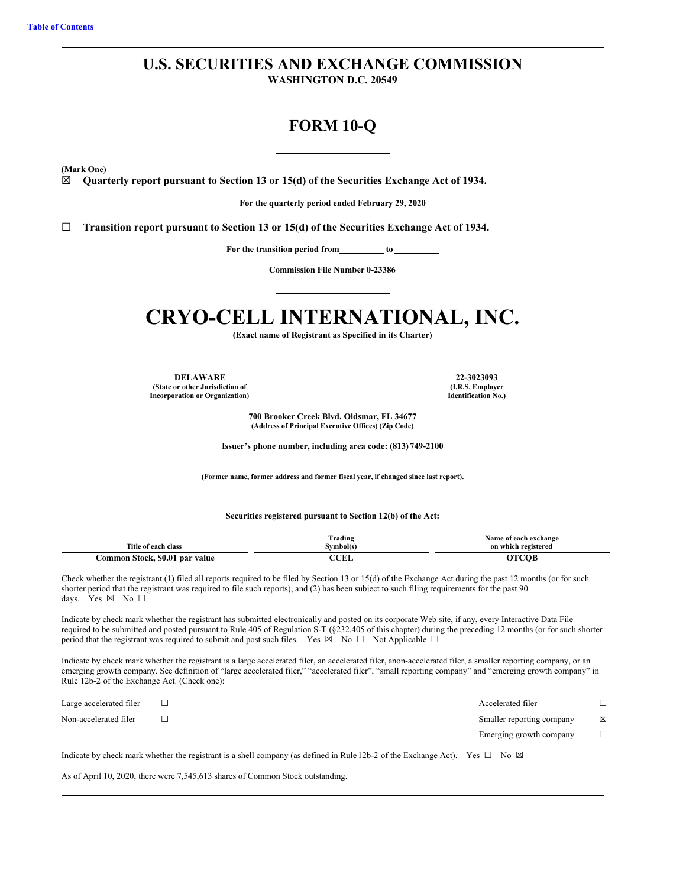[Table of Contents](#)

# U.S. SECURITIES AND EXCHANGE COMMISSION

**WASHINGTON D.C. 20549**

## FORM 10-Q

**(Mark One)**

☒ **Quarterly report pursuant to Section 13 or 15(d) of the Securities Exchange Act of 1934.**

**For the quarterly period ended February 29, 2020**

☐ **Transition report pursuant to Section 13 or 15(d) of the Securities Exchange Act of 1934.**

**For the transition period from\_\_\_\_\_\_\_\_\_\_ to \_\_\_\_\_\_\_\_\_\_**

**Commission File Number 0-23386**

# CRYO-CELL INTERNATIONAL, INC.

**(Exact name of Registrant as Specified in its Charter)**

| **DELAWARE** | **22-3023093** |
|---|---|
| **(State or other Jurisdiction of Incorporation or Organization)** | **(I.R.S. Employer Identification No.)** |

**700 Brooker Creek Blvd. Oldsmar, FL 34677**
**(Address of Principal Executive Offices) (Zip Code)**

**Issuer's phone number, including area code: (813) 749-2100**

**(Former name, former address and former fiscal year, if changed since last report).**

**Securities registered pursuant to Section 12(b) of the Act:**

| Title of each class | Trading Symbol(s) | Name of each exchange on which registered |
|---|---|---|
| **Common Stock, $0.01 par value** | **CCEL** | **OTCQB** |

Check whether the registrant (1) filed all reports required to be filed by Section 13 or 15(d) of the Exchange Act during the past 12 months (or for such shorter period that the registrant was required to file such reports), and (2) has been subject to such filing requirements for the past 90 days. Yes ☒ No ☐

Indicate by check mark whether the registrant has submitted electronically and posted on its corporate Web site, if any, every Interactive Data File required to be submitted and posted pursuant to Rule 405 of Regulation S-T (§232.405 of this chapter) during the preceding 12 months (or for such shorter period that the registrant was required to submit and post such files. Yes ☒ No ☐ Not Applicable ☐

Indicate by check mark whether the registrant is a large accelerated filer, an accelerated filer, anon-accelerated filer, a smaller reporting company, or an emerging growth company. See definition of "large accelerated filer," "accelerated filer", "small reporting company" and "emerging growth company" in Rule 12b-2 of the Exchange Act. (Check one):

| | | | |
|---|---|---|---|
| Large accelerated filer | ☐ | Accelerated filer | ☐ |
| Non-accelerated filer | ☐ | Smaller reporting company | ☒ |
| | | Emerging growth company | ☐ |

Indicate by check mark whether the registrant is a shell company (as defined in Rule12b-2 of the Exchange Act). Yes ☐ No ☒

As of April 10, 2020, there were 7,545,613 shares of Common Stock outstanding.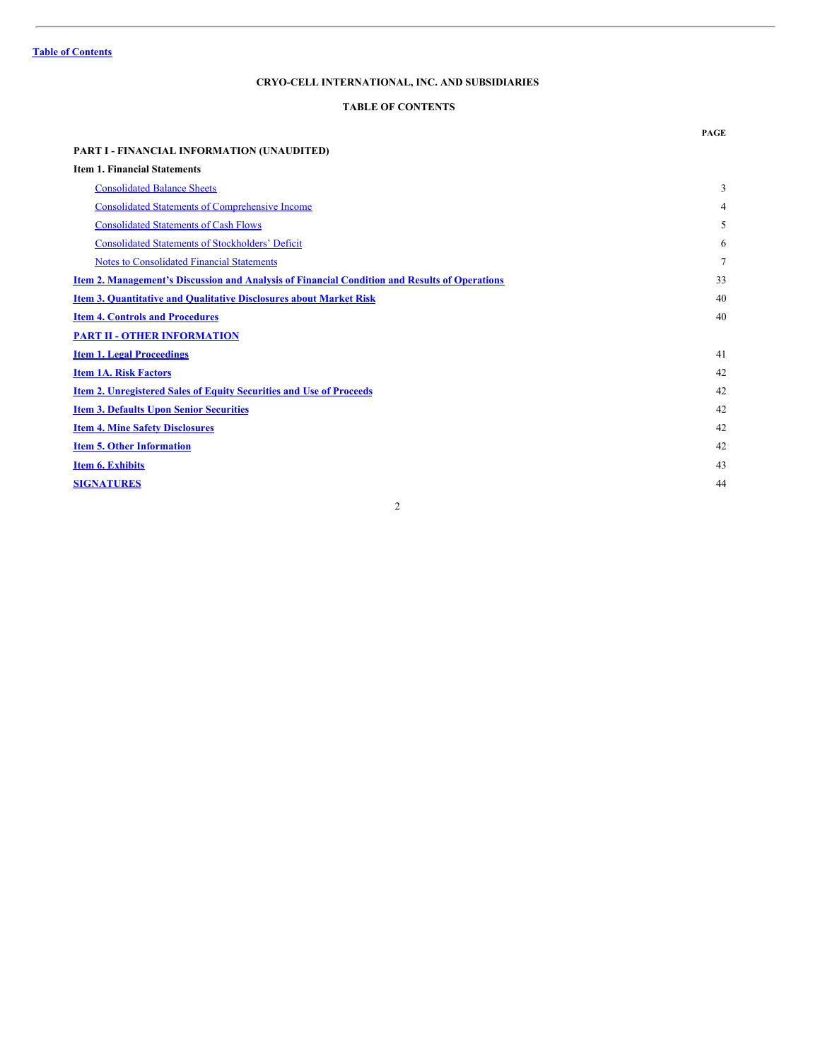Table of Contents

## CRYO-CELL INTERNATIONAL, INC. AND SUBSIDIARIES

## TABLE OF CONTENTS

| | PAGE |
|---|---|
| **PART I - FINANCIAL INFORMATION (UNAUDITED)** | |
| **Item 1. Financial Statements** | |
| Consolidated Balance Sheets | 3 |
| Consolidated Statements of Comprehensive Income | 4 |
| Consolidated Statements of Cash Flows | 5 |
| Consolidated Statements of Stockholders' Deficit | 6 |
| Notes to Consolidated Financial Statements | 7 |
| **Item 2. Management's Discussion and Analysis of Financial Condition and Results of Operations** | 33 |
| **Item 3. Quantitative and Qualitative Disclosures about Market Risk** | 40 |
| **Item 4. Controls and Procedures** | 40 |
| **PART II - OTHER INFORMATION** | |
| **Item 1. Legal Proceedings** | 41 |
| **Item 1A. Risk Factors** | 42 |
| **Item 2. Unregistered Sales of Equity Securities and Use of Proceeds** | 42 |
| **Item 3. Defaults Upon Senior Securities** | 42 |
| **Item 4. Mine Safety Disclosures** | 42 |
| **Item 5. Other Information** | 42 |
| **Item 6. Exhibits** | 43 |
| **SIGNATURES** | 44 |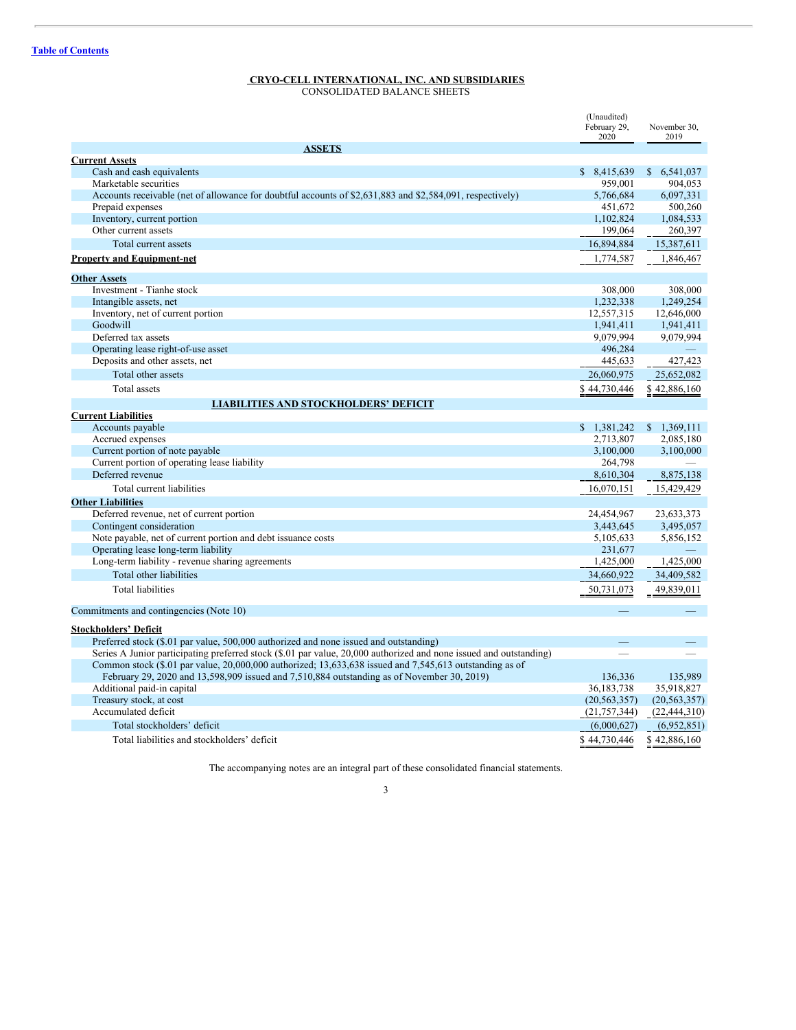Table of Contents

**CRYO-CELL INTERNATIONAL, INC. AND SUBSIDIARIES**
CONSOLIDATED BALANCE SHEETS

| | (Unaudited) February 29, 2020 | November 30, 2019 |
|---|---|---|
| **ASSETS** | | |
| **Current Assets** | | |
| Cash and cash equivalents | $ 8,415,639 | $ 6,541,037 |
| Marketable securities | 959,001 | 904,053 |
| Accounts receivable (net of allowance for doubtful accounts of $2,631,883 and $2,584,091, respectively) | 5,766,684 | 6,097,331 |
| Prepaid expenses | 451,672 | 500,260 |
| Inventory, current portion | 1,102,824 | 1,084,533 |
| Other current assets | 199,064 | 260,397 |
| Total current assets | 16,894,884 | 15,387,611 |
| **Property and Equipment-net** | 1,774,587 | 1,846,467 |
| **Other Assets** | | |
| Investment - Tianhe stock | 308,000 | 308,000 |
| Intangible assets, net | 1,232,338 | 1,249,254 |
| Inventory, net of current portion | 12,557,315 | 12,646,000 |
| Goodwill | 1,941,411 | 1,941,411 |
| Deferred tax assets | 9,079,994 | 9,079,994 |
| Operating lease right-of-use asset | 496,284 | — |
| Deposits and other assets, net | 445,633 | 427,423 |
| Total other assets | 26,060,975 | 25,652,082 |
| Total assets | $ 44,730,446 | $ 42,886,160 |
| **LIABILITIES AND STOCKHOLDERS' DEFICIT** | | |
| **Current Liabilities** | | |
| Accounts payable | $ 1,381,242 | $ 1,369,111 |
| Accrued expenses | 2,713,807 | 2,085,180 |
| Current portion of note payable | 3,100,000 | 3,100,000 |
| Current portion of operating lease liability | 264,798 | — |
| Deferred revenue | 8,610,304 | 8,875,138 |
| Total current liabilities | 16,070,151 | 15,429,429 |
| **Other Liabilities** | | |
| Deferred revenue, net of current portion | 24,454,967 | 23,633,373 |
| Contingent consideration | 3,443,645 | 3,495,057 |
| Note payable, net of current portion and debt issuance costs | 5,105,633 | 5,856,152 |
| Operating lease long-term liability | 231,677 | — |
| Long-term liability - revenue sharing agreements | 1,425,000 | 1,425,000 |
| Total other liabilities | 34,660,922 | 34,409,582 |
| Total liabilities | 50,731,073 | 49,839,011 |
| Commitments and contingencies (Note 10) | — | — |
| **Stockholders' Deficit** | | |
| Preferred stock ($.01 par value, 500,000 authorized and none issued and outstanding) | — | — |
| Series A Junior participating preferred stock ($.01 par value, 20,000 authorized and none issued and outstanding) | — | — |
| Common stock ($.01 par value, 20,000,000 authorized; 13,633,638 issued and 7,545,613 outstanding as of February 29, 2020 and 13,598,909 issued and 7,510,884 outstanding as of November 30, 2019) | 136,336 | 135,989 |
| Additional paid-in capital | 36,183,738 | 35,918,827 |
| Treasury stock, at cost | (20,563,357) | (20,563,357) |
| Accumulated deficit | (21,757,344) | (22,444,310) |
| Total stockholders' deficit | (6,000,627) | (6,952,851) |
| Total liabilities and stockholders' deficit | $ 44,730,446 | $ 42,886,160 |

The accompanying notes are an integral part of these consolidated financial statements.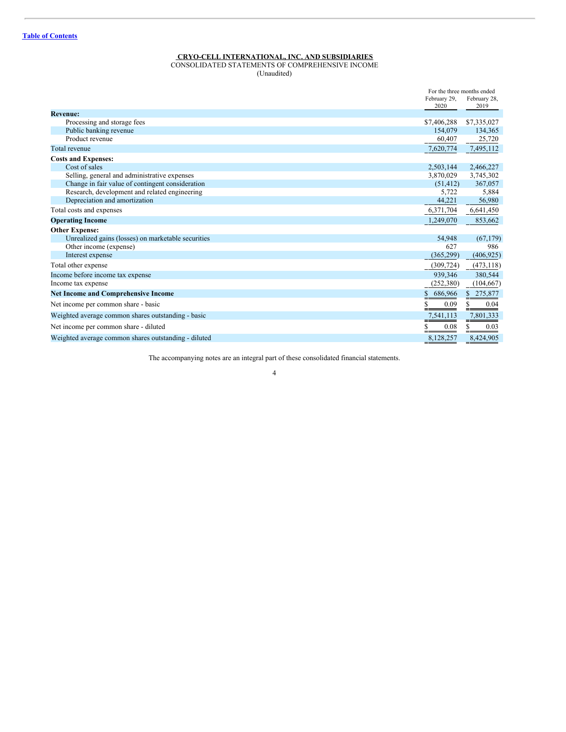[Table of Contents](#)

**CRYO-CELL INTERNATIONAL, INC. AND SUBSIDIARIES**

CONSOLIDATED STATEMENTS OF COMPREHENSIVE INCOME

(Unaudited)

| | For the three months ended | |
|---|---|---|
| | February 29, 2020 | February 28, 2019 |
| **Revenue:** | | |
| Processing and storage fees | $7,406,288 | $7,335,027 |
| Public banking revenue | 154,079 | 134,365 |
| Product revenue | 60,407 | 25,720 |
| Total revenue | 7,620,774 | 7,495,112 |
| **Costs and Expenses:** | | |
| Cost of sales | 2,503,144 | 2,466,227 |
| Selling, general and administrative expenses | 3,870,029 | 3,745,302 |
| Change in fair value of contingent consideration | (51,412) | 367,057 |
| Research, development and related engineering | 5,722 | 5,884 |
| Depreciation and amortization | 44,221 | 56,980 |
| Total costs and expenses | 6,371,704 | 6,641,450 |
| **Operating Income** | 1,249,070 | 853,662 |
| **Other Expense:** | | |
| Unrealized gains (losses) on marketable securities | 54,948 | (67,179) |
| Other income (expense) | 627 | 986 |
| Interest expense | (365,299) | (406,925) |
| Total other expense | (309,724) | (473,118) |
| Income before income tax expense | 939,346 | 380,544 |
| Income tax expense | (252,380) | (104,667) |
| **Net Income and Comprehensive Income** | $ 686,966 | $ 275,877 |
| Net income per common share - basic | $ 0.09 | $ 0.04 |
| Weighted average common shares outstanding - basic | 7,541,113 | 7,801,333 |
| Net income per common share - diluted | $ 0.08 | $ 0.03 |
| Weighted average common shares outstanding - diluted | 8,128,257 | 8,424,905 |

The accompanying notes are an integral part of these consolidated financial statements.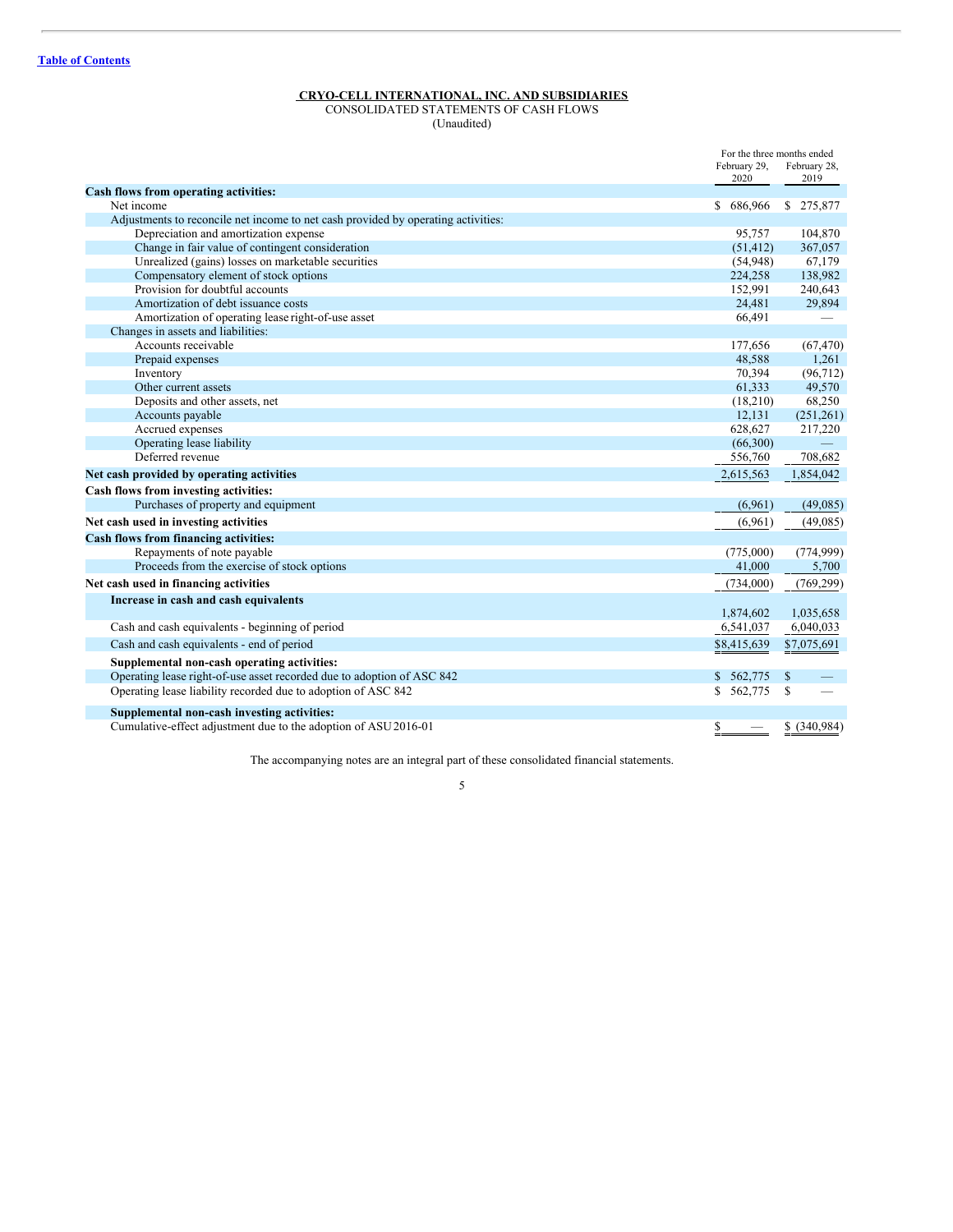**CRYO-CELL INTERNATIONAL, INC. AND SUBSIDIARIES**

CONSOLIDATED STATEMENTS OF CASH FLOWS

(Unaudited)

| | For the three months ended February 29, 2020 | For the three months ended February 28, 2019 |
|---|---|---|
| **Cash flows from operating activities:** | | |
| Net income | $ 686,966 | $ 275,877 |
| Adjustments to reconcile net income to net cash provided by operating activities: | | |
| Depreciation and amortization expense | 95,757 | 104,870 |
| Change in fair value of contingent consideration | (51,412) | 367,057 |
| Unrealized (gains) losses on marketable securities | (54,948) | 67,179 |
| Compensatory element of stock options | 224,258 | 138,982 |
| Provision for doubtful accounts | 152,991 | 240,643 |
| Amortization of debt issuance costs | 24,481 | 29,894 |
| Amortization of operating lease right-of-use asset | 66,491 | — |
| Changes in assets and liabilities: | | |
| Accounts receivable | 177,656 | (67,470) |
| Prepaid expenses | 48,588 | 1,261 |
| Inventory | 70,394 | (96,712) |
| Other current assets | 61,333 | 49,570 |
| Deposits and other assets, net | (18,210) | 68,250 |
| Accounts payable | 12,131 | (251,261) |
| Accrued expenses | 628,627 | 217,220 |
| Operating lease liability | (66,300) | — |
| Deferred revenue | 556,760 | 708,682 |
| **Net cash provided by operating activities** | 2,615,563 | 1,854,042 |
| **Cash flows from investing activities:** | | |
| Purchases of property and equipment | (6,961) | (49,085) |
| **Net cash used in investing activities** | (6,961) | (49,085) |
| **Cash flows from financing activities:** | | |
| Repayments of note payable | (775,000) | (774,999) |
| Proceeds from the exercise of stock options | 41,000 | 5,700 |
| **Net cash used in financing activities** | (734,000) | (769,299) |
| **Increase in cash and cash equivalents** | 1,874,602 | 1,035,658 |
| Cash and cash equivalents - beginning of period | 6,541,037 | 6,040,033 |
| Cash and cash equivalents - end of period | $8,415,639 | $7,075,691 |
| **Supplemental non-cash operating activities:** | | |
| Operating lease right-of-use asset recorded due to adoption of ASC 842 | $ 562,775 | $ — |
| Operating lease liability recorded due to adoption of ASC 842 | $ 562,775 | $ — |
| **Supplemental non-cash investing activities:** | | |
| Cumulative-effect adjustment due to the adoption of ASU 2016-01 | $ — | $ (340,984) |

The accompanying notes are an integral part of these consolidated financial statements.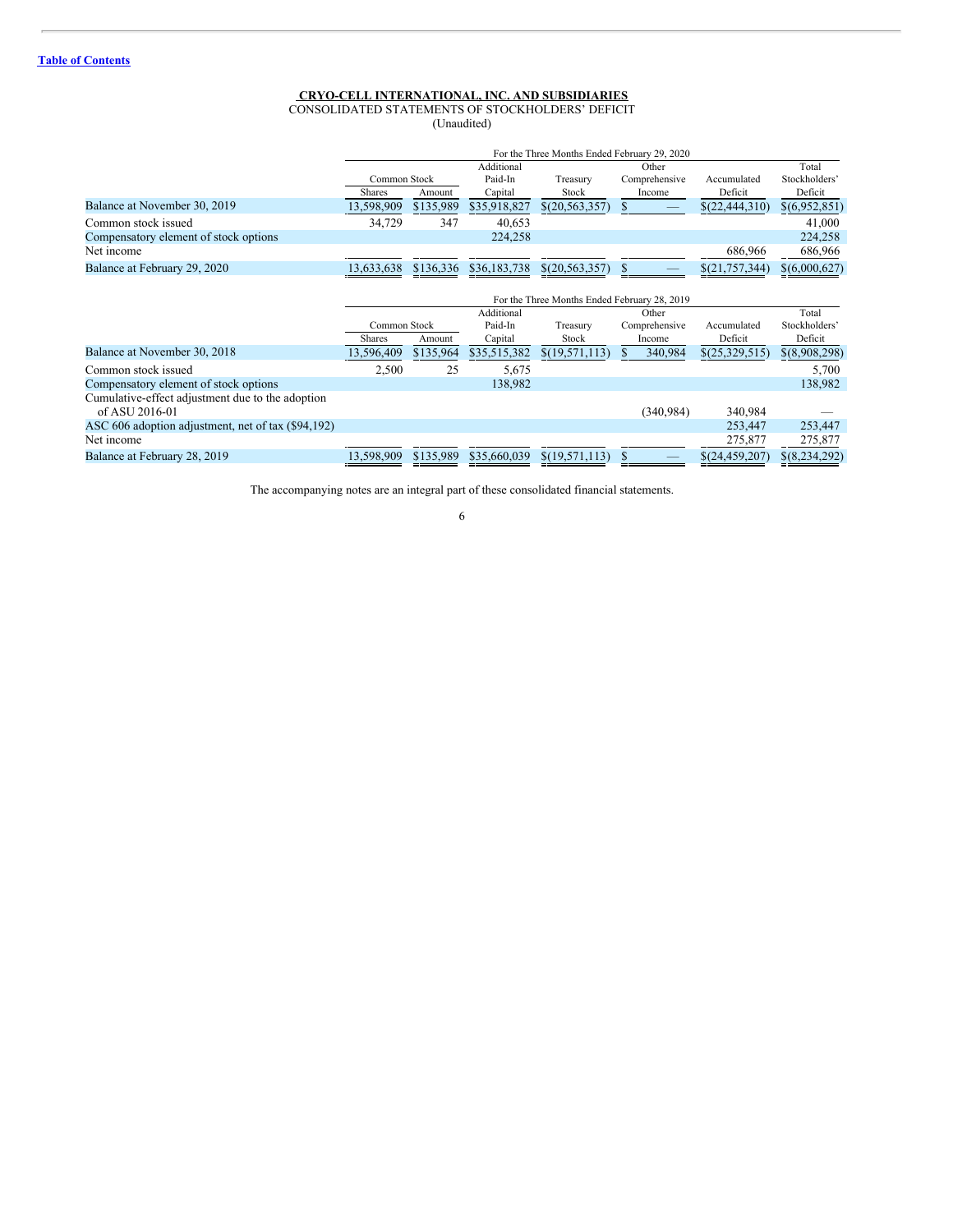**CRYO-CELL INTERNATIONAL, INC. AND SUBSIDIARIES**

CONSOLIDATED STATEMENTS OF STOCKHOLDERS' DEFICIT

(Unaudited)

| | For the Three Months Ended February 29, 2020 | | | | | | |
|---|---|---|---|---|---|---|---|
| | Common Stock | | Additional Paid-In | Treasury | Other Comprehensive | Accumulated | Total Stockholders' |
| | Shares | Amount | Capital | Stock | Income | Deficit | Deficit |
| Balance at November 30, 2019 | 13,598,909 | $135,989 | $35,918,827 | $(20,563,357) | $ — | $(22,444,310) | $(6,952,851) |
| Common stock issued | 34,729 | 347 | 40,653 | | | | 41,000 |
| Compensatory element of stock options | | | 224,258 | | | | 224,258 |
| Net income | | | | | | 686,966 | 686,966 |
| Balance at February 29, 2020 | 13,633,638 | $136,336 | $36,183,738 | $(20,563,357) | $ — | $(21,757,344) | $(6,000,627) |

| | For the Three Months Ended February 28, 2019 | | | | | | |
|---|---|---|---|---|---|---|---|
| | Common Stock | | Additional Paid-In | Treasury | Other Comprehensive | Accumulated | Total Stockholders' |
| | Shares | Amount | Capital | Stock | Income | Deficit | Deficit |
| Balance at November 30, 2018 | 13,596,409 | $135,964 | $35,515,382 | $(19,571,113) | $ 340,984 | $(25,329,515) | $(8,908,298) |
| Common stock issued | 2,500 | 25 | 5,675 | | | | 5,700 |
| Compensatory element of stock options | | | 138,982 | | | | 138,982 |
| Cumulative-effect adjustment due to the adoption of ASU 2016-01 | | | | | (340,984) | 340,984 | — |
| ASC 606 adoption adjustment, net of tax ($94,192) | | | | | | 253,447 | 253,447 |
| Net income | | | | | | 275,877 | 275,877 |
| Balance at February 28, 2019 | 13,598,909 | $135,989 | $35,660,039 | $(19,571,113) | $ — | $(24,459,207) | $(8,234,292) |

The accompanying notes are an integral part of these consolidated financial statements.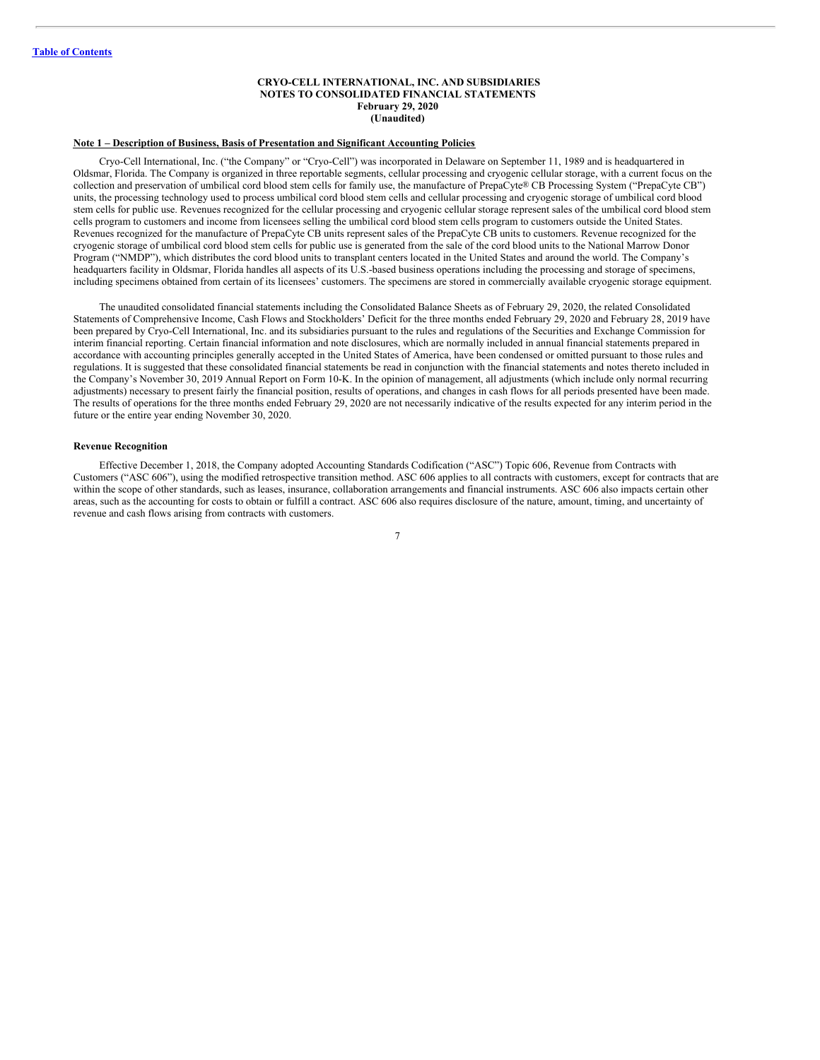**CRYO-CELL INTERNATIONAL, INC. AND SUBSIDIARIES**
**NOTES TO CONSOLIDATED FINANCIAL STATEMENTS**
**February 29, 2020**
**(Unaudited)**

**Note 1 – Description of Business, Basis of Presentation and Significant Accounting Policies**

Cryo-Cell International, Inc. ("the Company" or "Cryo-Cell") was incorporated in Delaware on September 11, 1989 and is headquartered in Oldsmar, Florida. The Company is organized in three reportable segments, cellular processing and cryogenic cellular storage, with a current focus on the collection and preservation of umbilical cord blood stem cells for family use, the manufacture of PrepaCyte® CB Processing System ("PrepaCyte CB") units, the processing technology used to process umbilical cord blood stem cells and cellular processing and cryogenic storage of umbilical cord blood stem cells for public use. Revenues recognized for the cellular processing and cryogenic cellular storage represent sales of the umbilical cord blood stem cells program to customers and income from licensees selling the umbilical cord blood stem cells program to customers outside the United States. Revenues recognized for the manufacture of PrepaCyte CB units represent sales of the PrepaCyte CB units to customers. Revenue recognized for the cryogenic storage of umbilical cord blood stem cells for public use is generated from the sale of the cord blood units to the National Marrow Donor Program ("NMDP"), which distributes the cord blood units to transplant centers located in the United States and around the world. The Company's headquarters facility in Oldsmar, Florida handles all aspects of its U.S.-based business operations including the processing and storage of specimens, including specimens obtained from certain of its licensees' customers. The specimens are stored in commercially available cryogenic storage equipment.

The unaudited consolidated financial statements including the Consolidated Balance Sheets as of February 29, 2020, the related Consolidated Statements of Comprehensive Income, Cash Flows and Stockholders' Deficit for the three months ended February 29, 2020 and February 28, 2019 have been prepared by Cryo-Cell International, Inc. and its subsidiaries pursuant to the rules and regulations of the Securities and Exchange Commission for interim financial reporting. Certain financial information and note disclosures, which are normally included in annual financial statements prepared in accordance with accounting principles generally accepted in the United States of America, have been condensed or omitted pursuant to those rules and regulations. It is suggested that these consolidated financial statements be read in conjunction with the financial statements and notes thereto included in the Company's November 30, 2019 Annual Report on Form 10-K. In the opinion of management, all adjustments (which include only normal recurring adjustments) necessary to present fairly the financial position, results of operations, and changes in cash flows for all periods presented have been made. The results of operations for the three months ended February 29, 2020 are not necessarily indicative of the results expected for any interim period in the future or the entire year ending November 30, 2020.

**Revenue Recognition**

Effective December 1, 2018, the Company adopted Accounting Standards Codification ("ASC") Topic 606, Revenue from Contracts with Customers ("ASC 606"), using the modified retrospective transition method. ASC 606 applies to all contracts with customers, except for contracts that are within the scope of other standards, such as leases, insurance, collaboration arrangements and financial instruments. ASC 606 also impacts certain other areas, such as the accounting for costs to obtain or fulfill a contract. ASC 606 also requires disclosure of the nature, amount, timing, and uncertainty of revenue and cash flows arising from contracts with customers.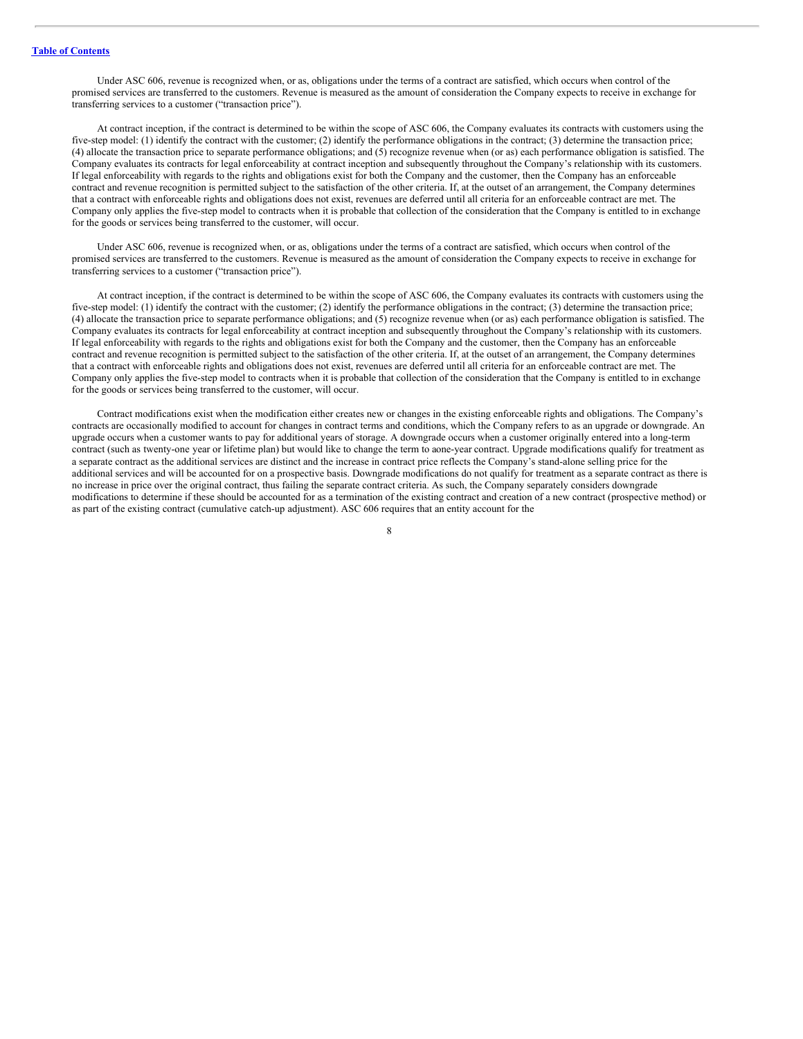Under ASC 606, revenue is recognized when, or as, obligations under the terms of a contract are satisfied, which occurs when control of the promised services are transferred to the customers. Revenue is measured as the amount of consideration the Company expects to receive in exchange for transferring services to a customer ("transaction price").

At contract inception, if the contract is determined to be within the scope of ASC 606, the Company evaluates its contracts with customers using the five-step model: (1) identify the contract with the customer; (2) identify the performance obligations in the contract; (3) determine the transaction price; (4) allocate the transaction price to separate performance obligations; and (5) recognize revenue when (or as) each performance obligation is satisfied. The Company evaluates its contracts for legal enforceability at contract inception and subsequently throughout the Company's relationship with its customers. If legal enforceability with regards to the rights and obligations exist for both the Company and the customer, then the Company has an enforceable contract and revenue recognition is permitted subject to the satisfaction of the other criteria. If, at the outset of an arrangement, the Company determines that a contract with enforceable rights and obligations does not exist, revenues are deferred until all criteria for an enforceable contract are met. The Company only applies the five-step model to contracts when it is probable that collection of the consideration that the Company is entitled to in exchange for the goods or services being transferred to the customer, will occur.

Under ASC 606, revenue is recognized when, or as, obligations under the terms of a contract are satisfied, which occurs when control of the promised services are transferred to the customers. Revenue is measured as the amount of consideration the Company expects to receive in exchange for transferring services to a customer ("transaction price").

At contract inception, if the contract is determined to be within the scope of ASC 606, the Company evaluates its contracts with customers using the five-step model: (1) identify the contract with the customer; (2) identify the performance obligations in the contract; (3) determine the transaction price; (4) allocate the transaction price to separate performance obligations; and (5) recognize revenue when (or as) each performance obligation is satisfied. The Company evaluates its contracts for legal enforceability at contract inception and subsequently throughout the Company's relationship with its customers. If legal enforceability with regards to the rights and obligations exist for both the Company and the customer, then the Company has an enforceable contract and revenue recognition is permitted subject to the satisfaction of the other criteria. If, at the outset of an arrangement, the Company determines that a contract with enforceable rights and obligations does not exist, revenues are deferred until all criteria for an enforceable contract are met. The Company only applies the five-step model to contracts when it is probable that collection of the consideration that the Company is entitled to in exchange for the goods or services being transferred to the customer, will occur.

Contract modifications exist when the modification either creates new or changes in the existing enforceable rights and obligations. The Company's contracts are occasionally modified to account for changes in contract terms and conditions, which the Company refers to as an upgrade or downgrade. An upgrade occurs when a customer wants to pay for additional years of storage. A downgrade occurs when a customer originally entered into a long-term contract (such as twenty-one year or lifetime plan) but would like to change the term to aone-year contract. Upgrade modifications qualify for treatment as a separate contract as the additional services are distinct and the increase in contract price reflects the Company's stand-alone selling price for the additional services and will be accounted for on a prospective basis. Downgrade modifications do not qualify for treatment as a separate contract as there is no increase in price over the original contract, thus failing the separate contract criteria. As such, the Company separately considers downgrade modifications to determine if these should be accounted for as a termination of the existing contract and creation of a new contract (prospective method) or as part of the existing contract (cumulative catch-up adjustment). ASC 606 requires that an entity account for the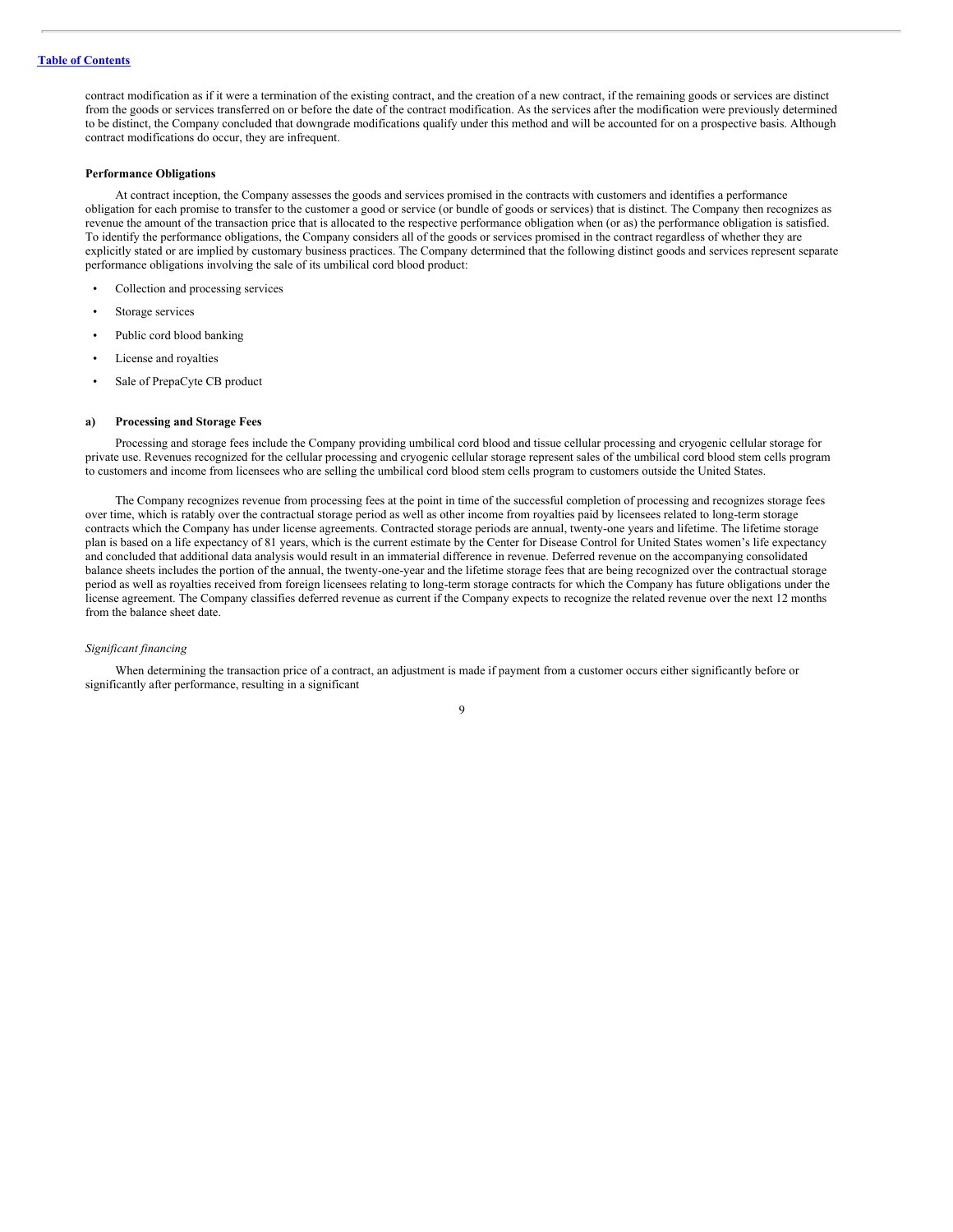contract modification as if it were a termination of the existing contract, and the creation of a new contract, if the remaining goods or services are distinct from the goods or services transferred on or before the date of the contract modification. As the services after the modification were previously determined to be distinct, the Company concluded that downgrade modifications qualify under this method and will be accounted for on a prospective basis. Although contract modifications do occur, they are infrequent.

**Performance Obligations**

At contract inception, the Company assesses the goods and services promised in the contracts with customers and identifies a performance obligation for each promise to transfer to the customer a good or service (or bundle of goods or services) that is distinct. The Company then recognizes as revenue the amount of the transaction price that is allocated to the respective performance obligation when (or as) the performance obligation is satisfied. To identify the performance obligations, the Company considers all of the goods or services promised in the contract regardless of whether they are explicitly stated or are implied by customary business practices. The Company determined that the following distinct goods and services represent separate performance obligations involving the sale of its umbilical cord blood product:

- Collection and processing services
- Storage services
- Public cord blood banking
- License and royalties
- Sale of PrepaCyte CB product

**a) Processing and Storage Fees**

Processing and storage fees include the Company providing umbilical cord blood and tissue cellular processing and cryogenic cellular storage for private use. Revenues recognized for the cellular processing and cryogenic cellular storage represent sales of the umbilical cord blood stem cells program to customers and income from licensees who are selling the umbilical cord blood stem cells program to customers outside the United States.

The Company recognizes revenue from processing fees at the point in time of the successful completion of processing and recognizes storage fees over time, which is ratably over the contractual storage period as well as other income from royalties paid by licensees related to long-term storage contracts which the Company has under license agreements. Contracted storage periods are annual, twenty-one years and lifetime. The lifetime storage plan is based on a life expectancy of 81 years, which is the current estimate by the Center for Disease Control for United States women's life expectancy and concluded that additional data analysis would result in an immaterial difference in revenue. Deferred revenue on the accompanying consolidated balance sheets includes the portion of the annual, the twenty-one-year and the lifetime storage fees that are being recognized over the contractual storage period as well as royalties received from foreign licensees relating to long-term storage contracts for which the Company has future obligations under the license agreement. The Company classifies deferred revenue as current if the Company expects to recognize the related revenue over the next 12 months from the balance sheet date.

*Significant financing*

When determining the transaction price of a contract, an adjustment is made if payment from a customer occurs either significantly before or significantly after performance, resulting in a significant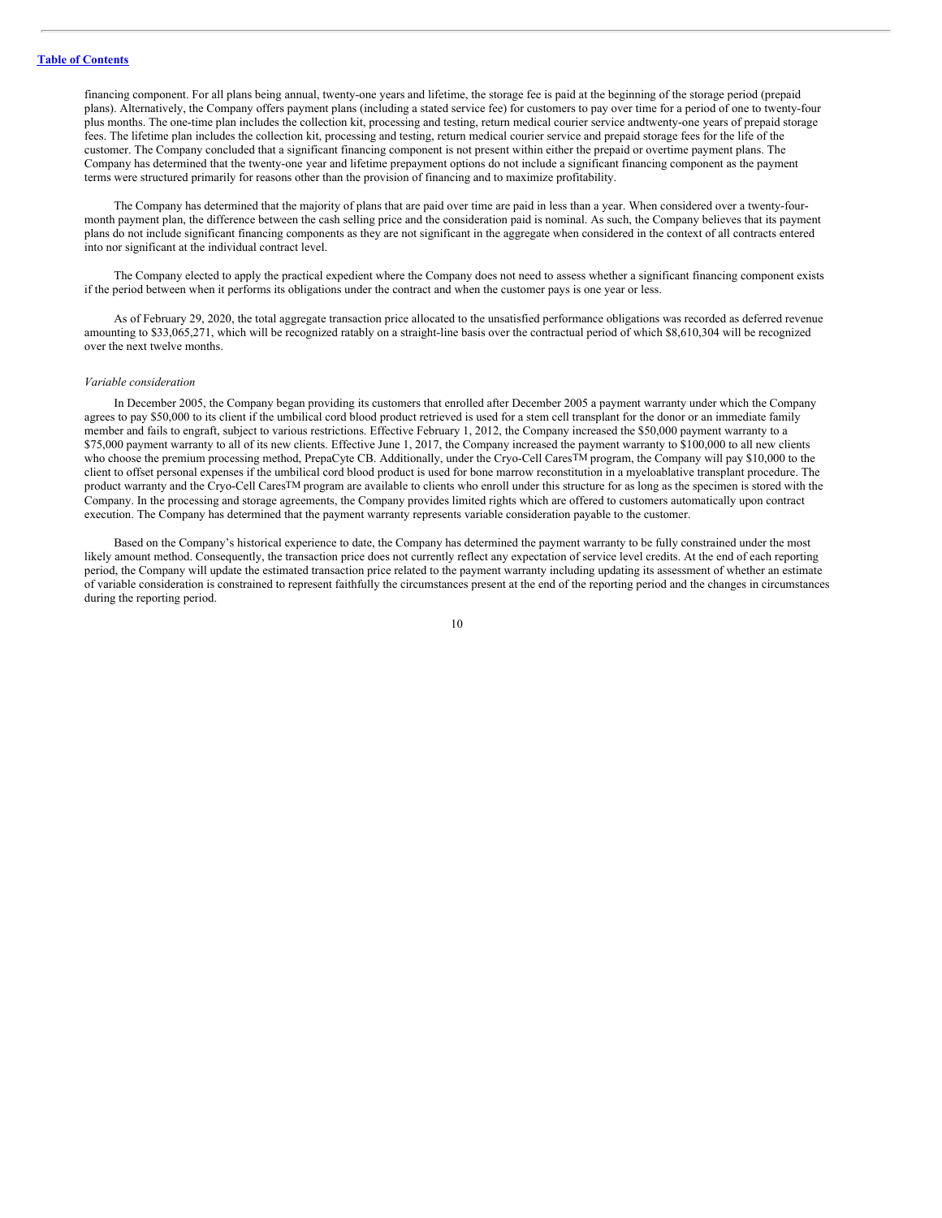financing component. For all plans being annual, twenty-one years and lifetime, the storage fee is paid at the beginning of the storage period (prepaid plans). Alternatively, the Company offers payment plans (including a stated service fee) for customers to pay over time for a period of one to twenty-four plus months. The one-time plan includes the collection kit, processing and testing, return medical courier service andtwenty-one years of prepaid storage fees. The lifetime plan includes the collection kit, processing and testing, return medical courier service and prepaid storage fees for the life of the customer. The Company concluded that a significant financing component is not present within either the prepaid or overtime payment plans. The Company has determined that the twenty-one year and lifetime prepayment options do not include a significant financing component as the payment terms were structured primarily for reasons other than the provision of financing and to maximize profitability.

The Company has determined that the majority of plans that are paid over time are paid in less than a year. When considered over a twenty-four-month payment plan, the difference between the cash selling price and the consideration paid is nominal. As such, the Company believes that its payment plans do not include significant financing components as they are not significant in the aggregate when considered in the context of all contracts entered into nor significant at the individual contract level.

The Company elected to apply the practical expedient where the Company does not need to assess whether a significant financing component exists if the period between when it performs its obligations under the contract and when the customer pays is one year or less.

As of February 29, 2020, the total aggregate transaction price allocated to the unsatisfied performance obligations was recorded as deferred revenue amounting to $33,065,271, which will be recognized ratably on a straight-line basis over the contractual period of which $8,610,304 will be recognized over the next twelve months.

*Variable consideration*

In December 2005, the Company began providing its customers that enrolled after December 2005 a payment warranty under which the Company agrees to pay $50,000 to its client if the umbilical cord blood product retrieved is used for a stem cell transplant for the donor or an immediate family member and fails to engraft, subject to various restrictions. Effective February 1, 2012, the Company increased the $50,000 payment warranty to a $75,000 payment warranty to all of its new clients. Effective June 1, 2017, the Company increased the payment warranty to $100,000 to all new clients who choose the premium processing method, PrepaCyte CB. Additionally, under the Cryo-Cell Cares™ program, the Company will pay $10,000 to the client to offset personal expenses if the umbilical cord blood product is used for bone marrow reconstitution in a myeloablative transplant procedure. The product warranty and the Cryo-Cell Cares™ program are available to clients who enroll under this structure for as long as the specimen is stored with the Company. In the processing and storage agreements, the Company provides limited rights which are offered to customers automatically upon contract execution. The Company has determined that the payment warranty represents variable consideration payable to the customer.

Based on the Company's historical experience to date, the Company has determined the payment warranty to be fully constrained under the most likely amount method. Consequently, the transaction price does not currently reflect any expectation of service level credits. At the end of each reporting period, the Company will update the estimated transaction price related to the payment warranty including updating its assessment of whether an estimate of variable consideration is constrained to represent faithfully the circumstances present at the end of the reporting period and the changes in circumstances during the reporting period.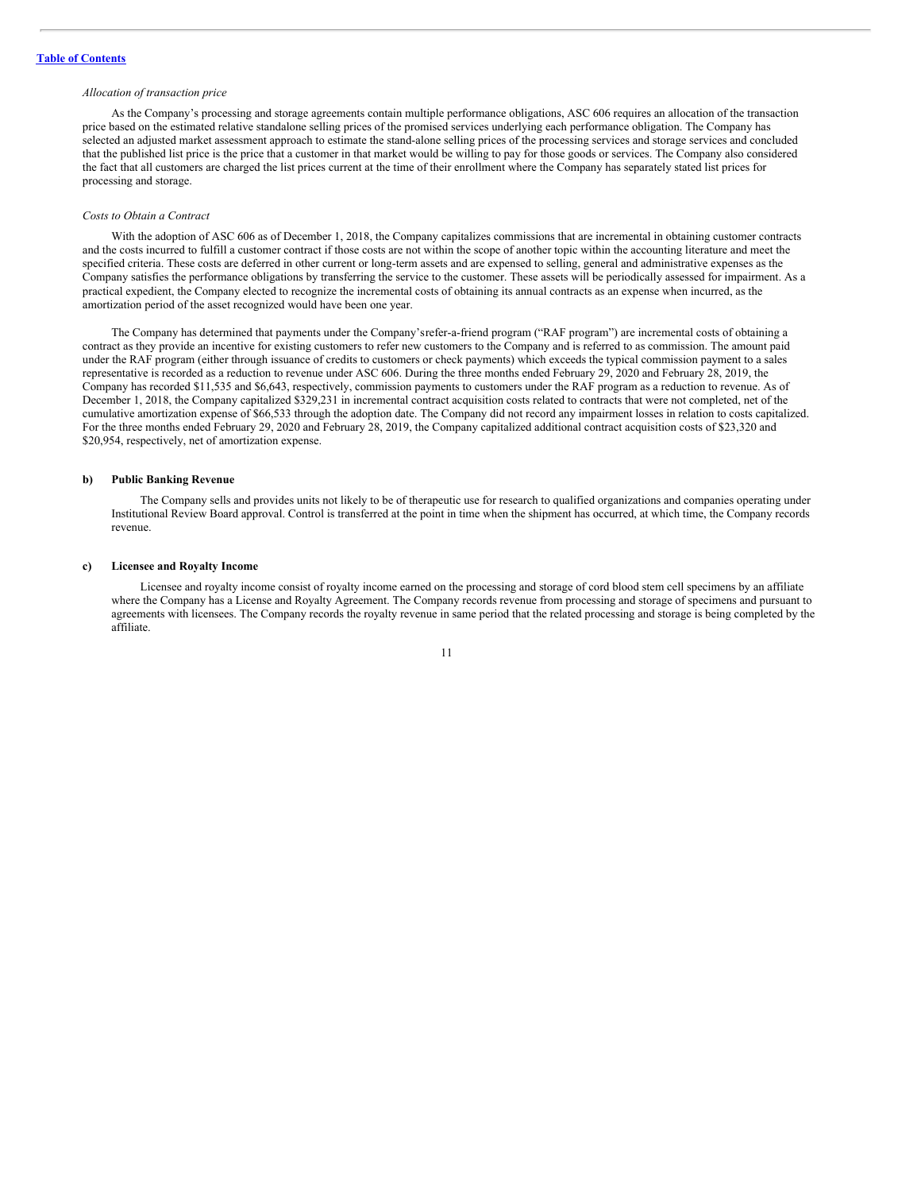*Allocation of transaction price*

As the Company's processing and storage agreements contain multiple performance obligations, ASC 606 requires an allocation of the transaction price based on the estimated relative standalone selling prices of the promised services underlying each performance obligation. The Company has selected an adjusted market assessment approach to estimate the stand-alone selling prices of the processing services and storage services and concluded that the published list price is the price that a customer in that market would be willing to pay for those goods or services. The Company also considered the fact that all customers are charged the list prices current at the time of their enrollment where the Company has separately stated list prices for processing and storage.

*Costs to Obtain a Contract*

With the adoption of ASC 606 as of December 1, 2018, the Company capitalizes commissions that are incremental in obtaining customer contracts and the costs incurred to fulfill a customer contract if those costs are not within the scope of another topic within the accounting literature and meet the specified criteria. These costs are deferred in other current or long-term assets and are expensed to selling, general and administrative expenses as the Company satisfies the performance obligations by transferring the service to the customer. These assets will be periodically assessed for impairment. As a practical expedient, the Company elected to recognize the incremental costs of obtaining its annual contracts as an expense when incurred, as the amortization period of the asset recognized would have been one year.

The Company has determined that payments under the Company'srefer-a-friend program ("RAF program") are incremental costs of obtaining a contract as they provide an incentive for existing customers to refer new customers to the Company and is referred to as commission. The amount paid under the RAF program (either through issuance of credits to customers or check payments) which exceeds the typical commission payment to a sales representative is recorded as a reduction to revenue under ASC 606. During the three months ended February 29, 2020 and February 28, 2019, the Company has recorded $11,535 and $6,643, respectively, commission payments to customers under the RAF program as a reduction to revenue. As of December 1, 2018, the Company capitalized $329,231 in incremental contract acquisition costs related to contracts that were not completed, net of the cumulative amortization expense of $66,533 through the adoption date. The Company did not record any impairment losses in relation to costs capitalized. For the three months ended February 29, 2020 and February 28, 2019, the Company capitalized additional contract acquisition costs of $23,320 and $20,954, respectively, net of amortization expense.

**b) Public Banking Revenue**

The Company sells and provides units not likely to be of therapeutic use for research to qualified organizations and companies operating under Institutional Review Board approval. Control is transferred at the point in time when the shipment has occurred, at which time, the Company records revenue.

**c) Licensee and Royalty Income**

Licensee and royalty income consist of royalty income earned on the processing and storage of cord blood stem cell specimens by an affiliate where the Company has a License and Royalty Agreement. The Company records revenue from processing and storage of specimens and pursuant to agreements with licensees. The Company records the royalty revenue in same period that the related processing and storage is being completed by the affiliate.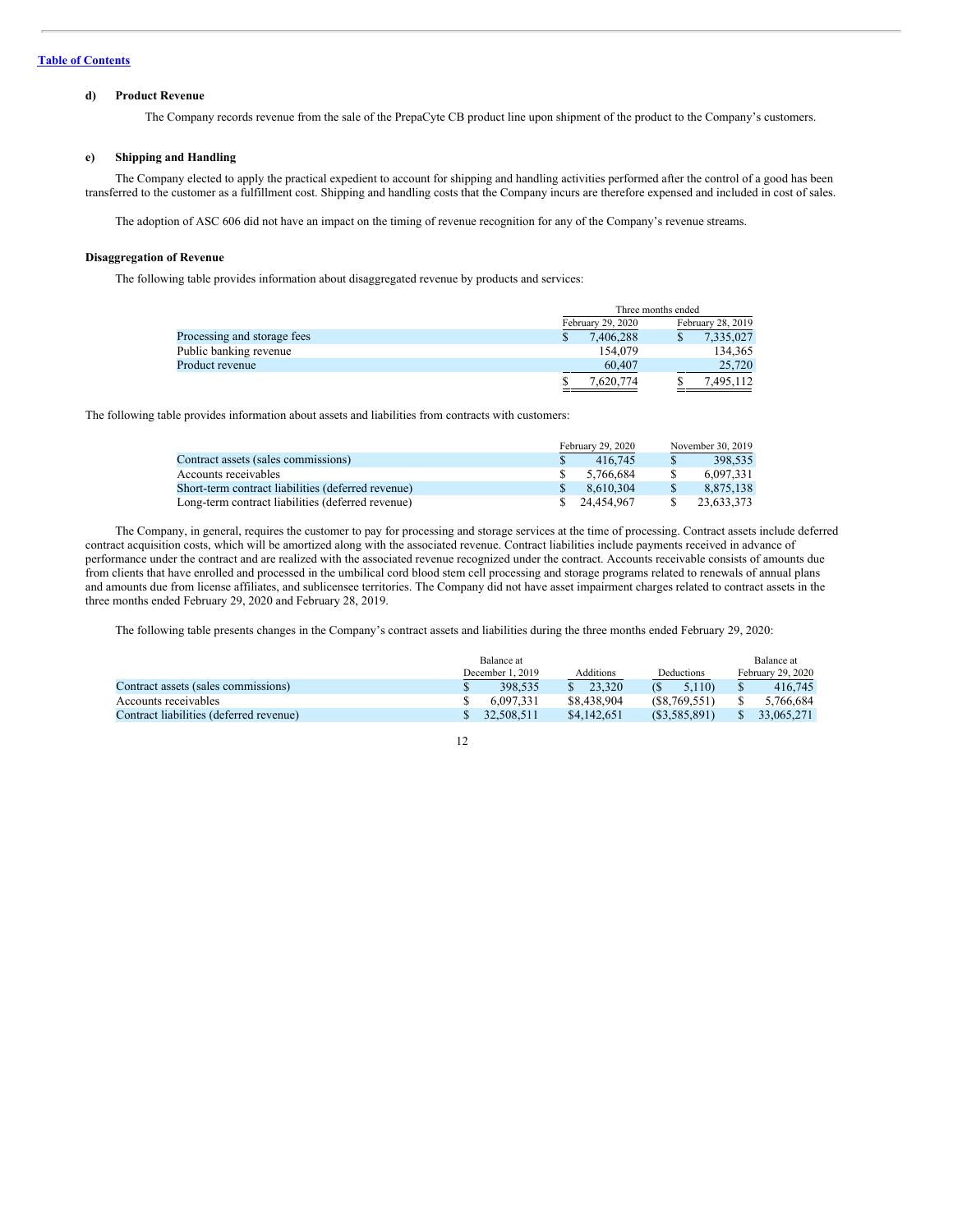**d) Product Revenue**

The Company records revenue from the sale of the PrepaCyte CB product line upon shipment of the product to the Company's customers.

**e) Shipping and Handling**

The Company elected to apply the practical expedient to account for shipping and handling activities performed after the control of a good has been transferred to the customer as a fulfillment cost. Shipping and handling costs that the Company incurs are therefore expensed and included in cost of sales.

The adoption of ASC 606 did not have an impact on the timing of revenue recognition for any of the Company's revenue streams.

**Disaggregation of Revenue**

The following table provides information about disaggregated revenue by products and services:

| | Three months ended | |
|---|---|---|
| | February 29, 2020 | February 28, 2019 |
| Processing and storage fees | $ 7,406,288 | $ 7,335,027 |
| Public banking revenue | 154,079 | 134,365 |
| Product revenue | 60,407 | 25,720 |
| | $ 7,620,774 | $ 7,495,112 |

The following table provides information about assets and liabilities from contracts with customers:

| | February 29, 2020 | November 30, 2019 |
|---|---|---|
| Contract assets (sales commissions) | $ 416,745 | $ 398,535 |
| Accounts receivables | $ 5,766,684 | $ 6,097,331 |
| Short-term contract liabilities (deferred revenue) | $ 8,610,304 | $ 8,875,138 |
| Long-term contract liabilities (deferred revenue) | $ 24,454,967 | $ 23,633,373 |

The Company, in general, requires the customer to pay for processing and storage services at the time of processing. Contract assets include deferred contract acquisition costs, which will be amortized along with the associated revenue. Contract liabilities include payments received in advance of performance under the contract and are realized with the associated revenue recognized under the contract. Accounts receivable consists of amounts due from clients that have enrolled and processed in the umbilical cord blood stem cell processing and storage programs related to renewals of annual plans and amounts due from license affiliates, and sublicensee territories. The Company did not have asset impairment charges related to contract assets in the three months ended February 29, 2020 and February 28, 2019.

The following table presents changes in the Company's contract assets and liabilities during the three months ended February 29, 2020:

| | Balance at December 1, 2019 | Additions | Deductions | Balance at February 29, 2020 |
|---|---|---|---|---|
| Contract assets (sales commissions) | $ 398,535 | $ 23,320 | ($ 5,110) | $ 416,745 |
| Accounts receivables | $ 6,097,331 | $8,438,904 | ($8,769,551) | $ 5,766,684 |
| Contract liabilities (deferred revenue) | $ 32,508,511 | $4,142,651 | ($3,585,891) | $ 33,065,271 |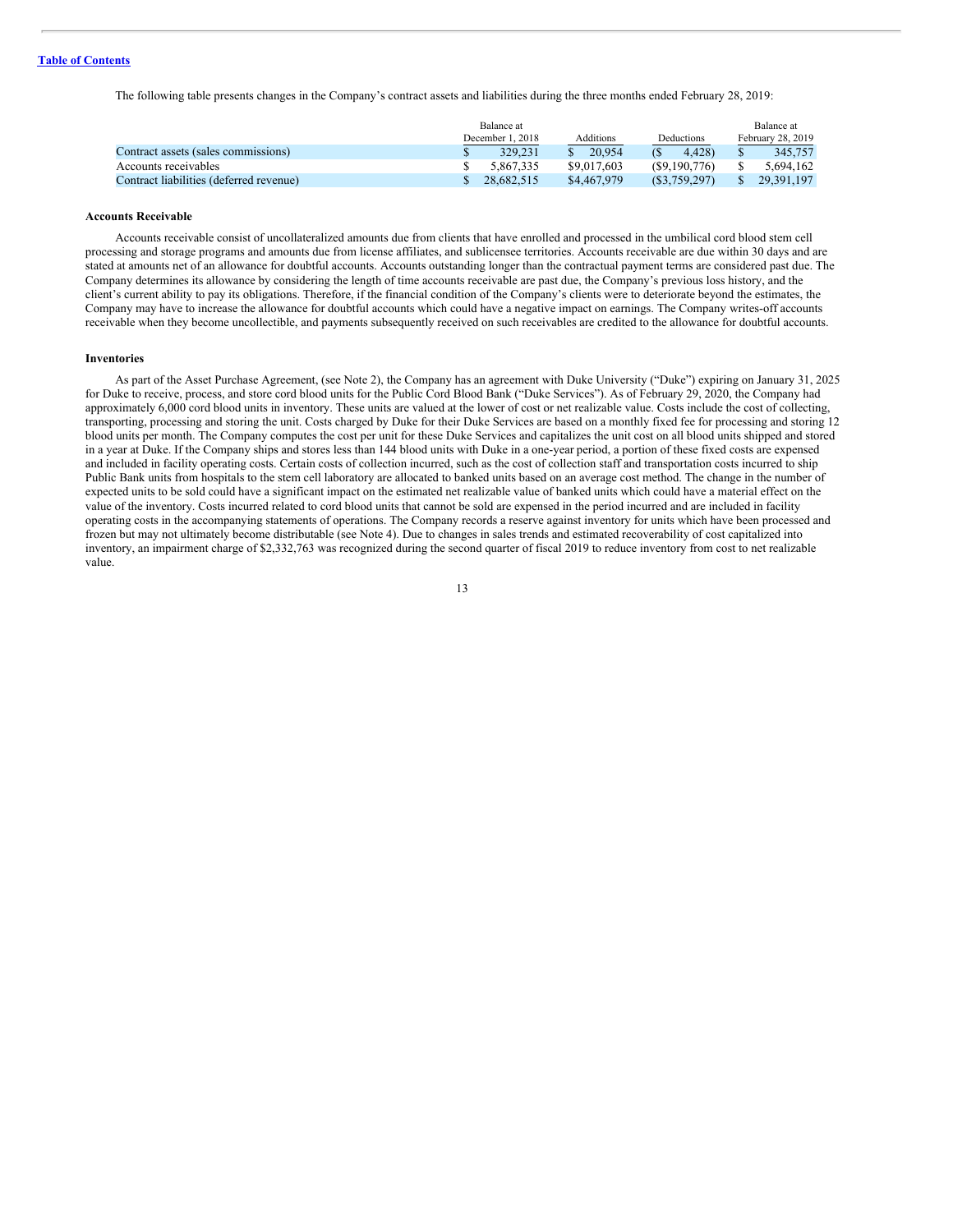The following table presents changes in the Company's contract assets and liabilities during the three months ended February 28, 2019:

| | Balance at December 1, 2018 | Additions | Deductions | Balance at February 28, 2019 |
|---|---|---|---|---|
| Contract assets (sales commissions) | $ 329,231 | $ 20,954 | ($ 4,428) | $ 345,757 |
| Accounts receivables | $ 5,867,335 | $9,017,603 | ($9,190,776) | $ 5,694,162 |
| Contract liabilities (deferred revenue) | $ 28,682,515 | $4,467,979 | ($3,759,297) | $ 29,391,197 |

**Accounts Receivable**

Accounts receivable consist of uncollateralized amounts due from clients that have enrolled and processed in the umbilical cord blood stem cell processing and storage programs and amounts due from license affiliates, and sublicensee territories. Accounts receivable are due within 30 days and are stated at amounts net of an allowance for doubtful accounts. Accounts outstanding longer than the contractual payment terms are considered past due. The Company determines its allowance by considering the length of time accounts receivable are past due, the Company's previous loss history, and the client's current ability to pay its obligations. Therefore, if the financial condition of the Company's clients were to deteriorate beyond the estimates, the Company may have to increase the allowance for doubtful accounts which could have a negative impact on earnings. The Company writes-off accounts receivable when they become uncollectible, and payments subsequently received on such receivables are credited to the allowance for doubtful accounts.

**Inventories**

As part of the Asset Purchase Agreement, (see Note 2), the Company has an agreement with Duke University ("Duke") expiring on January 31, 2025 for Duke to receive, process, and store cord blood units for the Public Cord Blood Bank ("Duke Services"). As of February 29, 2020, the Company had approximately 6,000 cord blood units in inventory. These units are valued at the lower of cost or net realizable value. Costs include the cost of collecting, transporting, processing and storing the unit. Costs charged by Duke for their Duke Services are based on a monthly fixed fee for processing and storing 12 blood units per month. The Company computes the cost per unit for these Duke Services and capitalizes the unit cost on all blood units shipped and stored in a year at Duke. If the Company ships and stores less than 144 blood units with Duke in a one-year period, a portion of these fixed costs are expensed and included in facility operating costs. Certain costs of collection incurred, such as the cost of collection staff and transportation costs incurred to ship Public Bank units from hospitals to the stem cell laboratory are allocated to banked units based on an average cost method. The change in the number of expected units to be sold could have a significant impact on the estimated net realizable value of banked units which could have a material effect on the value of the inventory. Costs incurred related to cord blood units that cannot be sold are expensed in the period incurred and are included in facility operating costs in the accompanying statements of operations. The Company records a reserve against inventory for units which have been processed and frozen but may not ultimately become distributable (see Note 4). Due to changes in sales trends and estimated recoverability of cost capitalized into inventory, an impairment charge of $2,332,763 was recognized during the second quarter of fiscal 2019 to reduce inventory from cost to net realizable value.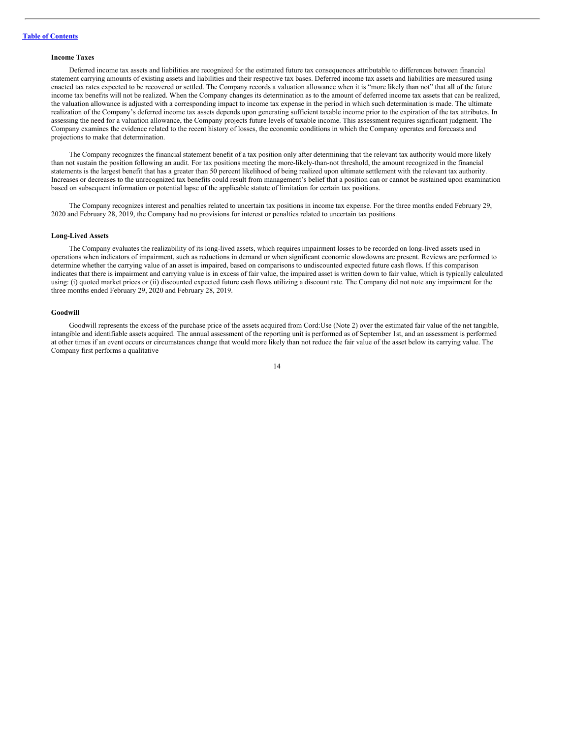#### Income Taxes

Deferred income tax assets and liabilities are recognized for the estimated future tax consequences attributable to differences between financial statement carrying amounts of existing assets and liabilities and their respective tax bases. Deferred income tax assets and liabilities are measured using enacted tax rates expected to be recovered or settled. The Company records a valuation allowance when it is "more likely than not" that all of the future income tax benefits will not be realized. When the Company changes its determination as to the amount of deferred income tax assets that can be realized, the valuation allowance is adjusted with a corresponding impact to income tax expense in the period in which such determination is made. The ultimate realization of the Company's deferred income tax assets depends upon generating sufficient taxable income prior to the expiration of the tax attributes. In assessing the need for a valuation allowance, the Company projects future levels of taxable income. This assessment requires significant judgment. The Company examines the evidence related to the recent history of losses, the economic conditions in which the Company operates and forecasts and projections to make that determination.

The Company recognizes the financial statement benefit of a tax position only after determining that the relevant tax authority would more likely than not sustain the position following an audit. For tax positions meeting the more-likely-than-not threshold, the amount recognized in the financial statements is the largest benefit that has a greater than 50 percent likelihood of being realized upon ultimate settlement with the relevant tax authority. Increases or decreases to the unrecognized tax benefits could result from management's belief that a position can or cannot be sustained upon examination based on subsequent information or potential lapse of the applicable statute of limitation for certain tax positions.

The Company recognizes interest and penalties related to uncertain tax positions in income tax expense. For the three months ended February 29, 2020 and February 28, 2019, the Company had no provisions for interest or penalties related to uncertain tax positions.

#### Long-Lived Assets

The Company evaluates the realizability of its long-lived assets, which requires impairment losses to be recorded on long-lived assets used in operations when indicators of impairment, such as reductions in demand or when significant economic slowdowns are present. Reviews are performed to determine whether the carrying value of an asset is impaired, based on comparisons to undiscounted expected future cash flows. If this comparison indicates that there is impairment and carrying value is in excess of fair value, the impaired asset is written down to fair value, which is typically calculated using: (i) quoted market prices or (ii) discounted expected future cash flows utilizing a discount rate. The Company did not note any impairment for the three months ended February 29, 2020 and February 28, 2019.

#### Goodwill

Goodwill represents the excess of the purchase price of the assets acquired from Cord:Use (Note 2) over the estimated fair value of the net tangible, intangible and identifiable assets acquired. The annual assessment of the reporting unit is performed as of September 1st, and an assessment is performed at other times if an event occurs or circumstances change that would more likely than not reduce the fair value of the asset below its carrying value. The Company first performs a qualitative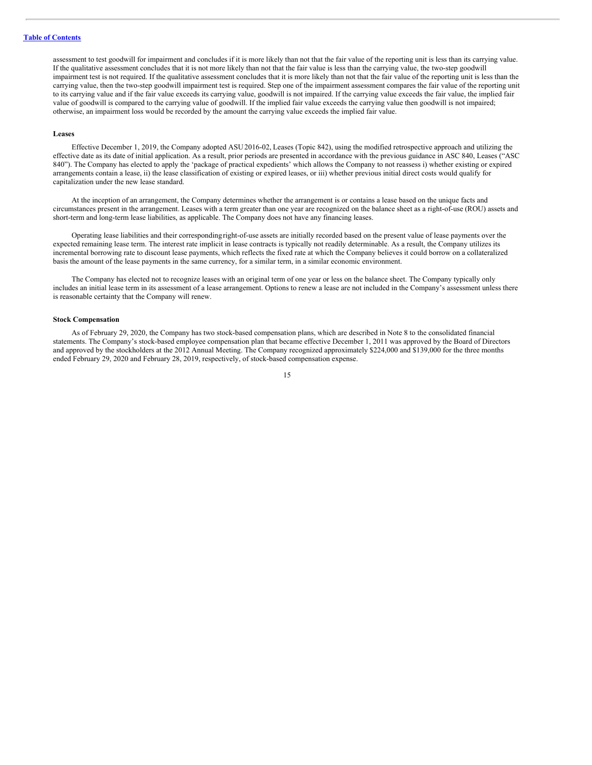assessment to test goodwill for impairment and concludes if it is more likely than not that the fair value of the reporting unit is less than its carrying value. If the qualitative assessment concludes that it is not more likely than not that the fair value is less than the carrying value, the two-step goodwill impairment test is not required. If the qualitative assessment concludes that it is more likely than not that the fair value of the reporting unit is less than the carrying value, then the two-step goodwill impairment test is required. Step one of the impairment assessment compares the fair value of the reporting unit to its carrying value and if the fair value exceeds its carrying value, goodwill is not impaired. If the carrying value exceeds the fair value, the implied fair value of goodwill is compared to the carrying value of goodwill. If the implied fair value exceeds the carrying value then goodwill is not impaired; otherwise, an impairment loss would be recorded by the amount the carrying value exceeds the implied fair value.

**Leases**

Effective December 1, 2019, the Company adopted ASU 2016-02, Leases (Topic 842), using the modified retrospective approach and utilizing the effective date as its date of initial application. As a result, prior periods are presented in accordance with the previous guidance in ASC 840, Leases ("ASC 840"). The Company has elected to apply the 'package of practical expedients' which allows the Company to not reassess i) whether existing or expired arrangements contain a lease, ii) the lease classification of existing or expired leases, or iii) whether previous initial direct costs would qualify for capitalization under the new lease standard.

At the inception of an arrangement, the Company determines whether the arrangement is or contains a lease based on the unique facts and circumstances present in the arrangement. Leases with a term greater than one year are recognized on the balance sheet as a right-of-use (ROU) assets and short-term and long-term lease liabilities, as applicable. The Company does not have any financing leases.

Operating lease liabilities and their corresponding right-of-use assets are initially recorded based on the present value of lease payments over the expected remaining lease term. The interest rate implicit in lease contracts is typically not readily determinable. As a result, the Company utilizes its incremental borrowing rate to discount lease payments, which reflects the fixed rate at which the Company believes it could borrow on a collateralized basis the amount of the lease payments in the same currency, for a similar term, in a similar economic environment.

The Company has elected not to recognize leases with an original term of one year or less on the balance sheet. The Company typically only includes an initial lease term in its assessment of a lease arrangement. Options to renew a lease are not included in the Company's assessment unless there is reasonable certainty that the Company will renew.

**Stock Compensation**

As of February 29, 2020, the Company has two stock-based compensation plans, which are described in Note 8 to the consolidated financial statements. The Company's stock-based employee compensation plan that became effective December 1, 2011 was approved by the Board of Directors and approved by the stockholders at the 2012 Annual Meeting. The Company recognized approximately $224,000 and $139,000 for the three months ended February 29, 2020 and February 28, 2019, respectively, of stock-based compensation expense.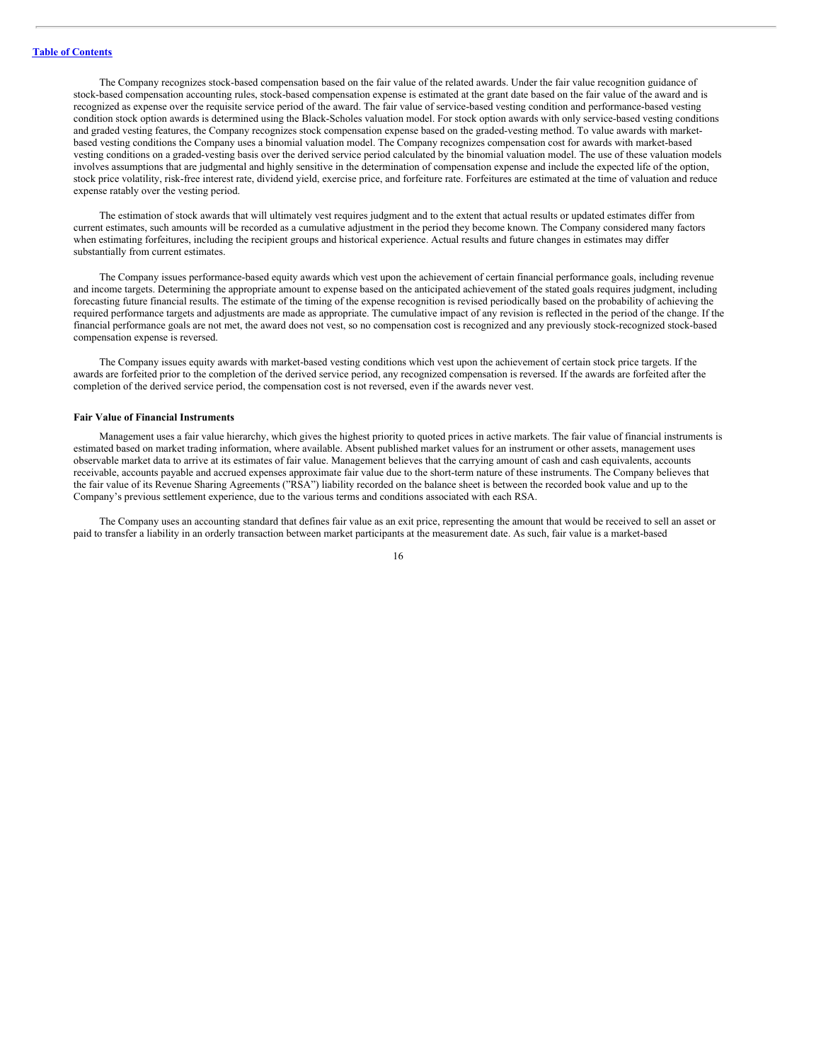The Company recognizes stock-based compensation based on the fair value of the related awards. Under the fair value recognition guidance of stock-based compensation accounting rules, stock-based compensation expense is estimated at the grant date based on the fair value of the award and is recognized as expense over the requisite service period of the award. The fair value of service-based vesting condition and performance-based vesting condition stock option awards is determined using the Black-Scholes valuation model. For stock option awards with only service-based vesting conditions and graded vesting features, the Company recognizes stock compensation expense based on the graded-vesting method. To value awards with market-based vesting conditions the Company uses a binomial valuation model. The Company recognizes compensation cost for awards with market-based vesting conditions on a graded-vesting basis over the derived service period calculated by the binomial valuation model. The use of these valuation models involves assumptions that are judgmental and highly sensitive in the determination of compensation expense and include the expected life of the option, stock price volatility, risk-free interest rate, dividend yield, exercise price, and forfeiture rate. Forfeitures are estimated at the time of valuation and reduce expense ratably over the vesting period.

The estimation of stock awards that will ultimately vest requires judgment and to the extent that actual results or updated estimates differ from current estimates, such amounts will be recorded as a cumulative adjustment in the period they become known. The Company considered many factors when estimating forfeitures, including the recipient groups and historical experience. Actual results and future changes in estimates may differ substantially from current estimates.

The Company issues performance-based equity awards which vest upon the achievement of certain financial performance goals, including revenue and income targets. Determining the appropriate amount to expense based on the anticipated achievement of the stated goals requires judgment, including forecasting future financial results. The estimate of the timing of the expense recognition is revised periodically based on the probability of achieving the required performance targets and adjustments are made as appropriate. The cumulative impact of any revision is reflected in the period of the change. If the financial performance goals are not met, the award does not vest, so no compensation cost is recognized and any previously stock-recognized stock-based compensation expense is reversed.

The Company issues equity awards with market-based vesting conditions which vest upon the achievement of certain stock price targets. If the awards are forfeited prior to the completion of the derived service period, any recognized compensation is reversed. If the awards are forfeited after the completion of the derived service period, the compensation cost is not reversed, even if the awards never vest.

**Fair Value of Financial Instruments**

Management uses a fair value hierarchy, which gives the highest priority to quoted prices in active markets. The fair value of financial instruments is estimated based on market trading information, where available. Absent published market values for an instrument or other assets, management uses observable market data to arrive at its estimates of fair value. Management believes that the carrying amount of cash and cash equivalents, accounts receivable, accounts payable and accrued expenses approximate fair value due to the short-term nature of these instruments. The Company believes that the fair value of its Revenue Sharing Agreements ("RSA") liability recorded on the balance sheet is between the recorded book value and up to the Company's previous settlement experience, due to the various terms and conditions associated with each RSA.

The Company uses an accounting standard that defines fair value as an exit price, representing the amount that would be received to sell an asset or paid to transfer a liability in an orderly transaction between market participants at the measurement date. As such, fair value is a market-based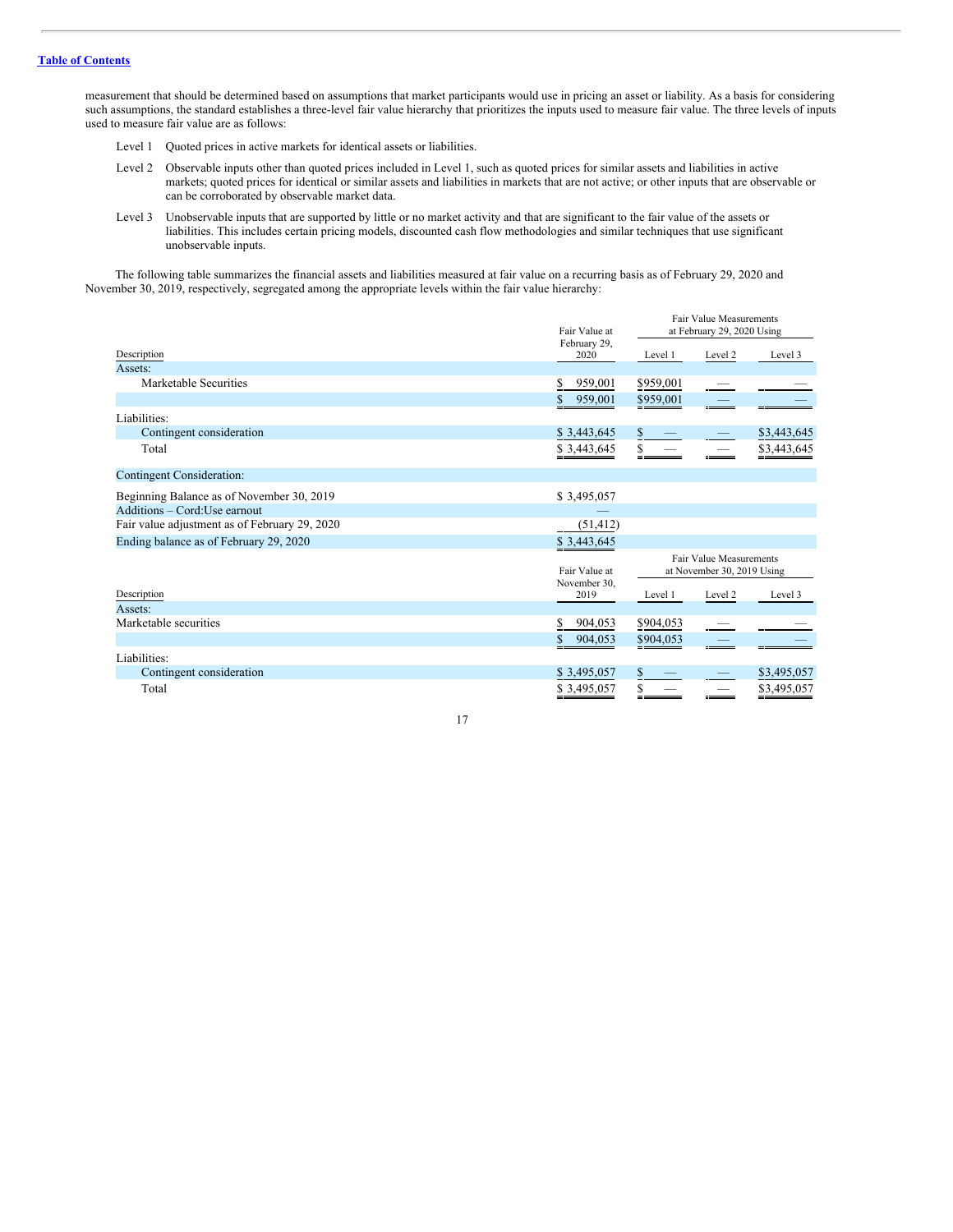measurement that should be determined based on assumptions that market participants would use in pricing an asset or liability. As a basis for considering such assumptions, the standard establishes a three-level fair value hierarchy that prioritizes the inputs used to measure fair value. The three levels of inputs used to measure fair value are as follows:

- Level 1 Quoted prices in active markets for identical assets or liabilities.
- Level 2 Observable inputs other than quoted prices included in Level 1, such as quoted prices for similar assets and liabilities in active markets; quoted prices for identical or similar assets and liabilities in markets that are not active; or other inputs that are observable or can be corroborated by observable market data.
- Level 3 Unobservable inputs that are supported by little or no market activity and that are significant to the fair value of the assets or liabilities. This includes certain pricing models, discounted cash flow methodologies and similar techniques that use significant unobservable inputs.

The following table summarizes the financial assets and liabilities measured at fair value on a recurring basis as of February 29, 2020 and November 30, 2019, respectively, segregated among the appropriate levels within the fair value hierarchy:

| Description | Fair Value at February 29, 2020 | Fair Value Measurements at February 29, 2020 Using | | |
|---|---|---|---|---|
| | | Level 1 | Level 2 | Level 3 |
| Assets: | | | | |
| Marketable Securities | $ 959,001 | $959,001 | — | — |
| | $ 959,001 | $959,001 | — | — |
| Liabilities: | | | | |
| Contingent consideration | $ 3,443,645 | $ — | — | $3,443,645 |
| Total | $ 3,443,645 | $ — | — | $3,443,645 |
| Contingent Consideration: | | | | |
| Beginning Balance as of November 30, 2019 | $ 3,495,057 | | | |
| Additions – Cord:Use earnout | — | | | |
| Fair value adjustment as of February 29, 2020 | (51,412) | | | |
| Ending balance as of February 29, 2020 | $ 3,443,645 | | | |

| Description | Fair Value at November 30, 2019 | Fair Value Measurements at November 30, 2019 Using | | |
|---|---|---|---|---|
| | | Level 1 | Level 2 | Level 3 |
| Assets: | | | | |
| Marketable securities | $ 904,053 | $904,053 | — | — |
| | $ 904,053 | $904,053 | — | — |
| Liabilities: | | | | |
| Contingent consideration | $ 3,495,057 | $ — | — | $3,495,057 |
| Total | $ 3,495,057 | $ — | — | $3,495,057 |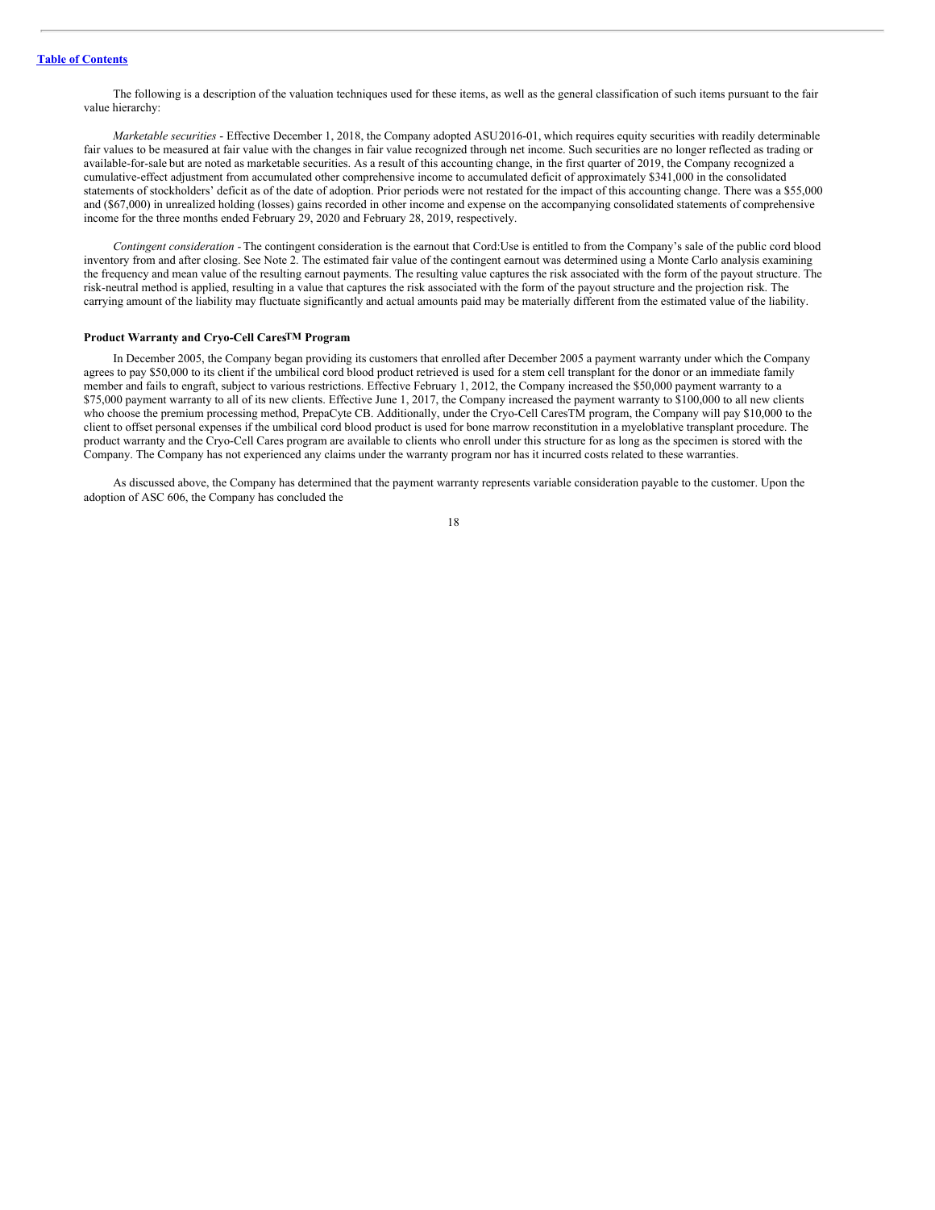The following is a description of the valuation techniques used for these items, as well as the general classification of such items pursuant to the fair value hierarchy:

*Marketable securities* - Effective December 1, 2018, the Company adopted ASU2016-01, which requires equity securities with readily determinable fair values to be measured at fair value with the changes in fair value recognized through net income. Such securities are no longer reflected as trading or available-for-sale but are noted as marketable securities. As a result of this accounting change, in the first quarter of 2019, the Company recognized a cumulative-effect adjustment from accumulated other comprehensive income to accumulated deficit of approximately $341,000 in the consolidated statements of stockholders' deficit as of the date of adoption. Prior periods were not restated for the impact of this accounting change. There was a $55,000 and ($67,000) in unrealized holding (losses) gains recorded in other income and expense on the accompanying consolidated statements of comprehensive income for the three months ended February 29, 2020 and February 28, 2019, respectively.

*Contingent consideration* - The contingent consideration is the earnout that Cord:Use is entitled to from the Company's sale of the public cord blood inventory from and after closing. See Note 2. The estimated fair value of the contingent earnout was determined using a Monte Carlo analysis examining the frequency and mean value of the resulting earnout payments. The resulting value captures the risk associated with the form of the payout structure. The risk-neutral method is applied, resulting in a value that captures the risk associated with the form of the payout structure and the projection risk. The carrying amount of the liability may fluctuate significantly and actual amounts paid may be materially different from the estimated value of the liability.

**Product Warranty and Cryo-Cell Cares™ Program**

In December 2005, the Company began providing its customers that enrolled after December 2005 a payment warranty under which the Company agrees to pay $50,000 to its client if the umbilical cord blood product retrieved is used for a stem cell transplant for the donor or an immediate family member and fails to engraft, subject to various restrictions. Effective February 1, 2012, the Company increased the $50,000 payment warranty to a $75,000 payment warranty to all of its new clients. Effective June 1, 2017, the Company increased the payment warranty to $100,000 to all new clients who choose the premium processing method, PrepaCyte CB. Additionally, under the Cryo-Cell CaresTM program, the Company will pay $10,000 to the client to offset personal expenses if the umbilical cord blood product is used for bone marrow reconstitution in a myeloblative transplant procedure. The product warranty and the Cryo-Cell Cares program are available to clients who enroll under this structure for as long as the specimen is stored with the Company. The Company has not experienced any claims under the warranty program nor has it incurred costs related to these warranties.

As discussed above, the Company has determined that the payment warranty represents variable consideration payable to the customer. Upon the adoption of ASC 606, the Company has concluded the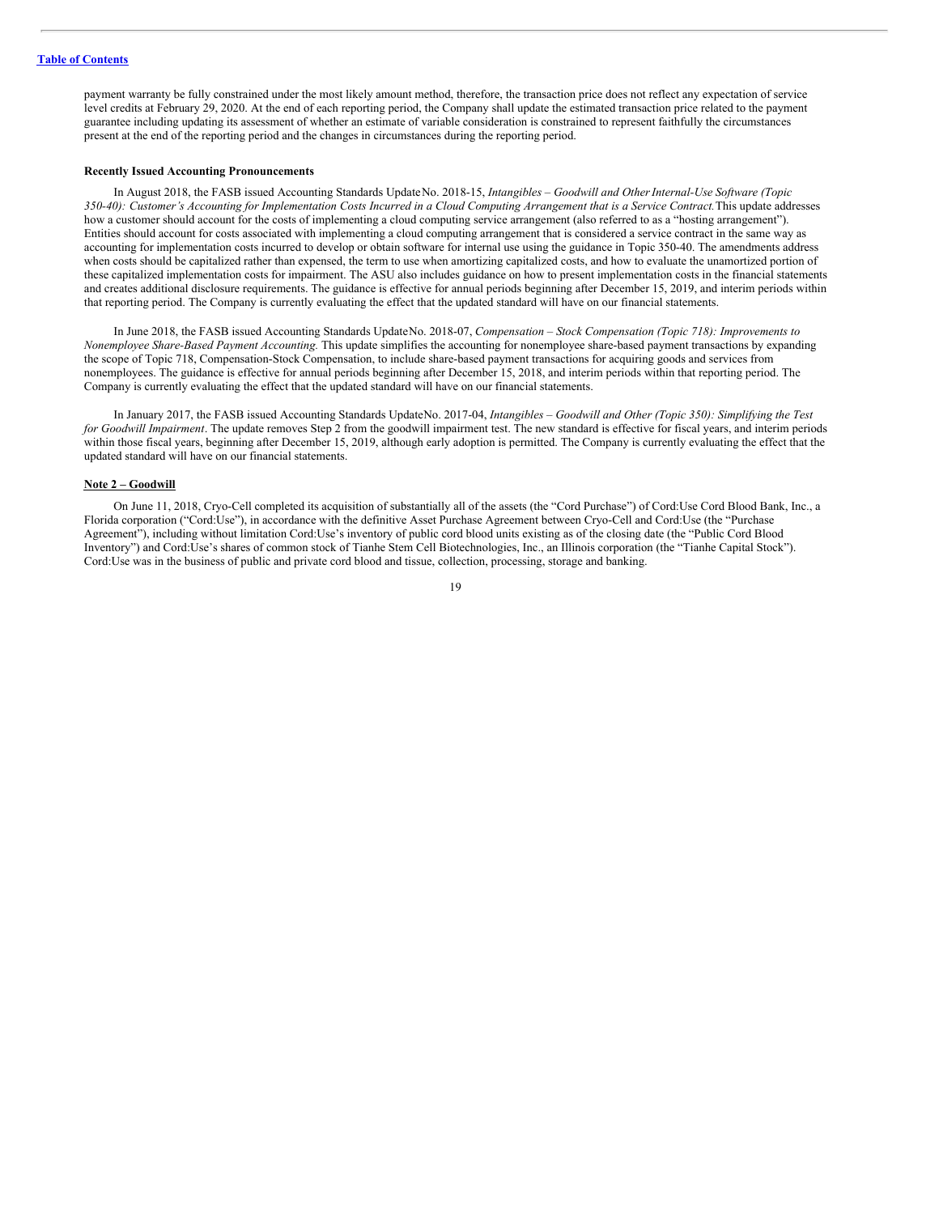payment warranty be fully constrained under the most likely amount method, therefore, the transaction price does not reflect any expectation of service level credits at February 29, 2020. At the end of each reporting period, the Company shall update the estimated transaction price related to the payment guarantee including updating its assessment of whether an estimate of variable consideration is constrained to represent faithfully the circumstances present at the end of the reporting period and the changes in circumstances during the reporting period.

**Recently Issued Accounting Pronouncements**

In August 2018, the FASB issued Accounting Standards Update No. 2018-15, *Intangibles – Goodwill and Other Internal-Use Software (Topic 350-40): Customer's Accounting for Implementation Costs Incurred in a Cloud Computing Arrangement that is a Service Contract.* This update addresses how a customer should account for the costs of implementing a cloud computing service arrangement (also referred to as a "hosting arrangement"). Entities should account for costs associated with implementing a cloud computing arrangement that is considered a service contract in the same way as accounting for implementation costs incurred to develop or obtain software for internal use using the guidance in Topic 350-40. The amendments address when costs should be capitalized rather than expensed, the term to use when amortizing capitalized costs, and how to evaluate the unamortized portion of these capitalized implementation costs for impairment. The ASU also includes guidance on how to present implementation costs in the financial statements and creates additional disclosure requirements. The guidance is effective for annual periods beginning after December 15, 2019, and interim periods within that reporting period. The Company is currently evaluating the effect that the updated standard will have on our financial statements.

In June 2018, the FASB issued Accounting Standards Update No. 2018-07, *Compensation – Stock Compensation (Topic 718): Improvements to Nonemployee Share-Based Payment Accounting.* This update simplifies the accounting for nonemployee share-based payment transactions by expanding the scope of Topic 718, Compensation-Stock Compensation, to include share-based payment transactions for acquiring goods and services from nonemployees. The guidance is effective for annual periods beginning after December 15, 2018, and interim periods within that reporting period. The Company is currently evaluating the effect that the updated standard will have on our financial statements.

In January 2017, the FASB issued Accounting Standards Update No. 2017-04, *Intangibles – Goodwill and Other (Topic 350): Simplifying the Test for Goodwill Impairment*. The update removes Step 2 from the goodwill impairment test. The new standard is effective for fiscal years, and interim periods within those fiscal years, beginning after December 15, 2019, although early adoption is permitted. The Company is currently evaluating the effect that the updated standard will have on our financial statements.

**Note 2 – Goodwill**

On June 11, 2018, Cryo-Cell completed its acquisition of substantially all of the assets (the "Cord Purchase") of Cord:Use Cord Blood Bank, Inc., a Florida corporation ("Cord:Use"), in accordance with the definitive Asset Purchase Agreement between Cryo-Cell and Cord:Use (the "Purchase Agreement"), including without limitation Cord:Use's inventory of public cord blood units existing as of the closing date (the "Public Cord Blood Inventory") and Cord:Use's shares of common stock of Tianhe Stem Cell Biotechnologies, Inc., an Illinois corporation (the "Tianhe Capital Stock"). Cord:Use was in the business of public and private cord blood and tissue, collection, processing, storage and banking.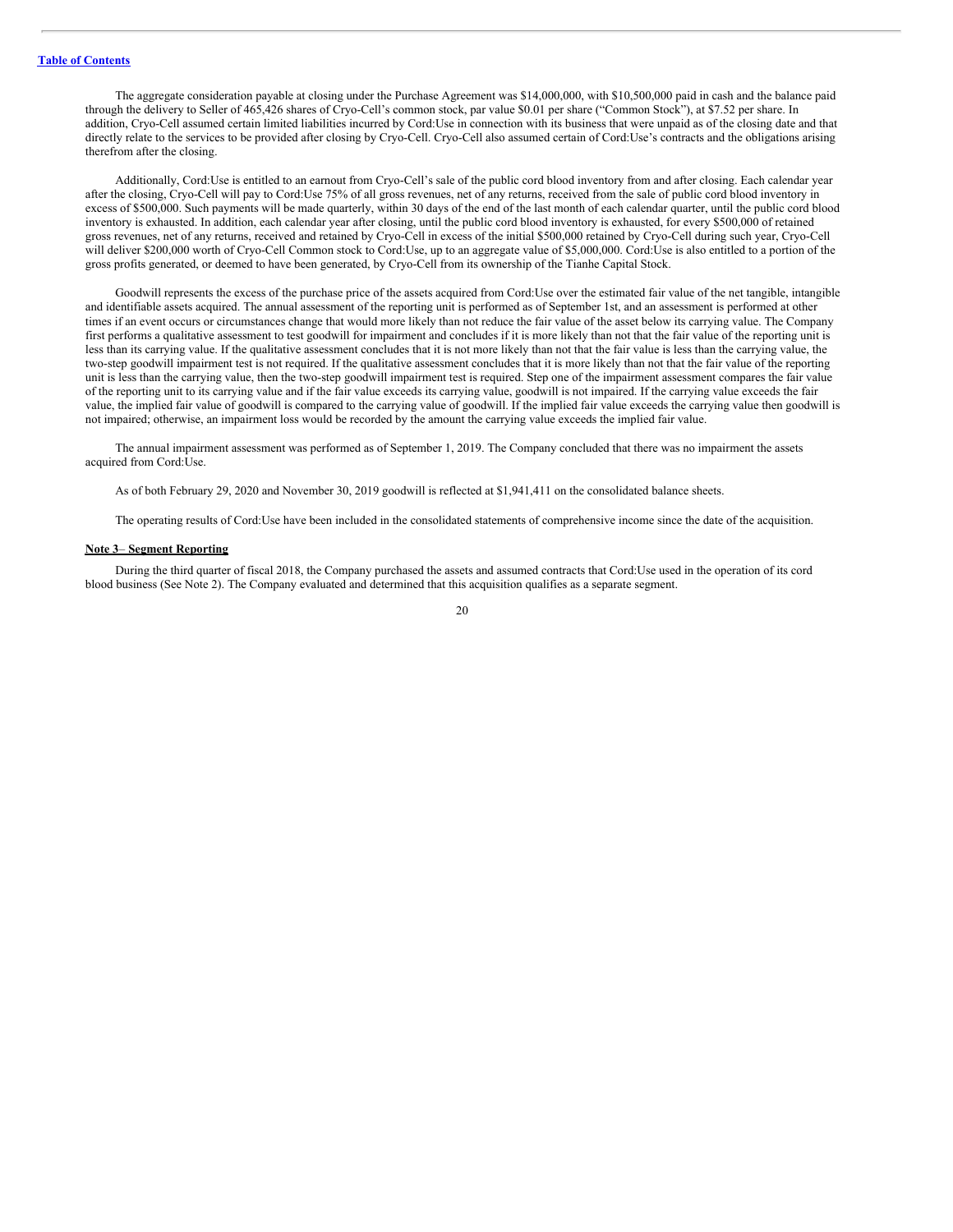The aggregate consideration payable at closing under the Purchase Agreement was $14,000,000, with $10,500,000 paid in cash and the balance paid through the delivery to Seller of 465,426 shares of Cryo-Cell's common stock, par value $0.01 per share ("Common Stock"), at $7.52 per share. In addition, Cryo-Cell assumed certain limited liabilities incurred by Cord:Use in connection with its business that were unpaid as of the closing date and that directly relate to the services to be provided after closing by Cryo-Cell. Cryo-Cell also assumed certain of Cord:Use's contracts and the obligations arising therefrom after the closing.

Additionally, Cord:Use is entitled to an earnout from Cryo-Cell's sale of the public cord blood inventory from and after closing. Each calendar year after the closing, Cryo-Cell will pay to Cord:Use 75% of all gross revenues, net of any returns, received from the sale of public cord blood inventory in excess of $500,000. Such payments will be made quarterly, within 30 days of the end of the last month of each calendar quarter, until the public cord blood inventory is exhausted. In addition, each calendar year after closing, until the public cord blood inventory is exhausted, for every $500,000 of retained gross revenues, net of any returns, received and retained by Cryo-Cell in excess of the initial $500,000 retained by Cryo-Cell during such year, Cryo-Cell will deliver $200,000 worth of Cryo-Cell Common stock to Cord:Use, up to an aggregate value of $5,000,000. Cord:Use is also entitled to a portion of the gross profits generated, or deemed to have been generated, by Cryo-Cell from its ownership of the Tianhe Capital Stock.

Goodwill represents the excess of the purchase price of the assets acquired from Cord:Use over the estimated fair value of the net tangible, intangible and identifiable assets acquired. The annual assessment of the reporting unit is performed as of September 1st, and an assessment is performed at other times if an event occurs or circumstances change that would more likely than not reduce the fair value of the asset below its carrying value. The Company first performs a qualitative assessment to test goodwill for impairment and concludes if it is more likely than not that the fair value of the reporting unit is less than its carrying value. If the qualitative assessment concludes that it is not more likely than not that the fair value is less than the carrying value, the two-step goodwill impairment test is not required. If the qualitative assessment concludes that it is more likely than not that the fair value of the reporting unit is less than the carrying value, then the two-step goodwill impairment test is required. Step one of the impairment assessment compares the fair value of the reporting unit to its carrying value and if the fair value exceeds its carrying value, goodwill is not impaired. If the carrying value exceeds the fair value, the implied fair value of goodwill is compared to the carrying value of goodwill. If the implied fair value exceeds the carrying value then goodwill is not impaired; otherwise, an impairment loss would be recorded by the amount the carrying value exceeds the implied fair value.

The annual impairment assessment was performed as of September 1, 2019. The Company concluded that there was no impairment the assets acquired from Cord:Use.

As of both February 29, 2020 and November 30, 2019 goodwill is reflected at $1,941,411 on the consolidated balance sheets.

The operating results of Cord:Use have been included in the consolidated statements of comprehensive income since the date of the acquisition.

**Note 3– Segment Reporting**

During the third quarter of fiscal 2018, the Company purchased the assets and assumed contracts that Cord:Use used in the operation of its cord blood business (See Note 2). The Company evaluated and determined that this acquisition qualifies as a separate segment.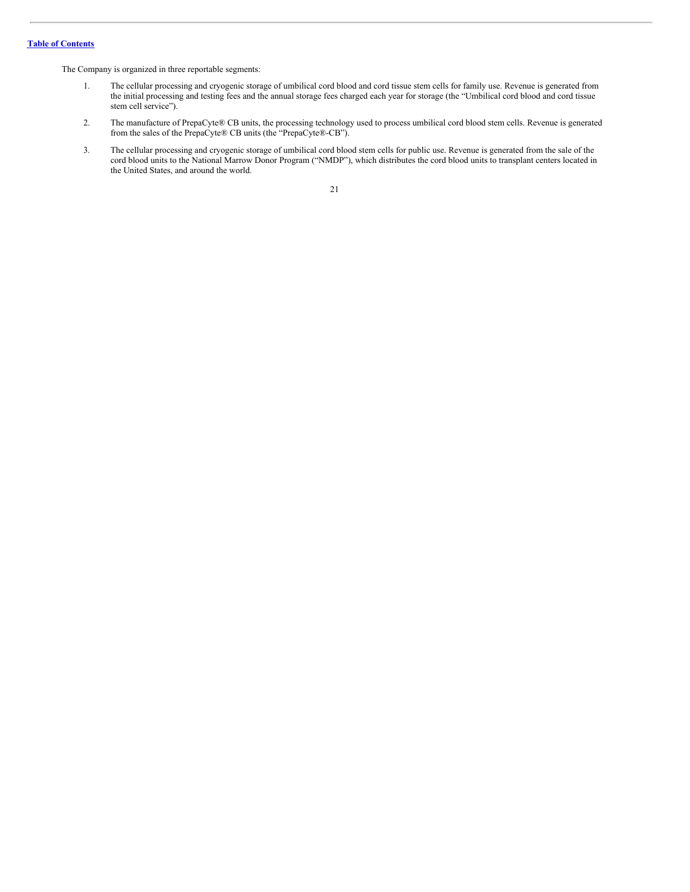The Company is organized in three reportable segments:

1. The cellular processing and cryogenic storage of umbilical cord blood and cord tissue stem cells for family use. Revenue is generated from the initial processing and testing fees and the annual storage fees charged each year for storage (the "Umbilical cord blood and cord tissue stem cell service").
2. The manufacture of PrepaCyte® CB units, the processing technology used to process umbilical cord blood stem cells. Revenue is generated from the sales of the PrepaCyte® CB units (the "PrepaCyte®-CB").
3. The cellular processing and cryogenic storage of umbilical cord blood stem cells for public use. Revenue is generated from the sale of the cord blood units to the National Marrow Donor Program ("NMDP"), which distributes the cord blood units to transplant centers located in the United States, and around the world.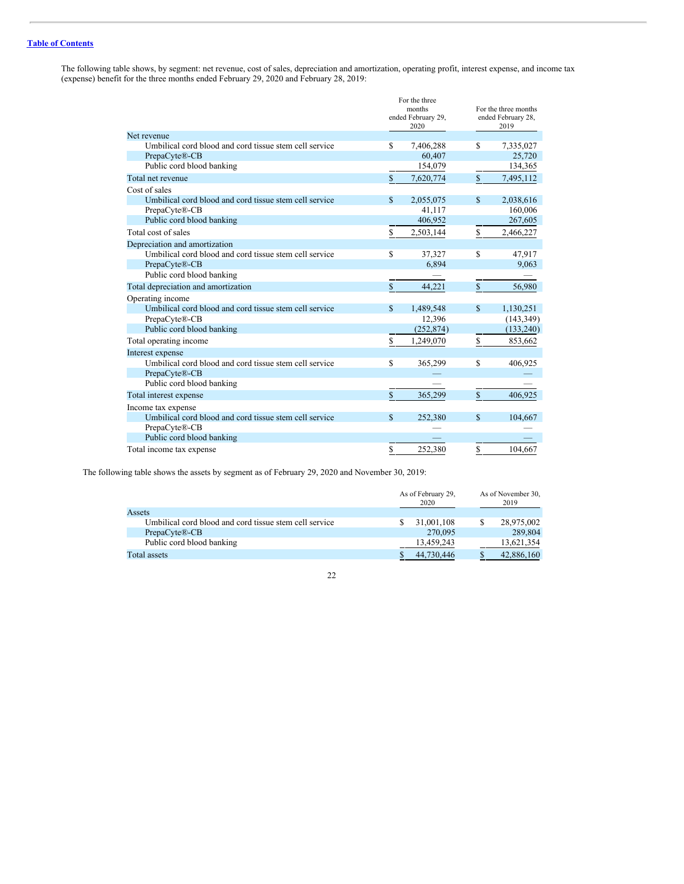The following table shows, by segment: net revenue, cost of sales, depreciation and amortization, operating profit, interest expense, and income tax (expense) benefit for the three months ended February 29, 2020 and February 28, 2019:

| | For the three months ended February 29, 2020 | For the three months ended February 28, 2019 |
|---|---|---|
| Net revenue | | |
| Umbilical cord blood and cord tissue stem cell service | $ 7,406,288 | $ 7,335,027 |
| PrepaCyte®-CB | 60,407 | 25,720 |
| Public cord blood banking | 154,079 | 134,365 |
| Total net revenue | $ 7,620,774 | $ 7,495,112 |
| Cost of sales | | |
| Umbilical cord blood and cord tissue stem cell service | $ 2,055,075 | $ 2,038,616 |
| PrepaCyte®-CB | 41,117 | 160,006 |
| Public cord blood banking | 406,952 | 267,605 |
| Total cost of sales | $ 2,503,144 | $ 2,466,227 |
| Depreciation and amortization | | |
| Umbilical cord blood and cord tissue stem cell service | $ 37,327 | $ 47,917 |
| PrepaCyte®-CB | 6,894 | 9,063 |
| Public cord blood banking | — | — |
| Total depreciation and amortization | $ 44,221 | $ 56,980 |
| Operating income | | |
| Umbilical cord blood and cord tissue stem cell service | $ 1,489,548 | $ 1,130,251 |
| PrepaCyte®-CB | 12,396 | (143,349) |
| Public cord blood banking | (252,874) | (133,240) |
| Total operating income | $ 1,249,070 | $ 853,662 |
| Interest expense | | |
| Umbilical cord blood and cord tissue stem cell service | $ 365,299 | $ 406,925 |
| PrepaCyte®-CB | — | — |
| Public cord blood banking | — | — |
| Total interest expense | $ 365,299 | $ 406,925 |
| Income tax expense | | |
| Umbilical cord blood and cord tissue stem cell service | $ 252,380 | $ 104,667 |
| PrepaCyte®-CB | — | — |
| Public cord blood banking | — | — |
| Total income tax expense | $ 252,380 | $ 104,667 |

The following table shows the assets by segment as of February 29, 2020 and November 30, 2019:

| | As of February 29, 2020 | As of November 30, 2019 |
|---|---|---|
| Assets | | |
| Umbilical cord blood and cord tissue stem cell service | $ 31,001,108 | $ 28,975,002 |
| PrepaCyte®-CB | 270,095 | 289,804 |
| Public cord blood banking | 13,459,243 | 13,621,354 |
| Total assets | $ 44,730,446 | $ 42,886,160 |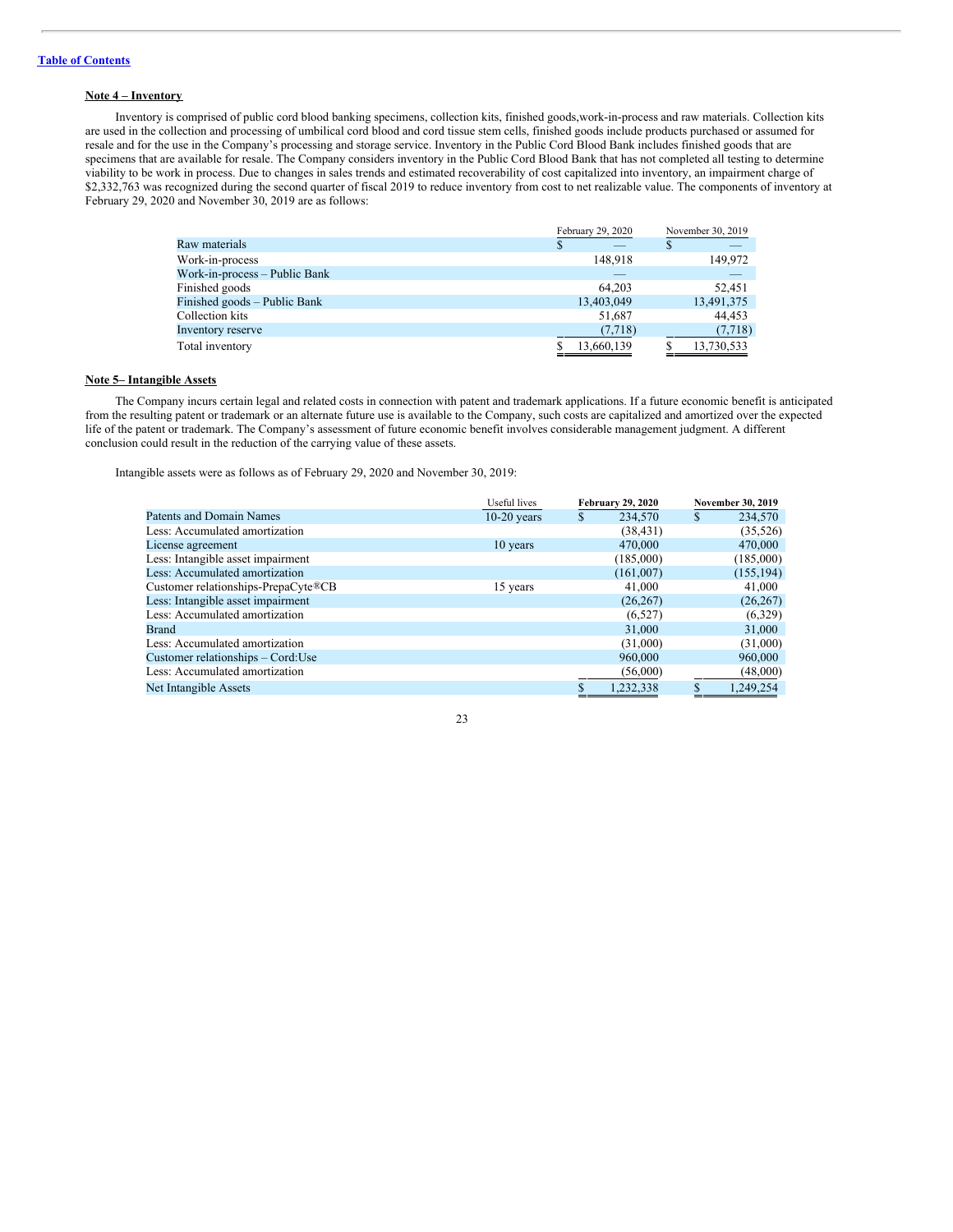[Table of Contents](#)

**Note 4 – Inventory**

Inventory is comprised of public cord blood banking specimens, collection kits, finished goods,work-in-process and raw materials. Collection kits are used in the collection and processing of umbilical cord blood and cord tissue stem cells, finished goods include products purchased or assumed for resale and for the use in the Company's processing and storage service. Inventory in the Public Cord Blood Bank includes finished goods that are specimens that are available for resale. The Company considers inventory in the Public Cord Blood Bank that has not completed all testing to determine viability to be work in process. Due to changes in sales trends and estimated recoverability of cost capitalized into inventory, an impairment charge of $2,332,763 was recognized during the second quarter of fiscal 2019 to reduce inventory from cost to net realizable value. The components of inventory at February 29, 2020 and November 30, 2019 are as follows:

| | February 29, 2020 | November 30, 2019 |
|---|---|---|
| Raw materials | $ — | $ — |
| Work-in-process | 148,918 | 149,972 |
| Work-in-process – Public Bank | — | — |
| Finished goods | 64,203 | 52,451 |
| Finished goods – Public Bank | 13,403,049 | 13,491,375 |
| Collection kits | 51,687 | 44,453 |
| Inventory reserve | (7,718) | (7,718) |
| Total inventory | $ 13,660,139 | $ 13,730,533 |

**Note 5– Intangible Assets**

The Company incurs certain legal and related costs in connection with patent and trademark applications. If a future economic benefit is anticipated from the resulting patent or trademark or an alternate future use is available to the Company, such costs are capitalized and amortized over the expected life of the patent or trademark. The Company's assessment of future economic benefit involves considerable management judgment. A different conclusion could result in the reduction of the carrying value of these assets.

Intangible assets were as follows as of February 29, 2020 and November 30, 2019:

| | Useful lives | **February 29, 2020** | **November 30, 2019** |
|---|---|---|---|
| Patents and Domain Names | 10-20 years | $ 234,570 | $ 234,570 |
| Less: Accumulated amortization | | (38,431) | (35,526) |
| License agreement | 10 years | 470,000 | 470,000 |
| Less: Intangible asset impairment | | (185,000) | (185,000) |
| Less: Accumulated amortization | | (161,007) | (155,194) |
| Customer relationships-PrepaCyte®CB | 15 years | 41,000 | 41,000 |
| Less: Intangible asset impairment | | (26,267) | (26,267) |
| Less: Accumulated amortization | | (6,527) | (6,329) |
| Brand | | 31,000 | 31,000 |
| Less: Accumulated amortization | | (31,000) | (31,000) |
| Customer relationships – Cord:Use | | 960,000 | 960,000 |
| Less: Accumulated amortization | | (56,000) | (48,000) |
| Net Intangible Assets | | $ 1,232,338 | $ 1,249,254 |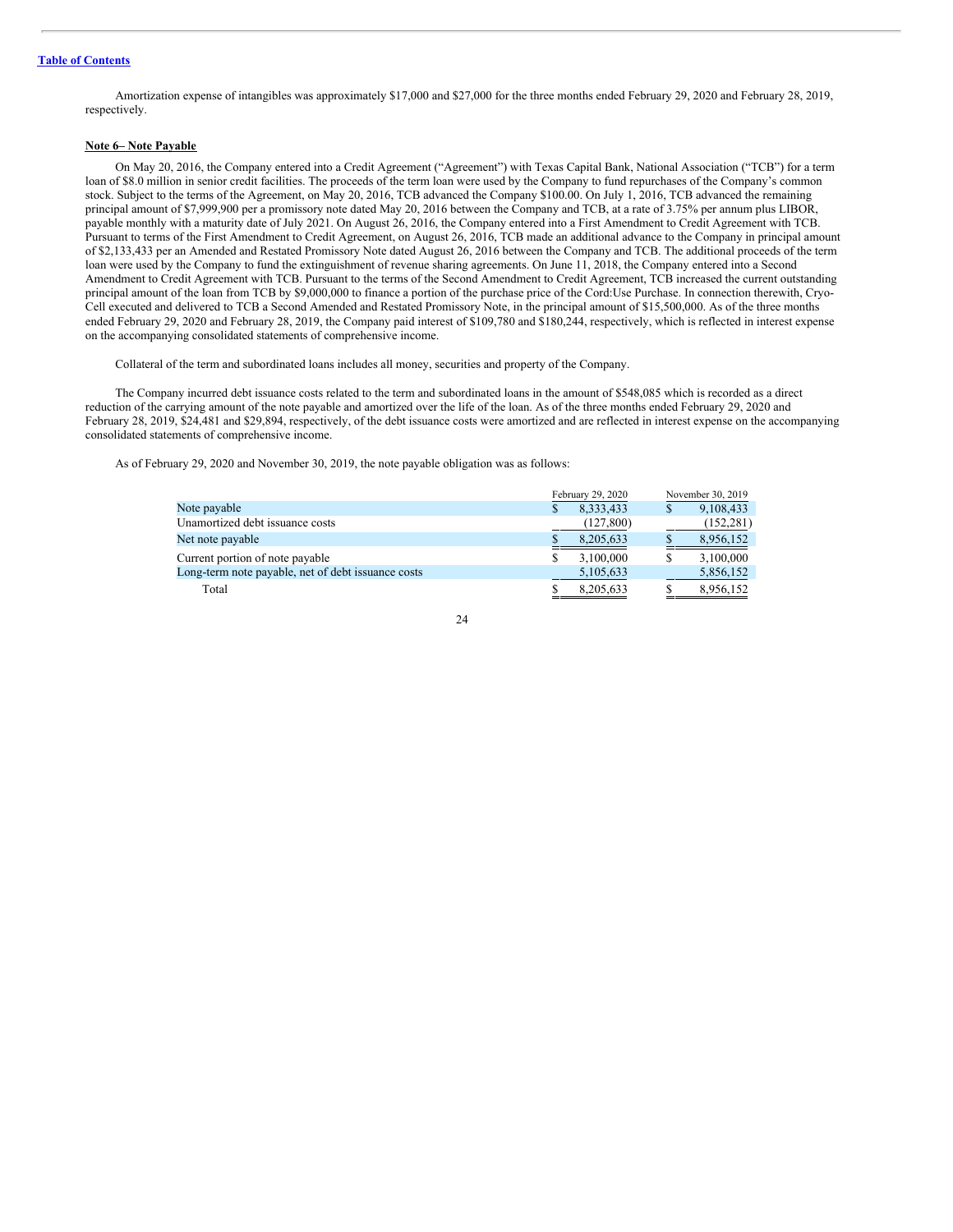Amortization expense of intangibles was approximately $17,000 and $27,000 for the three months ended February 29, 2020 and February 28, 2019, respectively.

**Note 6– Note Payable**

On May 20, 2016, the Company entered into a Credit Agreement ("Agreement") with Texas Capital Bank, National Association ("TCB") for a term loan of $8.0 million in senior credit facilities. The proceeds of the term loan were used by the Company to fund repurchases of the Company's common stock. Subject to the terms of the Agreement, on May 20, 2016, TCB advanced the Company $100.00. On July 1, 2016, TCB advanced the remaining principal amount of $7,999,900 per a promissory note dated May 20, 2016 between the Company and TCB, at a rate of 3.75% per annum plus LIBOR, payable monthly with a maturity date of July 2021. On August 26, 2016, the Company entered into a First Amendment to Credit Agreement with TCB. Pursuant to terms of the First Amendment to Credit Agreement, on August 26, 2016, TCB made an additional advance to the Company in principal amount of $2,133,433 per an Amended and Restated Promissory Note dated August 26, 2016 between the Company and TCB. The additional proceeds of the term loan were used by the Company to fund the extinguishment of revenue sharing agreements. On June 11, 2018, the Company entered into a Second Amendment to Credit Agreement with TCB. Pursuant to the terms of the Second Amendment to Credit Agreement, TCB increased the current outstanding principal amount of the loan from TCB by $9,000,000 to finance a portion of the purchase price of the Cord:Use Purchase. In connection therewith, Cryo-Cell executed and delivered to TCB a Second Amended and Restated Promissory Note, in the principal amount of $15,500,000. As of the three months ended February 29, 2020 and February 28, 2019, the Company paid interest of $109,780 and $180,244, respectively, which is reflected in interest expense on the accompanying consolidated statements of comprehensive income.

Collateral of the term and subordinated loans includes all money, securities and property of the Company.

The Company incurred debt issuance costs related to the term and subordinated loans in the amount of $548,085 which is recorded as a direct reduction of the carrying amount of the note payable and amortized over the life of the loan. As of the three months ended February 29, 2020 and February 28, 2019, $24,481 and $29,894, respectively, of the debt issuance costs were amortized and are reflected in interest expense on the accompanying consolidated statements of comprehensive income.

As of February 29, 2020 and November 30, 2019, the note payable obligation was as follows:

| | February 29, 2020 | November 30, 2019 |
|---|---|---|
| Note payable | $ 8,333,433 | $ 9,108,433 |
| Unamortized debt issuance costs | (127,800) | (152,281) |
| Net note payable | $ 8,205,633 | $ 8,956,152 |
| Current portion of note payable | $ 3,100,000 | $ 3,100,000 |
| Long-term note payable, net of debt issuance costs | 5,105,633 | 5,856,152 |
| Total | $ 8,205,633 | $ 8,956,152 |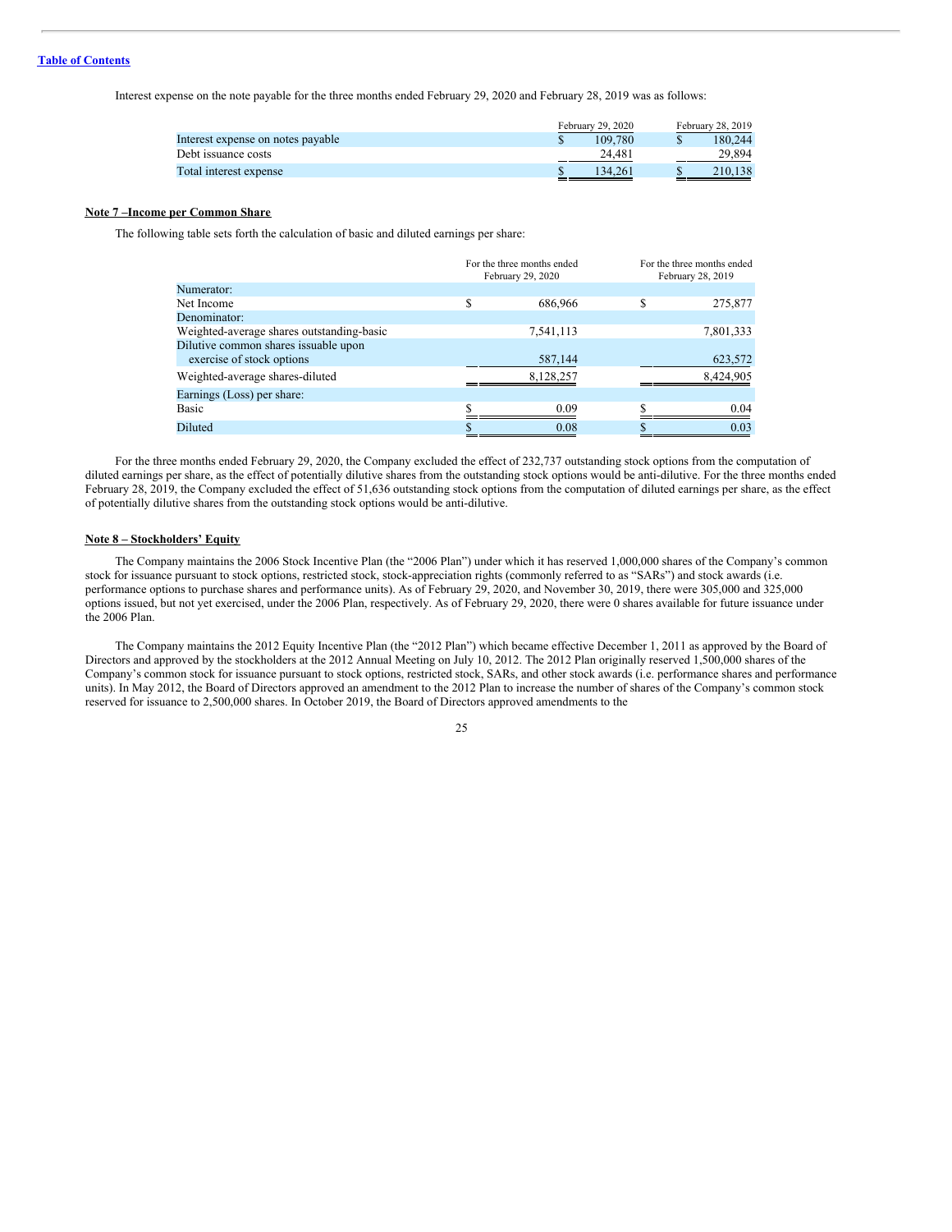Interest expense on the note payable for the three months ended February 29, 2020 and February 28, 2019 was as follows:

| | February 29, 2020 | February 28, 2019 |
|---|---|---|
| Interest expense on notes payable | $ 109,780 | $ 180,244 |
| Debt issuance costs | 24,481 | 29,894 |
| Total interest expense | $ 134,261 | $ 210,138 |

**Note 7 –Income per Common Share**

The following table sets forth the calculation of basic and diluted earnings per share:

| | For the three months ended February 29, 2020 | For the three months ended February 28, 2019 |
|---|---|---|
| Numerator: | | |
| Net Income | $ 686,966 | $ 275,877 |
| Denominator: | | |
| Weighted-average shares outstanding-basic | 7,541,113 | 7,801,333 |
| Dilutive common shares issuable upon exercise of stock options | 587,144 | 623,572 |
| Weighted-average shares-diluted | 8,128,257 | 8,424,905 |
| Earnings (Loss) per share: | | |
| Basic | $ 0.09 | $ 0.04 |
| Diluted | $ 0.08 | $ 0.03 |

For the three months ended February 29, 2020, the Company excluded the effect of 232,737 outstanding stock options from the computation of diluted earnings per share, as the effect of potentially dilutive shares from the outstanding stock options would be anti-dilutive. For the three months ended February 28, 2019, the Company excluded the effect of 51,636 outstanding stock options from the computation of diluted earnings per share, as the effect of potentially dilutive shares from the outstanding stock options would be anti-dilutive.

**Note 8 – Stockholders' Equity**

The Company maintains the 2006 Stock Incentive Plan (the "2006 Plan") under which it has reserved 1,000,000 shares of the Company's common stock for issuance pursuant to stock options, restricted stock, stock-appreciation rights (commonly referred to as "SARs") and stock awards (i.e. performance options to purchase shares and performance units). As of February 29, 2020, and November 30, 2019, there were 305,000 and 325,000 options issued, but not yet exercised, under the 2006 Plan, respectively. As of February 29, 2020, there were 0 shares available for future issuance under the 2006 Plan.

The Company maintains the 2012 Equity Incentive Plan (the "2012 Plan") which became effective December 1, 2011 as approved by the Board of Directors and approved by the stockholders at the 2012 Annual Meeting on July 10, 2012. The 2012 Plan originally reserved 1,500,000 shares of the Company's common stock for issuance pursuant to stock options, restricted stock, SARs, and other stock awards (i.e. performance shares and performance units). In May 2012, the Board of Directors approved an amendment to the 2012 Plan to increase the number of shares of the Company's common stock reserved for issuance to 2,500,000 shares. In October 2019, the Board of Directors approved amendments to the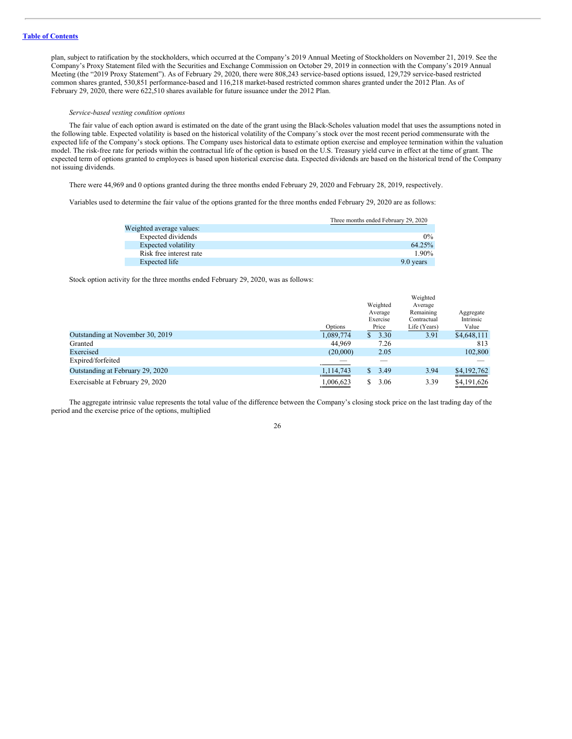plan, subject to ratification by the stockholders, which occurred at the Company's 2019 Annual Meeting of Stockholders on November 21, 2019. See the Company's Proxy Statement filed with the Securities and Exchange Commission on October 29, 2019 in connection with the Company's 2019 Annual Meeting (the "2019 Proxy Statement"). As of February 29, 2020, there were 808,243 service-based options issued, 129,729 service-based restricted common shares granted, 530,851 performance-based and 116,218 market-based restricted common shares granted under the 2012 Plan. As of February 29, 2020, there were 622,510 shares available for future issuance under the 2012 Plan.

*Service-based vesting condition options*

The fair value of each option award is estimated on the date of the grant using the Black-Scholes valuation model that uses the assumptions noted in the following table. Expected volatility is based on the historical volatility of the Company's stock over the most recent period commensurate with the expected life of the Company's stock options. The Company uses historical data to estimate option exercise and employee termination within the valuation model. The risk-free rate for periods within the contractual life of the option is based on the U.S. Treasury yield curve in effect at the time of grant. The expected term of options granted to employees is based upon historical exercise data. Expected dividends are based on the historical trend of the Company not issuing dividends.

There were 44,969 and 0 options granted during the three months ended February 29, 2020 and February 28, 2019, respectively.

Variables used to determine the fair value of the options granted for the three months ended February 29, 2020 are as follows:

| | Three months ended February 29, 2020 |
|---|---|
| Weighted average values: | |
| Expected dividends | 0% |
| Expected volatility | 64.25% |
| Risk free interest rate | 1.90% |
| Expected life | 9.0 years |

Stock option activity for the three months ended February 29, 2020, was as follows:

| | Options | Weighted Average Exercise Price | Weighted Average Remaining Contractual Life (Years) | Aggregate Intrinsic Value |
|---|---|---|---|---|
| Outstanding at November 30, 2019 | 1,089,774 | $ 3.30 | 3.91 | $4,648,111 |
| Granted | 44,969 | 7.26 | | 813 |
| Exercised | (20,000) | 2.05 | | 102,800 |
| Expired/forfeited | — | — | | — |
| Outstanding at February 29, 2020 | 1,114,743 | $ 3.49 | 3.94 | $4,192,762 |
| Exercisable at February 29, 2020 | 1,006,623 | $ 3.06 | 3.39 | $4,191,626 |

The aggregate intrinsic value represents the total value of the difference between the Company's closing stock price on the last trading day of the period and the exercise price of the options, multiplied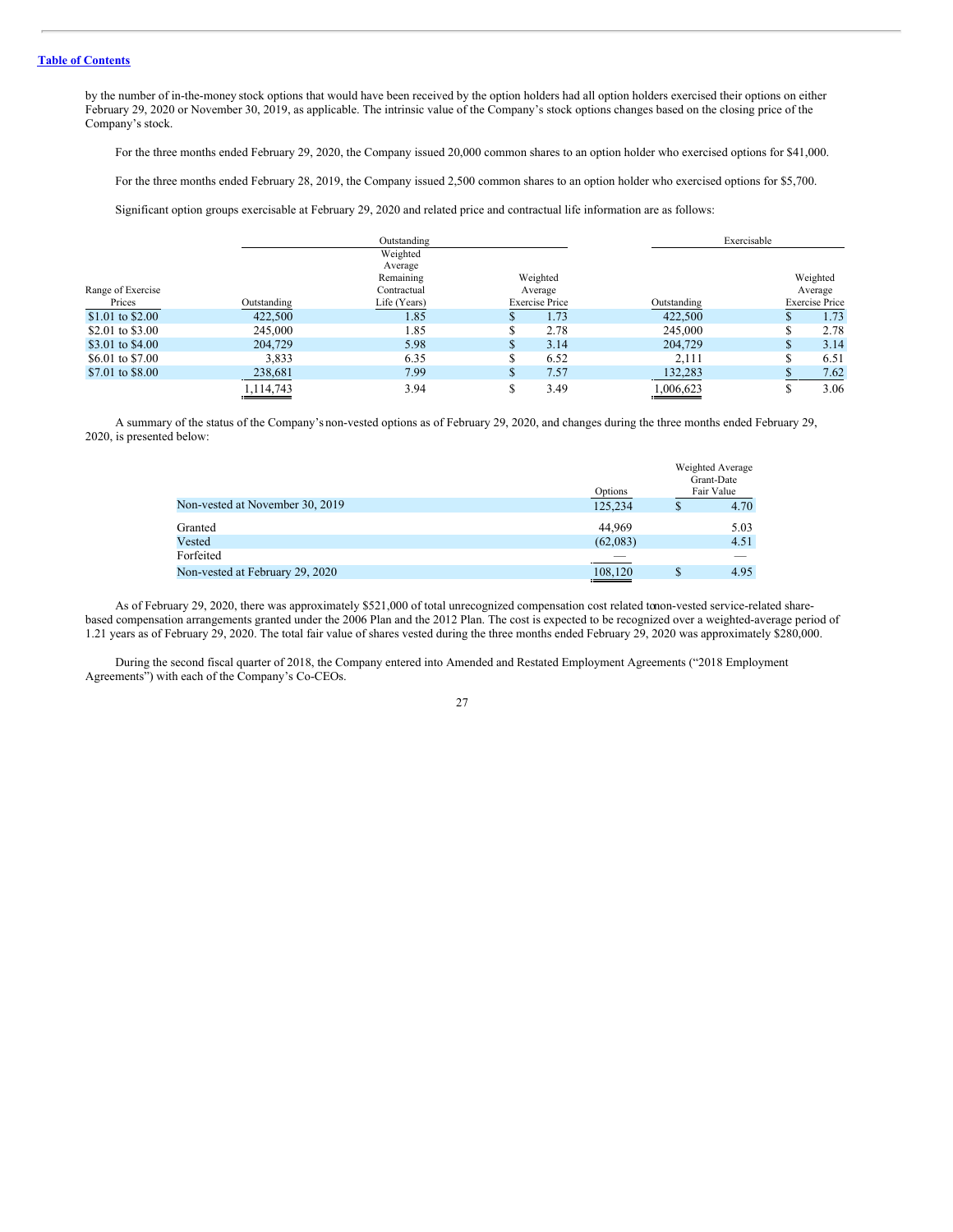by the number of in-the-money stock options that would have been received by the option holders had all option holders exercised their options on either February 29, 2020 or November 30, 2019, as applicable. The intrinsic value of the Company's stock options changes based on the closing price of the Company's stock.

For the three months ended February 29, 2020, the Company issued 20,000 common shares to an option holder who exercised options for $41,000.

For the three months ended February 28, 2019, the Company issued 2,500 common shares to an option holder who exercised options for $5,700.

Significant option groups exercisable at February 29, 2020 and related price and contractual life information are as follows:

| | Outstanding | | | Exercisable | |
|---|---|---|---|---|---|
| Range of Exercise Prices | Outstanding | Weighted Average Remaining Contractual Life (Years) | Weighted Average Exercise Price | Outstanding | Weighted Average Exercise Price |
| $1.01 to $2.00 | 422,500 | 1.85 | $ 1.73 | 422,500 | $ 1.73 |
| $2.01 to $3.00 | 245,000 | 1.85 | $ 2.78 | 245,000 | $ 2.78 |
| $3.01 to $4.00 | 204,729 | 5.98 | $ 3.14 | 204,729 | $ 3.14 |
| $6.01 to $7.00 | 3,833 | 6.35 | $ 6.52 | 2,111 | $ 6.51 |
| $7.01 to $8.00 | 238,681 | 7.99 | $ 7.57 | 132,283 | $ 7.62 |
| | 1,114,743 | 3.94 | $ 3.49 | 1,006,623 | $ 3.06 |

A summary of the status of the Company's non-vested options as of February 29, 2020, and changes during the three months ended February 29, 2020, is presented below:

| | Options | Weighted Average Grant-Date Fair Value |
|---|---|---|
| Non-vested at November 30, 2019 | 125,234 | $ 4.70 |
| Granted | 44,969 | 5.03 |
| Vested | (62,083) | 4.51 |
| Forfeited | — | — |
| Non-vested at February 29, 2020 | 108,120 | $ 4.95 |

As of February 29, 2020, there was approximately $521,000 of total unrecognized compensation cost related to non-vested service-related share-based compensation arrangements granted under the 2006 Plan and the 2012 Plan. The cost is expected to be recognized over a weighted-average period of 1.21 years as of February 29, 2020. The total fair value of shares vested during the three months ended February 29, 2020 was approximately $280,000.

During the second fiscal quarter of 2018, the Company entered into Amended and Restated Employment Agreements ("2018 Employment Agreements") with each of the Company's Co-CEOs.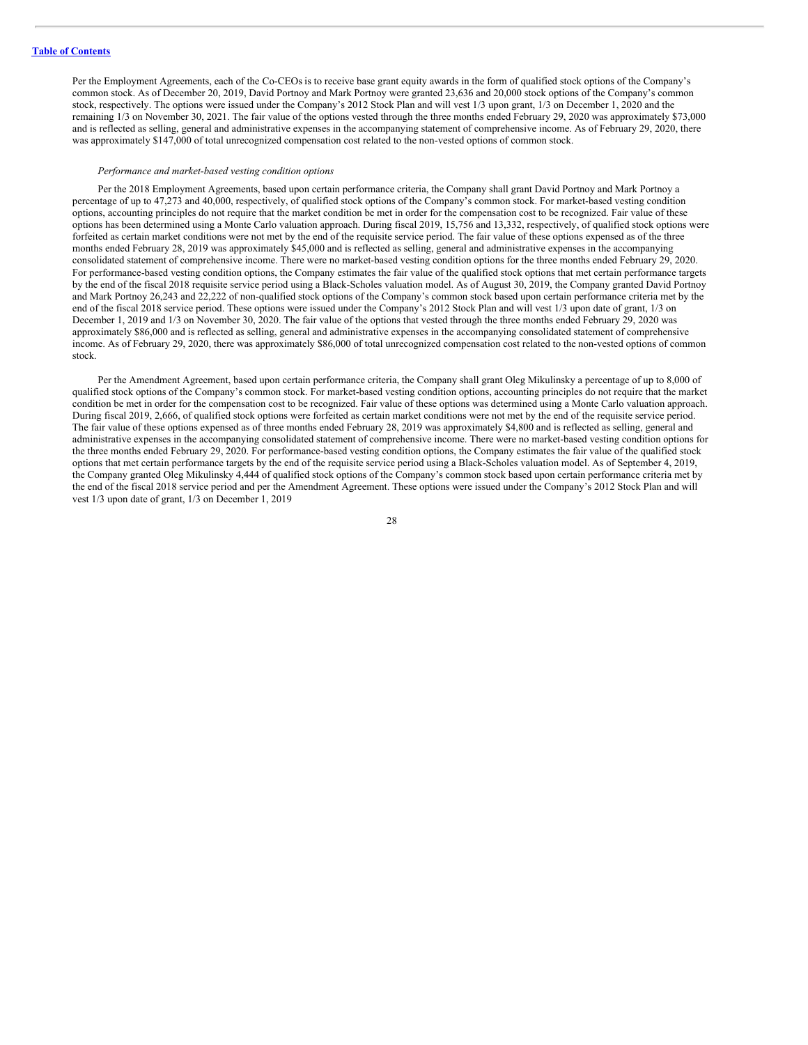Per the Employment Agreements, each of the Co-CEOs is to receive base grant equity awards in the form of qualified stock options of the Company's common stock. As of December 20, 2019, David Portnoy and Mark Portnoy were granted 23,636 and 20,000 stock options of the Company's common stock, respectively. The options were issued under the Company's 2012 Stock Plan and will vest 1/3 upon grant, 1/3 on December 1, 2020 and the remaining 1/3 on November 30, 2021. The fair value of the options vested through the three months ended February 29, 2020 was approximately $73,000 and is reflected as selling, general and administrative expenses in the accompanying statement of comprehensive income. As of February 29, 2020, there was approximately $147,000 of total unrecognized compensation cost related to the non-vested options of common stock.

*Performance and market-based vesting condition options*

Per the 2018 Employment Agreements, based upon certain performance criteria, the Company shall grant David Portnoy and Mark Portnoy a percentage of up to 47,273 and 40,000, respectively, of qualified stock options of the Company's common stock. For market-based vesting condition options, accounting principles do not require that the market condition be met in order for the compensation cost to be recognized. Fair value of these options has been determined using a Monte Carlo valuation approach. During fiscal 2019, 15,756 and 13,332, respectively, of qualified stock options were forfeited as certain market conditions were not met by the end of the requisite service period. The fair value of these options expensed as of the three months ended February 28, 2019 was approximately $45,000 and is reflected as selling, general and administrative expenses in the accompanying consolidated statement of comprehensive income. There were no market-based vesting condition options for the three months ended February 29, 2020. For performance-based vesting condition options, the Company estimates the fair value of the qualified stock options that met certain performance targets by the end of the fiscal 2018 requisite service period using a Black-Scholes valuation model. As of August 30, 2019, the Company granted David Portnoy and Mark Portnoy 26,243 and 22,222 of non-qualified stock options of the Company's common stock based upon certain performance criteria met by the end of the fiscal 2018 service period. These options were issued under the Company's 2012 Stock Plan and will vest 1/3 upon date of grant, 1/3 on December 1, 2019 and 1/3 on November 30, 2020. The fair value of the options that vested through the three months ended February 29, 2020 was approximately $86,000 and is reflected as selling, general and administrative expenses in the accompanying consolidated statement of comprehensive income. As of February 29, 2020, there was approximately $86,000 of total unrecognized compensation cost related to the non-vested options of common stock.

Per the Amendment Agreement, based upon certain performance criteria, the Company shall grant Oleg Mikulinsky a percentage of up to 8,000 of qualified stock options of the Company's common stock. For market-based vesting condition options, accounting principles do not require that the market condition be met in order for the compensation cost to be recognized. Fair value of these options was determined using a Monte Carlo valuation approach. During fiscal 2019, 2,666, of qualified stock options were forfeited as certain market conditions were not met by the end of the requisite service period. The fair value of these options expensed as of three months ended February 28, 2019 was approximately $4,800 and is reflected as selling, general and administrative expenses in the accompanying consolidated statement of comprehensive income. There were no market-based vesting condition options for the three months ended February 29, 2020. For performance-based vesting condition options, the Company estimates the fair value of the qualified stock options that met certain performance targets by the end of the requisite service period using a Black-Scholes valuation model. As of September 4, 2019, the Company granted Oleg Mikulinsky 4,444 of qualified stock options of the Company's common stock based upon certain performance criteria met by the end of the fiscal 2018 service period and per the Amendment Agreement. These options were issued under the Company's 2012 Stock Plan and will vest 1/3 upon date of grant, 1/3 on December 1, 2019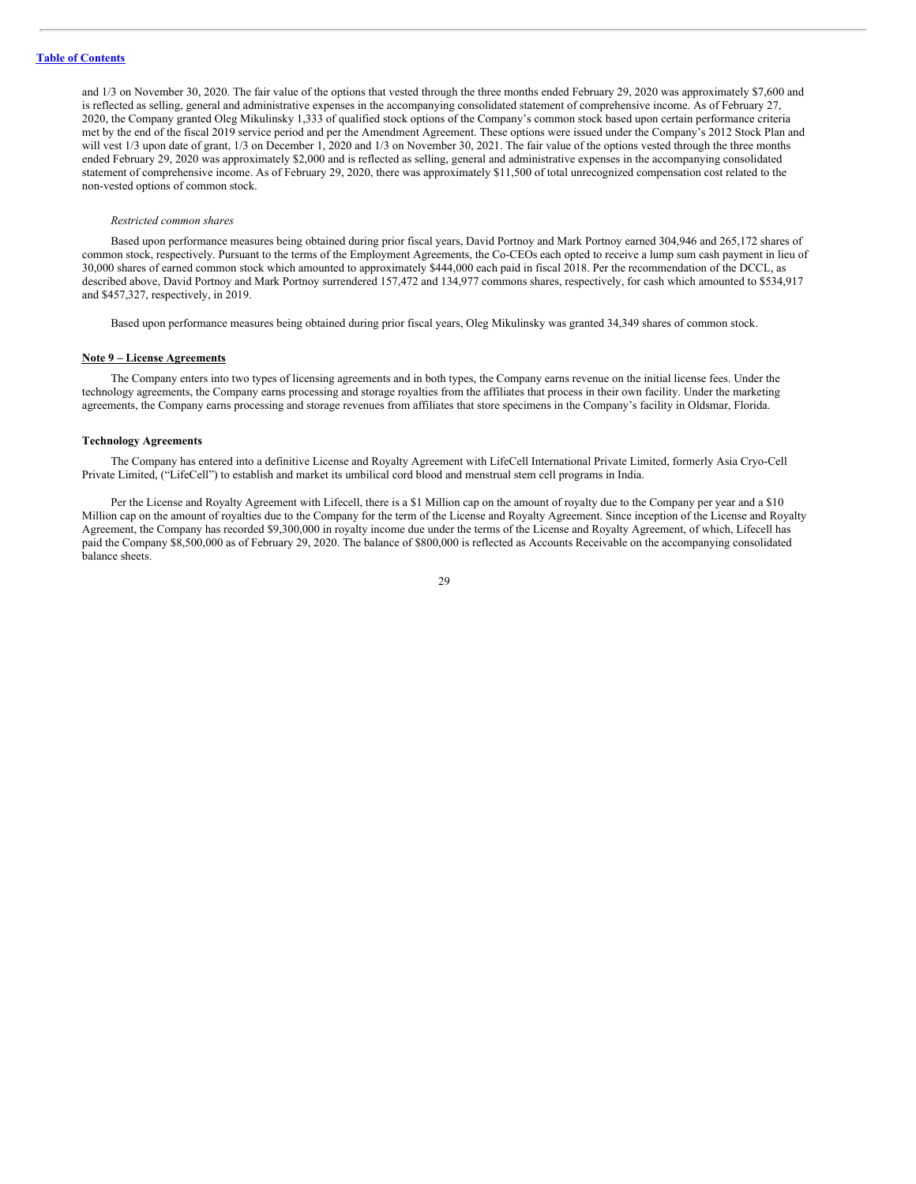and 1/3 on November 30, 2020. The fair value of the options that vested through the three months ended February 29, 2020 was approximately $7,600 and is reflected as selling, general and administrative expenses in the accompanying consolidated statement of comprehensive income. As of February 27, 2020, the Company granted Oleg Mikulinsky 1,333 of qualified stock options of the Company's common stock based upon certain performance criteria met by the end of the fiscal 2019 service period and per the Amendment Agreement. These options were issued under the Company's 2012 Stock Plan and will vest 1/3 upon date of grant, 1/3 on December 1, 2020 and 1/3 on November 30, 2021. The fair value of the options vested through the three months ended February 29, 2020 was approximately $2,000 and is reflected as selling, general and administrative expenses in the accompanying consolidated statement of comprehensive income. As of February 29, 2020, there was approximately $11,500 of total unrecognized compensation cost related to the non-vested options of common stock.

*Restricted common shares*

Based upon performance measures being obtained during prior fiscal years, David Portnoy and Mark Portnoy earned 304,946 and 265,172 shares of common stock, respectively. Pursuant to the terms of the Employment Agreements, the Co-CEOs each opted to receive a lump sum cash payment in lieu of 30,000 shares of earned common stock which amounted to approximately $444,000 each paid in fiscal 2018. Per the recommendation of the DCCL, as described above, David Portnoy and Mark Portnoy surrendered 157,472 and 134,977 commons shares, respectively, for cash which amounted to $534,917 and $457,327, respectively, in 2019.

Based upon performance measures being obtained during prior fiscal years, Oleg Mikulinsky was granted 34,349 shares of common stock.

## Note 9 – License Agreements

The Company enters into two types of licensing agreements and in both types, the Company earns revenue on the initial license fees. Under the technology agreements, the Company earns processing and storage royalties from the affiliates that process in their own facility. Under the marketing agreements, the Company earns processing and storage revenues from affiliates that store specimens in the Company's facility in Oldsmar, Florida.

### Technology Agreements

The Company has entered into a definitive License and Royalty Agreement with LifeCell International Private Limited, formerly Asia Cryo-Cell Private Limited, ("LifeCell") to establish and market its umbilical cord blood and menstrual stem cell programs in India.

Per the License and Royalty Agreement with Lifecell, there is a $1 Million cap on the amount of royalty due to the Company per year and a $10 Million cap on the amount of royalties due to the Company for the term of the License and Royalty Agreement. Since inception of the License and Royalty Agreement, the Company has recorded $9,300,000 in royalty income due under the terms of the License and Royalty Agreement, of which, Lifecell has paid the Company $8,500,000 as of February 29, 2020. The balance of $800,000 is reflected as Accounts Receivable on the accompanying consolidated balance sheets.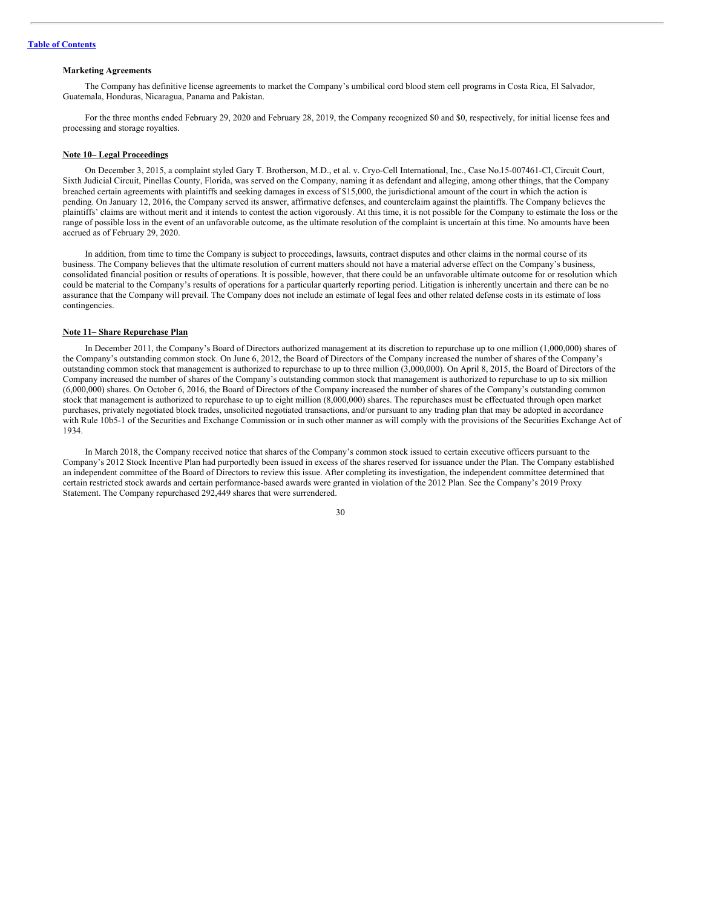#### Marketing Agreements

The Company has definitive license agreements to market the Company's umbilical cord blood stem cell programs in Costa Rica, El Salvador, Guatemala, Honduras, Nicaragua, Panama and Pakistan.

For the three months ended February 29, 2020 and February 28, 2019, the Company recognized $0 and $0, respectively, for initial license fees and processing and storage royalties.

#### Note 10– Legal Proceedings

On December 3, 2015, a complaint styled Gary T. Brotherson, M.D., et al. v. Cryo-Cell International, Inc., Case No.15-007461-CI, Circuit Court, Sixth Judicial Circuit, Pinellas County, Florida, was served on the Company, naming it as defendant and alleging, among other things, that the Company breached certain agreements with plaintiffs and seeking damages in excess of $15,000, the jurisdictional amount of the court in which the action is pending. On January 12, 2016, the Company served its answer, affirmative defenses, and counterclaim against the plaintiffs. The Company believes the plaintiffs' claims are without merit and it intends to contest the action vigorously. At this time, it is not possible for the Company to estimate the loss or the range of possible loss in the event of an unfavorable outcome, as the ultimate resolution of the complaint is uncertain at this time. No amounts have been accrued as of February 29, 2020.

In addition, from time to time the Company is subject to proceedings, lawsuits, contract disputes and other claims in the normal course of its business. The Company believes that the ultimate resolution of current matters should not have a material adverse effect on the Company's business, consolidated financial position or results of operations. It is possible, however, that there could be an unfavorable ultimate outcome for or resolution which could be material to the Company's results of operations for a particular quarterly reporting period. Litigation is inherently uncertain and there can be no assurance that the Company will prevail. The Company does not include an estimate of legal fees and other related defense costs in its estimate of loss contingencies.

#### Note 11– Share Repurchase Plan

In December 2011, the Company's Board of Directors authorized management at its discretion to repurchase up to one million (1,000,000) shares of the Company's outstanding common stock. On June 6, 2012, the Board of Directors of the Company increased the number of shares of the Company's outstanding common stock that management is authorized to repurchase to up to three million (3,000,000). On April 8, 2015, the Board of Directors of the Company increased the number of shares of the Company's outstanding common stock that management is authorized to repurchase to up to six million (6,000,000) shares. On October 6, 2016, the Board of Directors of the Company increased the number of shares of the Company's outstanding common stock that management is authorized to repurchase to up to eight million (8,000,000) shares. The repurchases must be effectuated through open market purchases, privately negotiated block trades, unsolicited negotiated transactions, and/or pursuant to any trading plan that may be adopted in accordance with Rule 10b5-1 of the Securities and Exchange Commission or in such other manner as will comply with the provisions of the Securities Exchange Act of 1934.

In March 2018, the Company received notice that shares of the Company's common stock issued to certain executive officers pursuant to the Company's 2012 Stock Incentive Plan had purportedly been issued in excess of the shares reserved for issuance under the Plan. The Company established an independent committee of the Board of Directors to review this issue. After completing its investigation, the independent committee determined that certain restricted stock awards and certain performance-based awards were granted in violation of the 2012 Plan. See the Company's 2019 Proxy Statement. The Company repurchased 292,449 shares that were surrendered.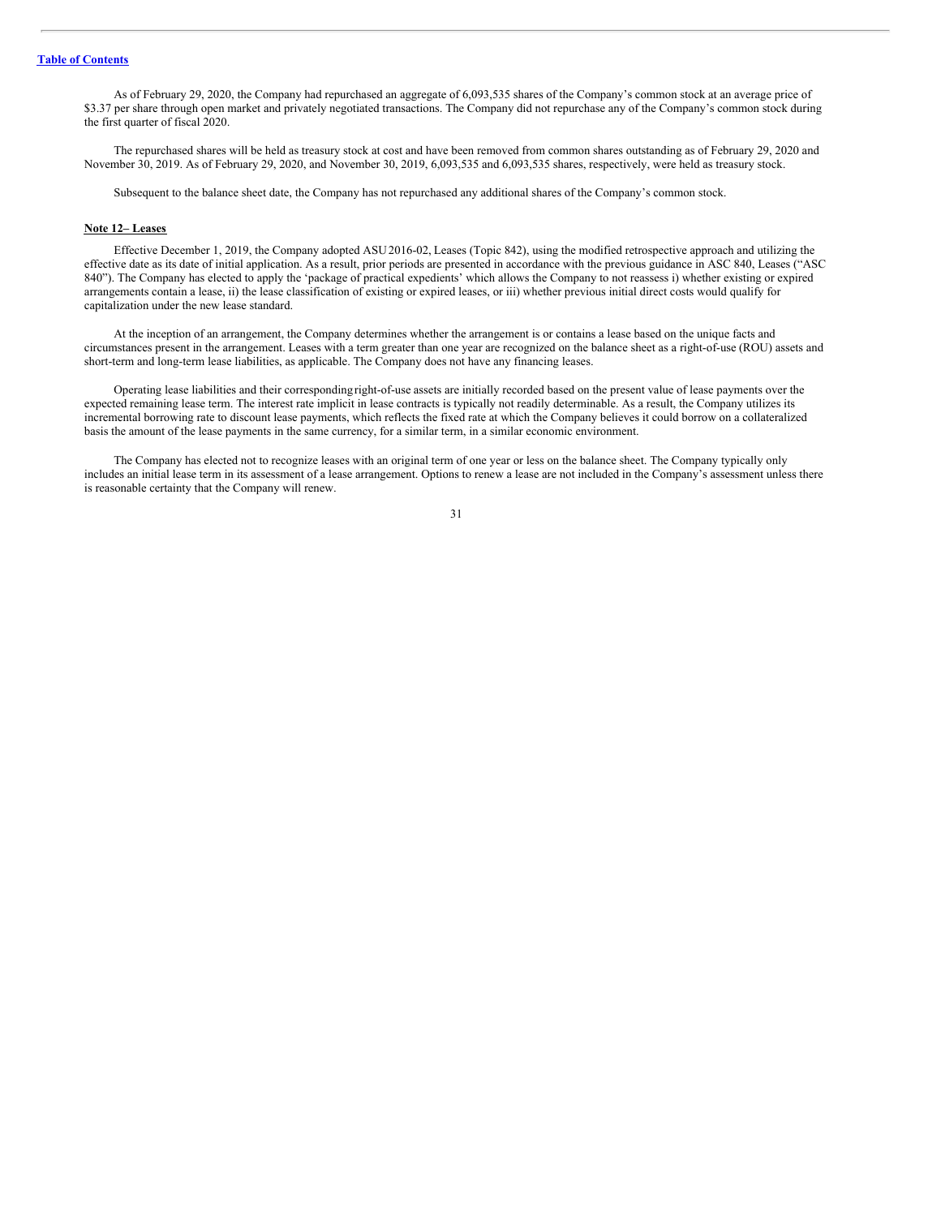As of February 29, 2020, the Company had repurchased an aggregate of 6,093,535 shares of the Company's common stock at an average price of $3.37 per share through open market and privately negotiated transactions. The Company did not repurchase any of the Company's common stock during the first quarter of fiscal 2020.

The repurchased shares will be held as treasury stock at cost and have been removed from common shares outstanding as of February 29, 2020 and November 30, 2019. As of February 29, 2020, and November 30, 2019, 6,093,535 and 6,093,535 shares, respectively, were held as treasury stock.

Subsequent to the balance sheet date, the Company has not repurchased any additional shares of the Company's common stock.

**Note 12– Leases**

Effective December 1, 2019, the Company adopted ASU 2016-02, Leases (Topic 842), using the modified retrospective approach and utilizing the effective date as its date of initial application. As a result, prior periods are presented in accordance with the previous guidance in ASC 840, Leases ("ASC 840"). The Company has elected to apply the 'package of practical expedients' which allows the Company to not reassess i) whether existing or expired arrangements contain a lease, ii) the lease classification of existing or expired leases, or iii) whether previous initial direct costs would qualify for capitalization under the new lease standard.

At the inception of an arrangement, the Company determines whether the arrangement is or contains a lease based on the unique facts and circumstances present in the arrangement. Leases with a term greater than one year are recognized on the balance sheet as a right-of-use (ROU) assets and short-term and long-term lease liabilities, as applicable. The Company does not have any financing leases.

Operating lease liabilities and their corresponding right-of-use assets are initially recorded based on the present value of lease payments over the expected remaining lease term. The interest rate implicit in lease contracts is typically not readily determinable. As a result, the Company utilizes its incremental borrowing rate to discount lease payments, which reflects the fixed rate at which the Company believes it could borrow on a collateralized basis the amount of the lease payments in the same currency, for a similar term, in a similar economic environment.

The Company has elected not to recognize leases with an original term of one year or less on the balance sheet. The Company typically only includes an initial lease term in its assessment of a lease arrangement. Options to renew a lease are not included in the Company's assessment unless there is reasonable certainty that the Company will renew.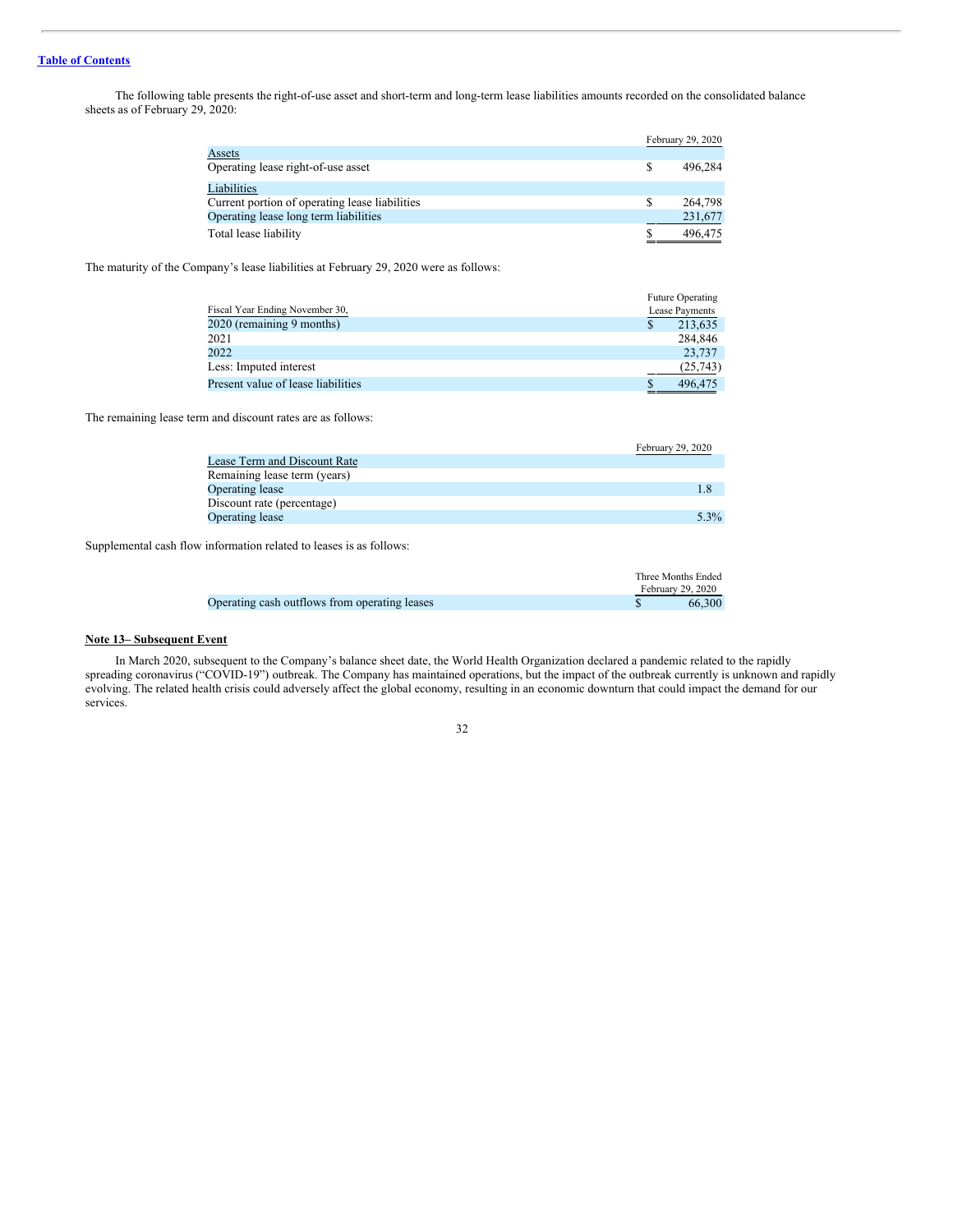[Table of Contents](#)

The following table presents the right-of-use asset and short-term and long-term lease liabilities amounts recorded on the consolidated balance sheets as of February 29, 2020:

| | February 29, 2020 |
|---|---|
| Assets | |
| Operating lease right-of-use asset | $ 496,284 |
| Liabilities | |
| Current portion of operating lease liabilities | $ 264,798 |
| Operating lease long term liabilities | 231,677 |
| Total lease liability | $ 496,475 |

The maturity of the Company's lease liabilities at February 29, 2020 were as follows:

| Fiscal Year Ending November 30, | Future Operating Lease Payments |
|---|---|
| 2020 (remaining 9 months) | $ 213,635 |
| 2021 | 284,846 |
| 2022 | 23,737 |
| Less: Imputed interest | (25,743) |
| Present value of lease liabilities | $ 496,475 |

The remaining lease term and discount rates are as follows:

| | February 29, 2020 |
|---|---|
| Lease Term and Discount Rate | |
| Remaining lease term (years) | |
| Operating lease | 1.8 |
| Discount rate (percentage) | |
| Operating lease | 5.3% |

Supplemental cash flow information related to leases is as follows:

| | Three Months Ended February 29, 2020 |
|---|---|
| Operating cash outflows from operating leases | $ 66,300 |

**Note 13– Subsequent Event**

In March 2020, subsequent to the Company's balance sheet date, the World Health Organization declared a pandemic related to the rapidly spreading coronavirus ("COVID-19") outbreak. The Company has maintained operations, but the impact of the outbreak currently is unknown and rapidly evolving. The related health crisis could adversely affect the global economy, resulting in an economic downturn that could impact the demand for our services.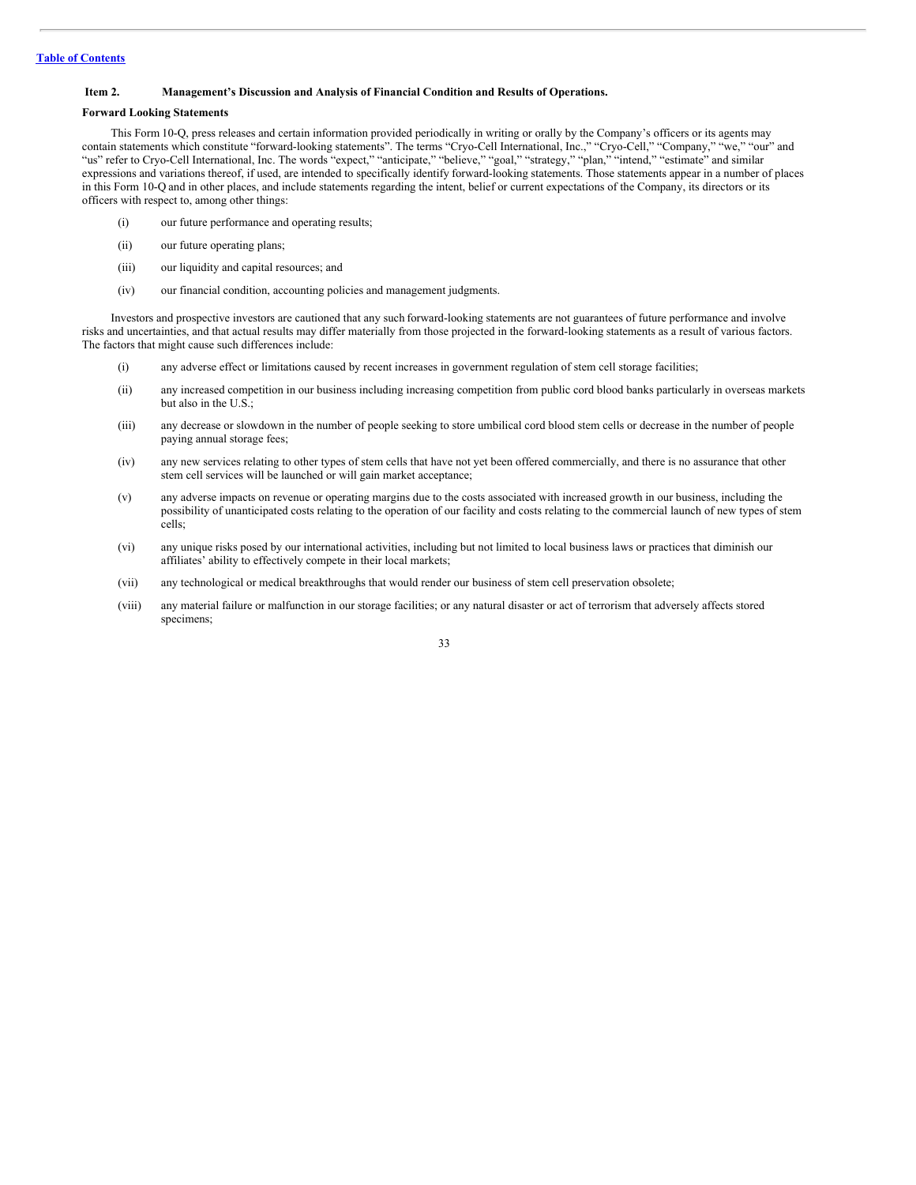Table of Contents

## Item 2. Management's Discussion and Analysis of Financial Condition and Results of Operations.

### Forward Looking Statements

This Form 10-Q, press releases and certain information provided periodically in writing or orally by the Company's officers or its agents may contain statements which constitute "forward-looking statements". The terms "Cryo-Cell International, Inc.," "Cryo-Cell," "Company," "we," "our" and "us" refer to Cryo-Cell International, Inc. The words "expect," "anticipate," "believe," "goal," "strategy," "plan," "intend," "estimate" and similar expressions and variations thereof, if used, are intended to specifically identify forward-looking statements. Those statements appear in a number of places in this Form 10-Q and in other places, and include statements regarding the intent, belief or current expectations of the Company, its directors or its officers with respect to, among other things:

(i) our future performance and operating results;

(ii) our future operating plans;

(iii) our liquidity and capital resources; and

(iv) our financial condition, accounting policies and management judgments.

Investors and prospective investors are cautioned that any such forward-looking statements are not guarantees of future performance and involve risks and uncertainties, and that actual results may differ materially from those projected in the forward-looking statements as a result of various factors. The factors that might cause such differences include:

(i) any adverse effect or limitations caused by recent increases in government regulation of stem cell storage facilities;

(ii) any increased competition in our business including increasing competition from public cord blood banks particularly in overseas markets but also in the U.S.;

(iii) any decrease or slowdown in the number of people seeking to store umbilical cord blood stem cells or decrease in the number of people paying annual storage fees;

(iv) any new services relating to other types of stem cells that have not yet been offered commercially, and there is no assurance that other stem cell services will be launched or will gain market acceptance;

(v) any adverse impacts on revenue or operating margins due to the costs associated with increased growth in our business, including the possibility of unanticipated costs relating to the operation of our facility and costs relating to the commercial launch of new types of stem cells;

(vi) any unique risks posed by our international activities, including but not limited to local business laws or practices that diminish our affiliates' ability to effectively compete in their local markets;

(vii) any technological or medical breakthroughs that would render our business of stem cell preservation obsolete;

(viii) any material failure or malfunction in our storage facilities; or any natural disaster or act of terrorism that adversely affects stored specimens;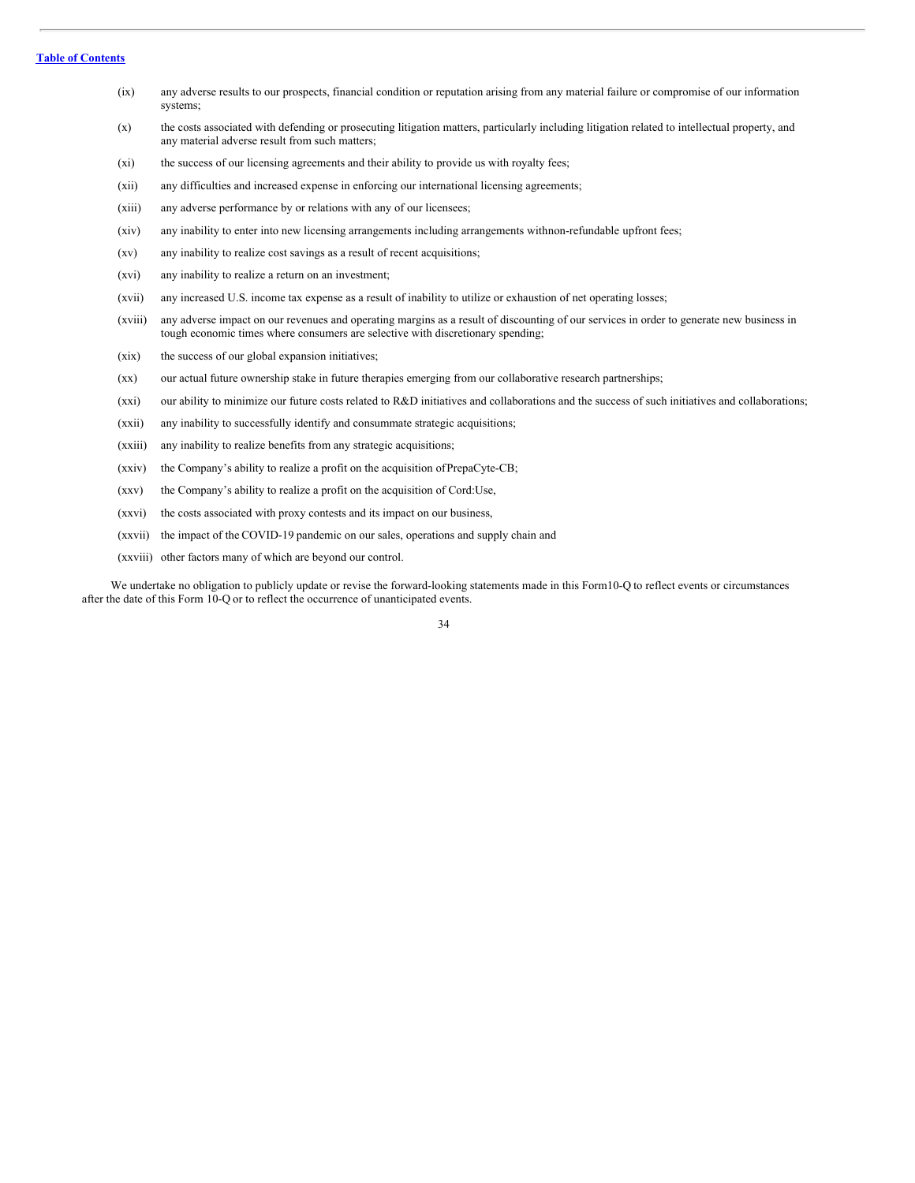(ix) any adverse results to our prospects, financial condition or reputation arising from any material failure or compromise of our information systems;

(x) the costs associated with defending or prosecuting litigation matters, particularly including litigation related to intellectual property, and any material adverse result from such matters;

(xi) the success of our licensing agreements and their ability to provide us with royalty fees;

(xii) any difficulties and increased expense in enforcing our international licensing agreements;

(xiii) any adverse performance by or relations with any of our licensees;

(xiv) any inability to enter into new licensing arrangements including arrangements withnon-refundable upfront fees;

(xv) any inability to realize cost savings as a result of recent acquisitions;

(xvi) any inability to realize a return on an investment;

(xvii) any increased U.S. income tax expense as a result of inability to utilize or exhaustion of net operating losses;

(xviii) any adverse impact on our revenues and operating margins as a result of discounting of our services in order to generate new business in tough economic times where consumers are selective with discretionary spending;

(xix) the success of our global expansion initiatives;

(xx) our actual future ownership stake in future therapies emerging from our collaborative research partnerships;

(xxi) our ability to minimize our future costs related to R&D initiatives and collaborations and the success of such initiatives and collaborations;

(xxii) any inability to successfully identify and consummate strategic acquisitions;

(xxiii) any inability to realize benefits from any strategic acquisitions;

(xxiv) the Company's ability to realize a profit on the acquisition ofPrepaCyte-CB;

(xxv) the Company's ability to realize a profit on the acquisition of Cord:Use,

(xxvi) the costs associated with proxy contests and its impact on our business,

(xxvii) the impact of the COVID-19 pandemic on our sales, operations and supply chain and

(xxviii) other factors many of which are beyond our control.

We undertake no obligation to publicly update or revise the forward-looking statements made in this Form10-Q to reflect events or circumstances after the date of this Form 10-Q or to reflect the occurrence of unanticipated events.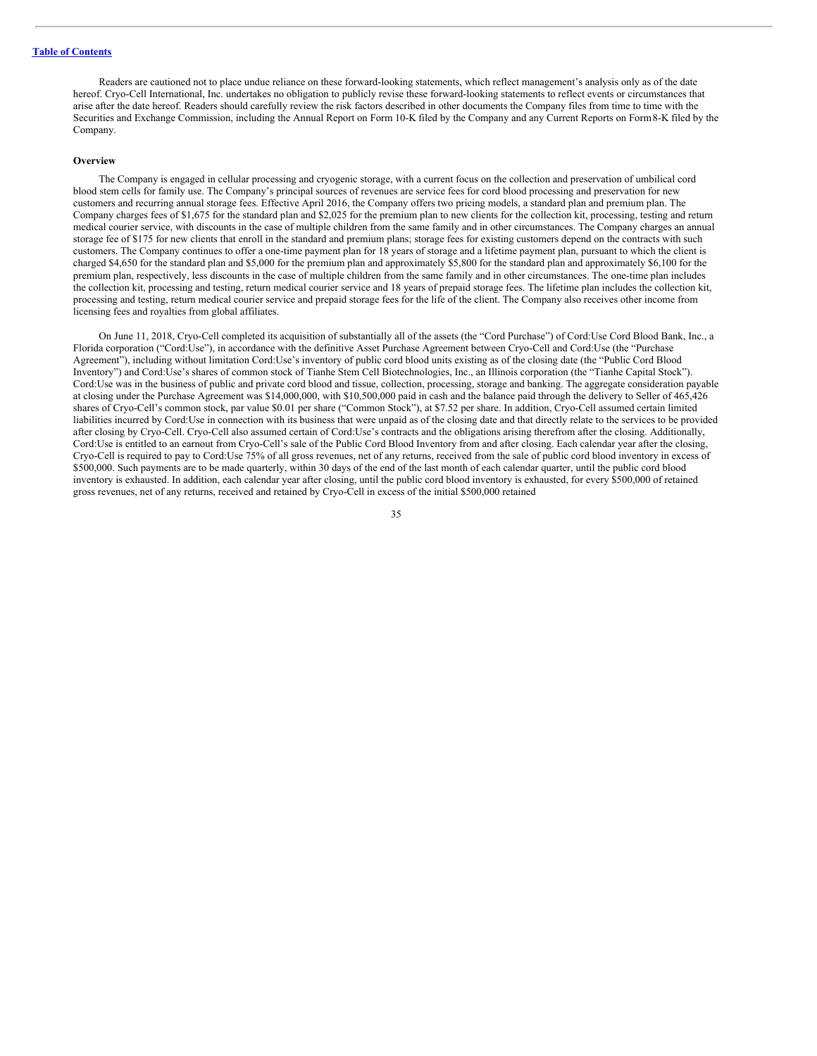Readers are cautioned not to place undue reliance on these forward-looking statements, which reflect management's analysis only as of the date hereof. Cryo-Cell International, Inc. undertakes no obligation to publicly revise these forward-looking statements to reflect events or circumstances that arise after the date hereof. Readers should carefully review the risk factors described in other documents the Company files from time to time with the Securities and Exchange Commission, including the Annual Report on Form 10-K filed by the Company and any Current Reports on Form 8-K filed by the Company.

**Overview**

The Company is engaged in cellular processing and cryogenic storage, with a current focus on the collection and preservation of umbilical cord blood stem cells for family use. The Company's principal sources of revenues are service fees for cord blood processing and preservation for new customers and recurring annual storage fees. Effective April 2016, the Company offers two pricing models, a standard plan and premium plan. The Company charges fees of $1,675 for the standard plan and $2,025 for the premium plan to new clients for the collection kit, processing, testing and return medical courier service, with discounts in the case of multiple children from the same family and in other circumstances. The Company charges an annual storage fee of $175 for new clients that enroll in the standard and premium plans; storage fees for existing customers depend on the contracts with such customers. The Company continues to offer a one-time payment plan for 18 years of storage and a lifetime payment plan, pursuant to which the client is charged $4,650 for the standard plan and $5,000 for the premium plan and approximately $5,800 for the standard plan and approximately $6,100 for the premium plan, respectively, less discounts in the case of multiple children from the same family and in other circumstances. The one-time plan includes the collection kit, processing and testing, return medical courier service and 18 years of prepaid storage fees. The lifetime plan includes the collection kit, processing and testing, return medical courier service and prepaid storage fees for the life of the client. The Company also receives other income from licensing fees and royalties from global affiliates.

On June 11, 2018, Cryo-Cell completed its acquisition of substantially all of the assets (the "Cord Purchase") of Cord:Use Cord Blood Bank, Inc., a Florida corporation ("Cord:Use"), in accordance with the definitive Asset Purchase Agreement between Cryo-Cell and Cord:Use (the "Purchase Agreement"), including without limitation Cord:Use's inventory of public cord blood units existing as of the closing date (the "Public Cord Blood Inventory") and Cord:Use's shares of common stock of Tianhe Stem Cell Biotechnologies, Inc., an Illinois corporation (the "Tianhe Capital Stock"). Cord:Use was in the business of public and private cord blood and tissue, collection, processing, storage and banking. The aggregate consideration payable at closing under the Purchase Agreement was $14,000,000, with $10,500,000 paid in cash and the balance paid through the delivery to Seller of 465,426 shares of Cryo-Cell's common stock, par value $0.01 per share ("Common Stock"), at $7.52 per share. In addition, Cryo-Cell assumed certain limited liabilities incurred by Cord:Use in connection with its business that were unpaid as of the closing date and that directly relate to the services to be provided after closing by Cryo-Cell. Cryo-Cell also assumed certain of Cord:Use's contracts and the obligations arising therefrom after the closing. Additionally, Cord:Use is entitled to an earnout from Cryo-Cell's sale of the Public Cord Blood Inventory from and after closing. Each calendar year after the closing, Cryo-Cell is required to pay to Cord:Use 75% of all gross revenues, net of any returns, received from the sale of public cord blood inventory in excess of $500,000. Such payments are to be made quarterly, within 30 days of the end of the last month of each calendar quarter, until the public cord blood inventory is exhausted. In addition, each calendar year after closing, until the public cord blood inventory is exhausted, for every $500,000 of retained gross revenues, net of any returns, received and retained by Cryo-Cell in excess of the initial $500,000 retained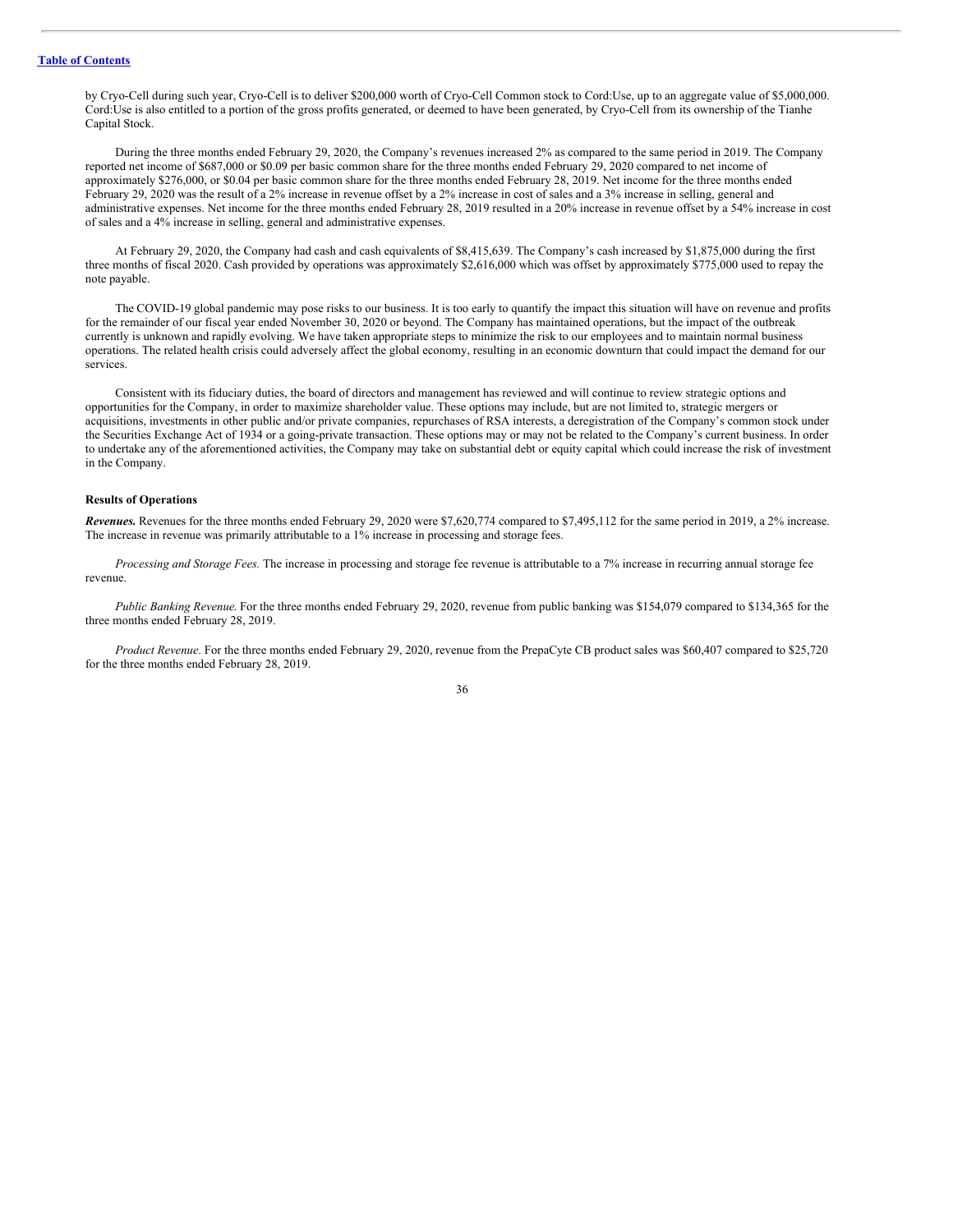by Cryo-Cell during such year, Cryo-Cell is to deliver $200,000 worth of Cryo-Cell Common stock to Cord:Use, up to an aggregate value of $5,000,000. Cord:Use is also entitled to a portion of the gross profits generated, or deemed to have been generated, by Cryo-Cell from its ownership of the Tianhe Capital Stock.

During the three months ended February 29, 2020, the Company's revenues increased 2% as compared to the same period in 2019. The Company reported net income of $687,000 or $0.09 per basic common share for the three months ended February 29, 2020 compared to net income of approximately $276,000, or $0.04 per basic common share for the three months ended February 28, 2019. Net income for the three months ended February 29, 2020 was the result of a 2% increase in revenue offset by a 2% increase in cost of sales and a 3% increase in selling, general and administrative expenses. Net income for the three months ended February 28, 2019 resulted in a 20% increase in revenue offset by a 54% increase in cost of sales and a 4% increase in selling, general and administrative expenses.

At February 29, 2020, the Company had cash and cash equivalents of $8,415,639. The Company's cash increased by $1,875,000 during the first three months of fiscal 2020. Cash provided by operations was approximately $2,616,000 which was offset by approximately $775,000 used to repay the note payable.

The COVID-19 global pandemic may pose risks to our business. It is too early to quantify the impact this situation will have on revenue and profits for the remainder of our fiscal year ended November 30, 2020 or beyond. The Company has maintained operations, but the impact of the outbreak currently is unknown and rapidly evolving. We have taken appropriate steps to minimize the risk to our employees and to maintain normal business operations. The related health crisis could adversely affect the global economy, resulting in an economic downturn that could impact the demand for our services.

Consistent with its fiduciary duties, the board of directors and management has reviewed and will continue to review strategic options and opportunities for the Company, in order to maximize shareholder value. These options may include, but are not limited to, strategic mergers or acquisitions, investments in other public and/or private companies, repurchases of RSA interests, a deregistration of the Company's common stock under the Securities Exchange Act of 1934 or a going-private transaction. These options may or may not be related to the Company's current business. In order to undertake any of the aforementioned activities, the Company may take on substantial debt or equity capital which could increase the risk of investment in the Company.

**Results of Operations**

***Revenues.*** Revenues for the three months ended February 29, 2020 were $7,620,774 compared to $7,495,112 for the same period in 2019, a 2% increase. The increase in revenue was primarily attributable to a 1% increase in processing and storage fees.

*Processing and Storage Fees.* The increase in processing and storage fee revenue is attributable to a 7% increase in recurring annual storage fee revenue.

*Public Banking Revenue.* For the three months ended February 29, 2020, revenue from public banking was $154,079 compared to $134,365 for the three months ended February 28, 2019.

*Product Revenue*. For the three months ended February 29, 2020, revenue from the PrepaCyte CB product sales was $60,407 compared to $25,720 for the three months ended February 28, 2019.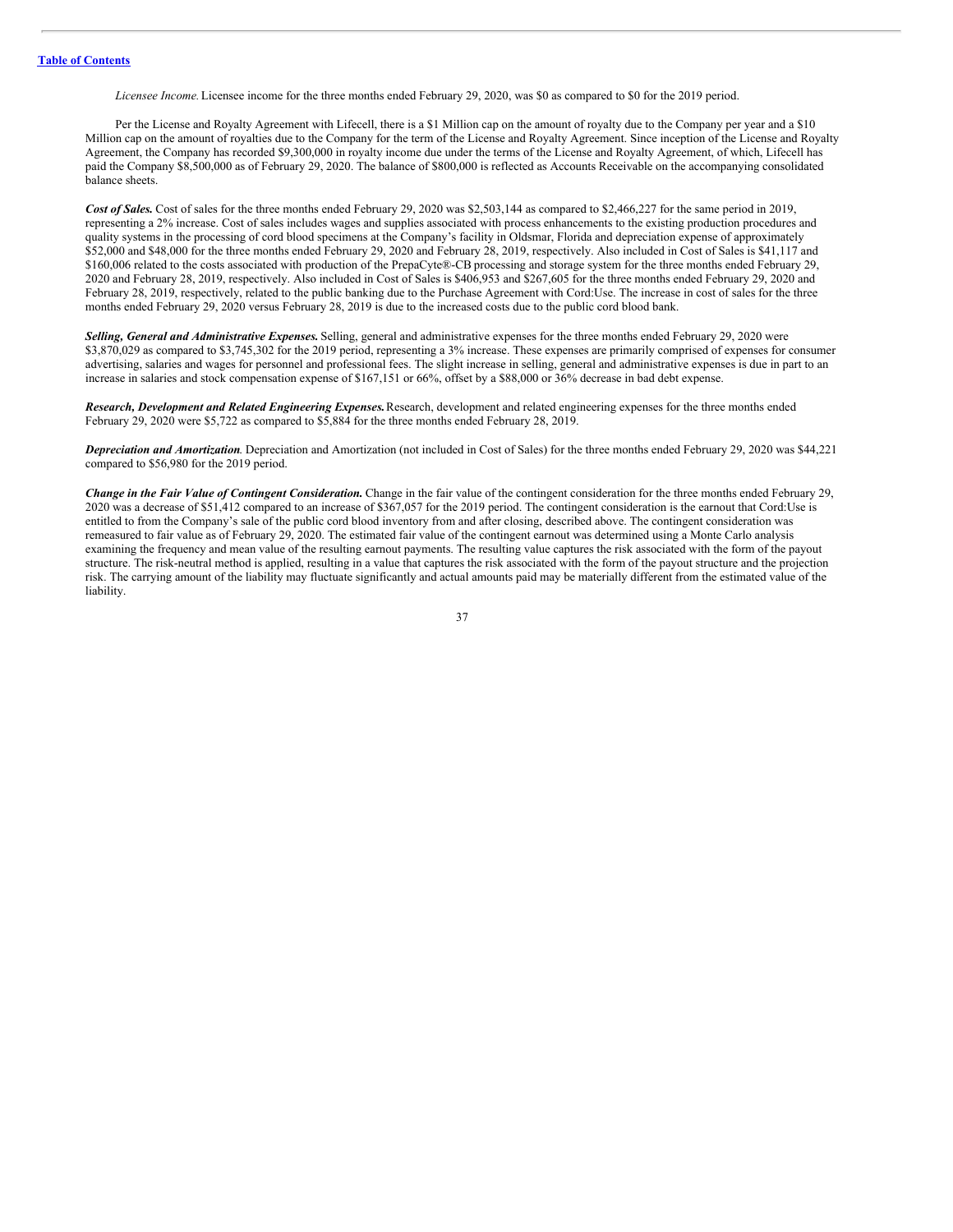*Licensee Income.* Licensee income for the three months ended February 29, 2020, was $0 as compared to $0 for the 2019 period.

Per the License and Royalty Agreement with Lifecell, there is a $1 Million cap on the amount of royalty due to the Company per year and a $10 Million cap on the amount of royalties due to the Company for the term of the License and Royalty Agreement. Since inception of the License and Royalty Agreement, the Company has recorded $9,300,000 in royalty income due under the terms of the License and Royalty Agreement, of which, Lifecell has paid the Company $8,500,000 as of February 29, 2020. The balance of $800,000 is reflected as Accounts Receivable on the accompanying consolidated balance sheets.

***Cost of Sales.*** Cost of sales for the three months ended February 29, 2020 was $2,503,144 as compared to $2,466,227 for the same period in 2019, representing a 2% increase. Cost of sales includes wages and supplies associated with process enhancements to the existing production procedures and quality systems in the processing of cord blood specimens at the Company's facility in Oldsmar, Florida and depreciation expense of approximately $52,000 and $48,000 for the three months ended February 29, 2020 and February 28, 2019, respectively. Also included in Cost of Sales is $41,117 and $160,006 related to the costs associated with production of the PrepaCyte®-CB processing and storage system for the three months ended February 29, 2020 and February 28, 2019, respectively. Also included in Cost of Sales is $406,953 and $267,605 for the three months ended February 29, 2020 and February 28, 2019, respectively, related to the public banking due to the Purchase Agreement with Cord:Use. The increase in cost of sales for the three months ended February 29, 2020 versus February 28, 2019 is due to the increased costs due to the public cord blood bank.

***Selling, General and Administrative Expenses.*** Selling, general and administrative expenses for the three months ended February 29, 2020 were $3,870,029 as compared to $3,745,302 for the 2019 period, representing a 3% increase. These expenses are primarily comprised of expenses for consumer advertising, salaries and wages for personnel and professional fees. The slight increase in selling, general and administrative expenses is due in part to an increase in salaries and stock compensation expense of $167,151 or 66%, offset by a $88,000 or 36% decrease in bad debt expense.

***Research, Development and Related Engineering Expenses.*** Research, development and related engineering expenses for the three months ended February 29, 2020 were $5,722 as compared to $5,884 for the three months ended February 28, 2019.

***Depreciation and Amortization.*** Depreciation and Amortization (not included in Cost of Sales) for the three months ended February 29, 2020 was $44,221 compared to $56,980 for the 2019 period.

***Change in the Fair Value of Contingent Consideration.*** Change in the fair value of the contingent consideration for the three months ended February 29, 2020 was a decrease of $51,412 compared to an increase of $367,057 for the 2019 period. The contingent consideration is the earnout that Cord:Use is entitled to from the Company's sale of the public cord blood inventory from and after closing, described above. The contingent consideration was remeasured to fair value as of February 29, 2020. The estimated fair value of the contingent earnout was determined using a Monte Carlo analysis examining the frequency and mean value of the resulting earnout payments. The resulting value captures the risk associated with the form of the payout structure. The risk-neutral method is applied, resulting in a value that captures the risk associated with the form of the payout structure and the projection risk. The carrying amount of the liability may fluctuate significantly and actual amounts paid may be materially different from the estimated value of the liability.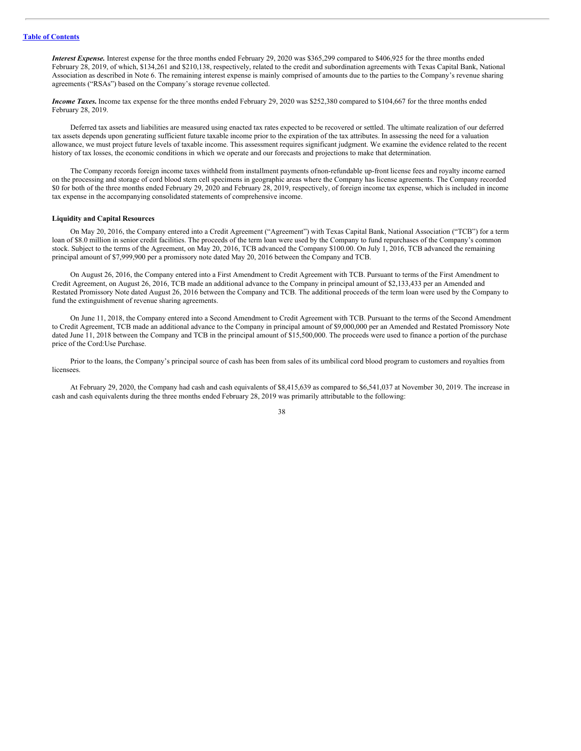***Interest Expense.*** Interest expense for the three months ended February 29, 2020 was $365,299 compared to $406,925 for the three months ended February 28, 2019, of which, $134,261 and $210,138, respectively, related to the credit and subordination agreements with Texas Capital Bank, National Association as described in Note 6. The remaining interest expense is mainly comprised of amounts due to the parties to the Company's revenue sharing agreements ("RSAs") based on the Company's storage revenue collected.

***Income Taxes.*** Income tax expense for the three months ended February 29, 2020 was $252,380 compared to $104,667 for the three months ended February 28, 2019.

Deferred tax assets and liabilities are measured using enacted tax rates expected to be recovered or settled. The ultimate realization of our deferred tax assets depends upon generating sufficient future taxable income prior to the expiration of the tax attributes. In assessing the need for a valuation allowance, we must project future levels of taxable income. This assessment requires significant judgment. We examine the evidence related to the recent history of tax losses, the economic conditions in which we operate and our forecasts and projections to make that determination.

The Company records foreign income taxes withheld from installment payments ofnon-refundable up-front license fees and royalty income earned on the processing and storage of cord blood stem cell specimens in geographic areas where the Company has license agreements. The Company recorded $0 for both of the three months ended February 29, 2020 and February 28, 2019, respectively, of foreign income tax expense, which is included in income tax expense in the accompanying consolidated statements of comprehensive income.

**Liquidity and Capital Resources**

On May 20, 2016, the Company entered into a Credit Agreement ("Agreement") with Texas Capital Bank, National Association ("TCB") for a term loan of $8.0 million in senior credit facilities. The proceeds of the term loan were used by the Company to fund repurchases of the Company's common stock. Subject to the terms of the Agreement, on May 20, 2016, TCB advanced the Company $100.00. On July 1, 2016, TCB advanced the remaining principal amount of $7,999,900 per a promissory note dated May 20, 2016 between the Company and TCB.

On August 26, 2016, the Company entered into a First Amendment to Credit Agreement with TCB. Pursuant to terms of the First Amendment to Credit Agreement, on August 26, 2016, TCB made an additional advance to the Company in principal amount of $2,133,433 per an Amended and Restated Promissory Note dated August 26, 2016 between the Company and TCB. The additional proceeds of the term loan were used by the Company to fund the extinguishment of revenue sharing agreements.

On June 11, 2018, the Company entered into a Second Amendment to Credit Agreement with TCB. Pursuant to the terms of the Second Amendment to Credit Agreement, TCB made an additional advance to the Company in principal amount of $9,000,000 per an Amended and Restated Promissory Note dated June 11, 2018 between the Company and TCB in the principal amount of $15,500,000. The proceeds were used to finance a portion of the purchase price of the Cord:Use Purchase.

Prior to the loans, the Company's principal source of cash has been from sales of its umbilical cord blood program to customers and royalties from licensees.

At February 29, 2020, the Company had cash and cash equivalents of $8,415,639 as compared to $6,541,037 at November 30, 2019. The increase in cash and cash equivalents during the three months ended February 28, 2019 was primarily attributable to the following: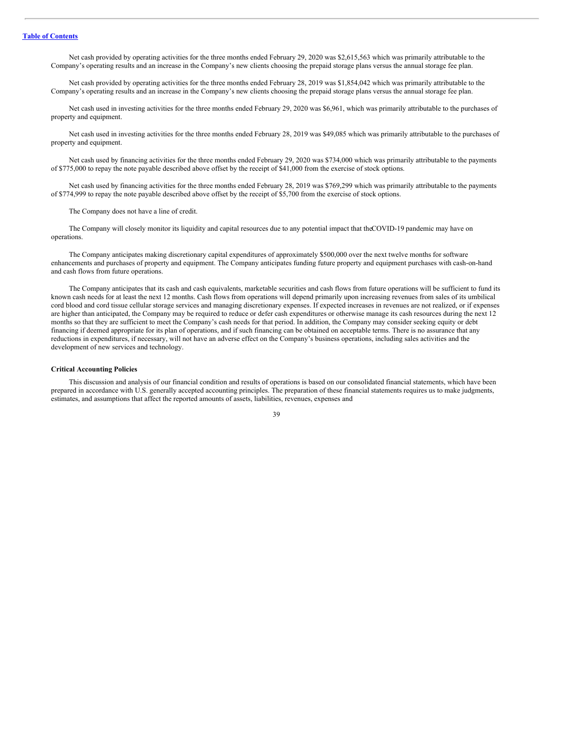Net cash provided by operating activities for the three months ended February 29, 2020 was $2,615,563 which was primarily attributable to the Company's operating results and an increase in the Company's new clients choosing the prepaid storage plans versus the annual storage fee plan.

Net cash provided by operating activities for the three months ended February 28, 2019 was $1,854,042 which was primarily attributable to the Company's operating results and an increase in the Company's new clients choosing the prepaid storage plans versus the annual storage fee plan.

Net cash used in investing activities for the three months ended February 29, 2020 was $6,961, which was primarily attributable to the purchases of property and equipment.

Net cash used in investing activities for the three months ended February 28, 2019 was $49,085 which was primarily attributable to the purchases of property and equipment.

Net cash used by financing activities for the three months ended February 29, 2020 was $734,000 which was primarily attributable to the payments of $775,000 to repay the note payable described above offset by the receipt of $41,000 from the exercise of stock options.

Net cash used by financing activities for the three months ended February 28, 2019 was $769,299 which was primarily attributable to the payments of $774,999 to repay the note payable described above offset by the receipt of $5,700 from the exercise of stock options.

The Company does not have a line of credit.

The Company will closely monitor its liquidity and capital resources due to any potential impact that theCOVID-19 pandemic may have on operations.

The Company anticipates making discretionary capital expenditures of approximately $500,000 over the next twelve months for software enhancements and purchases of property and equipment. The Company anticipates funding future property and equipment purchases with cash-on-hand and cash flows from future operations.

The Company anticipates that its cash and cash equivalents, marketable securities and cash flows from future operations will be sufficient to fund its known cash needs for at least the next 12 months. Cash flows from operations will depend primarily upon increasing revenues from sales of its umbilical cord blood and cord tissue cellular storage services and managing discretionary expenses. If expected increases in revenues are not realized, or if expenses are higher than anticipated, the Company may be required to reduce or defer cash expenditures or otherwise manage its cash resources during the next 12 months so that they are sufficient to meet the Company's cash needs for that period. In addition, the Company may consider seeking equity or debt financing if deemed appropriate for its plan of operations, and if such financing can be obtained on acceptable terms. There is no assurance that any reductions in expenditures, if necessary, will not have an adverse effect on the Company's business operations, including sales activities and the development of new services and technology.

**Critical Accounting Policies**

This discussion and analysis of our financial condition and results of operations is based on our consolidated financial statements, which have been prepared in accordance with U.S. generally accepted accounting principles. The preparation of these financial statements requires us to make judgments, estimates, and assumptions that affect the reported amounts of assets, liabilities, revenues, expenses and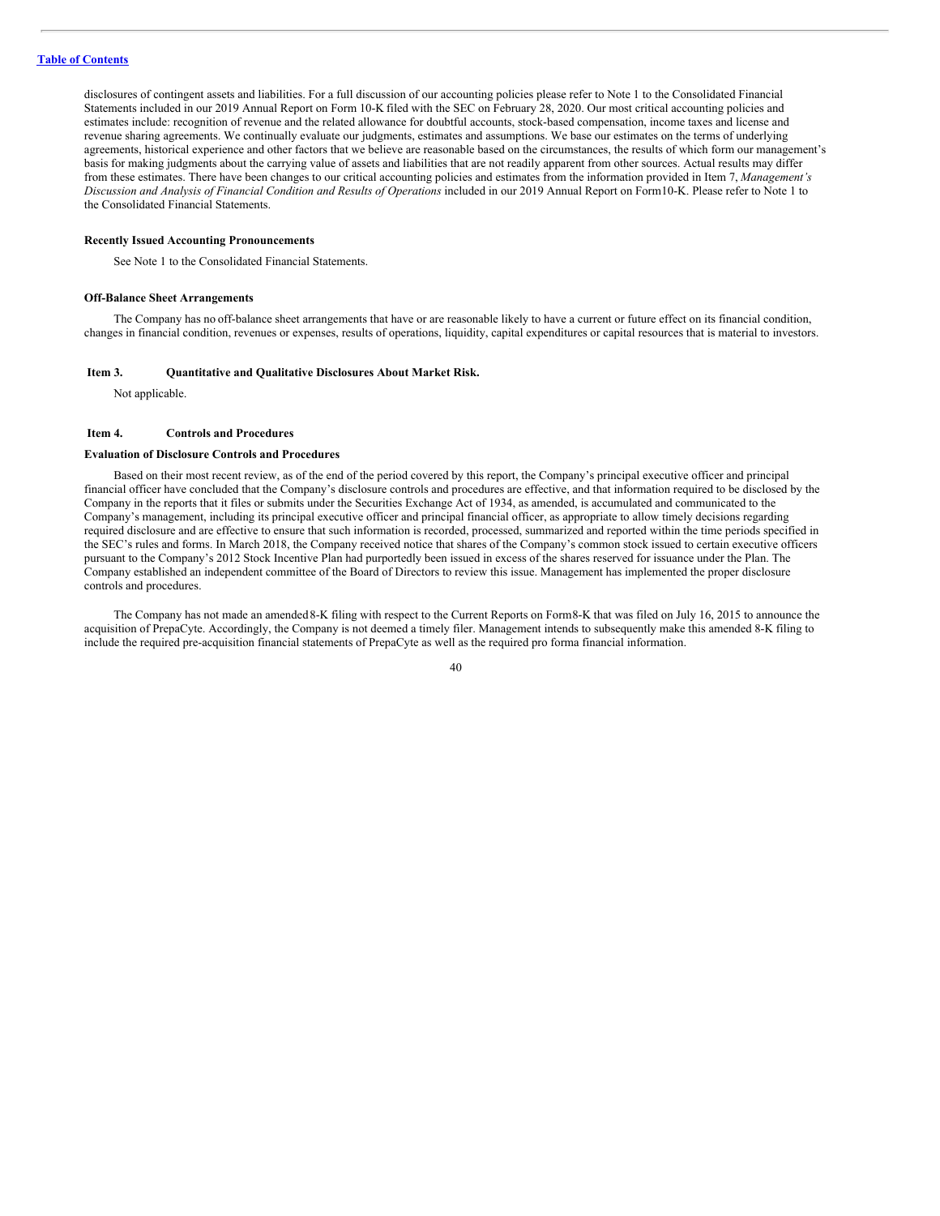disclosures of contingent assets and liabilities. For a full discussion of our accounting policies please refer to Note 1 to the Consolidated Financial Statements included in our 2019 Annual Report on Form 10-K filed with the SEC on February 28, 2020. Our most critical accounting policies and estimates include: recognition of revenue and the related allowance for doubtful accounts, stock-based compensation, income taxes and license and revenue sharing agreements. We continually evaluate our judgments, estimates and assumptions. We base our estimates on the terms of underlying agreements, historical experience and other factors that we believe are reasonable based on the circumstances, the results of which form our management's basis for making judgments about the carrying value of assets and liabilities that are not readily apparent from other sources. Actual results may differ from these estimates. There have been changes to our critical accounting policies and estimates from the information provided in Item 7, *Management's Discussion and Analysis of Financial Condition and Results of Operations* included in our 2019 Annual Report on Form10-K. Please refer to Note 1 to the Consolidated Financial Statements.

**Recently Issued Accounting Pronouncements**

See Note 1 to the Consolidated Financial Statements.

**Off-Balance Sheet Arrangements**

The Company has no off-balance sheet arrangements that have or are reasonable likely to have a current or future effect on its financial condition, changes in financial condition, revenues or expenses, results of operations, liquidity, capital expenditures or capital resources that is material to investors.

## Item 3. Quantitative and Qualitative Disclosures About Market Risk.

Not applicable.

## Item 4. Controls and Procedures

**Evaluation of Disclosure Controls and Procedures**

Based on their most recent review, as of the end of the period covered by this report, the Company's principal executive officer and principal financial officer have concluded that the Company's disclosure controls and procedures are effective, and that information required to be disclosed by the Company in the reports that it files or submits under the Securities Exchange Act of 1934, as amended, is accumulated and communicated to the Company's management, including its principal executive officer and principal financial officer, as appropriate to allow timely decisions regarding required disclosure and are effective to ensure that such information is recorded, processed, summarized and reported within the time periods specified in the SEC's rules and forms. In March 2018, the Company received notice that shares of the Company's common stock issued to certain executive officers pursuant to the Company's 2012 Stock Incentive Plan had purportedly been issued in excess of the shares reserved for issuance under the Plan. The Company established an independent committee of the Board of Directors to review this issue. Management has implemented the proper disclosure controls and procedures.

The Company has not made an amended8-K filing with respect to the Current Reports on Form8-K that was filed on July 16, 2015 to announce the acquisition of PrepaCyte. Accordingly, the Company is not deemed a timely filer. Management intends to subsequently make this amended 8-K filing to include the required pre-acquisition financial statements of PrepaCyte as well as the required pro forma financial information.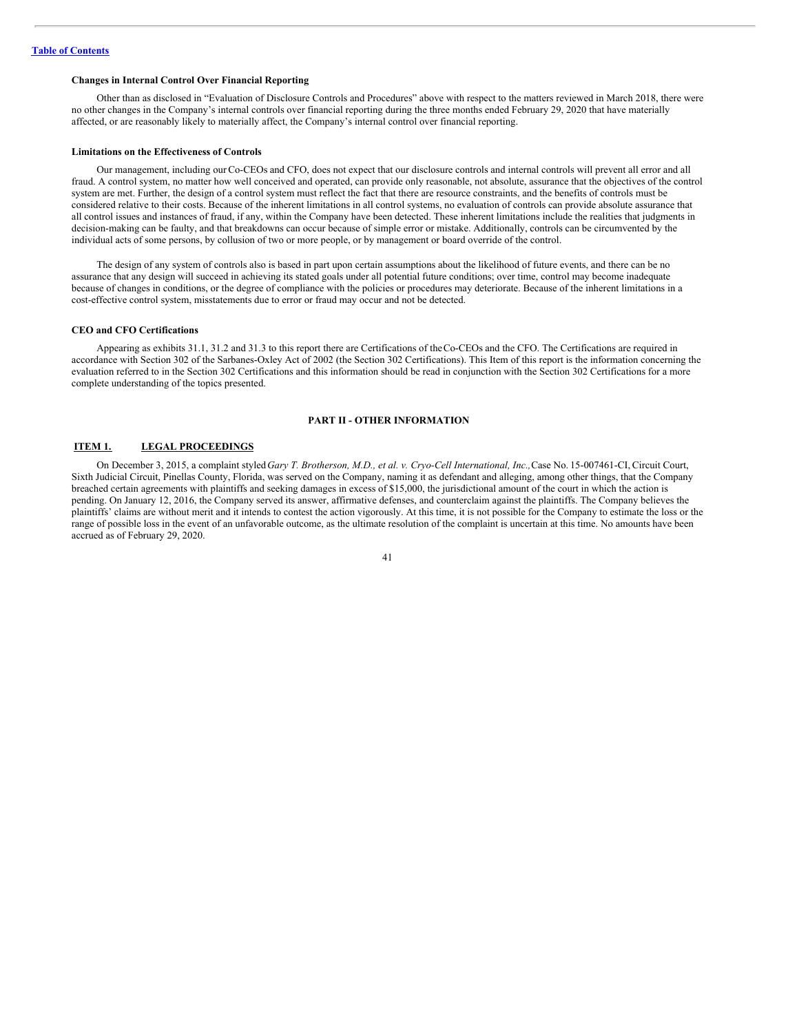**Changes in Internal Control Over Financial Reporting**

Other than as disclosed in "Evaluation of Disclosure Controls and Procedures" above with respect to the matters reviewed in March 2018, there were no other changes in the Company's internal controls over financial reporting during the three months ended February 29, 2020 that have materially affected, or are reasonably likely to materially affect, the Company's internal control over financial reporting.

**Limitations on the Effectiveness of Controls**

Our management, including our Co-CEOs and CFO, does not expect that our disclosure controls and internal controls will prevent all error and all fraud. A control system, no matter how well conceived and operated, can provide only reasonable, not absolute, assurance that the objectives of the control system are met. Further, the design of a control system must reflect the fact that there are resource constraints, and the benefits of controls must be considered relative to their costs. Because of the inherent limitations in all control systems, no evaluation of controls can provide absolute assurance that all control issues and instances of fraud, if any, within the Company have been detected. These inherent limitations include the realities that judgments in decision-making can be faulty, and that breakdowns can occur because of simple error or mistake. Additionally, controls can be circumvented by the individual acts of some persons, by collusion of two or more people, or by management or board override of the control.

The design of any system of controls also is based in part upon certain assumptions about the likelihood of future events, and there can be no assurance that any design will succeed in achieving its stated goals under all potential future conditions; over time, control may become inadequate because of changes in conditions, or the degree of compliance with the policies or procedures may deteriorate. Because of the inherent limitations in a cost-effective control system, misstatements due to error or fraud may occur and not be detected.

**CEO and CFO Certifications**

Appearing as exhibits 31.1, 31.2 and 31.3 to this report there are Certifications of the Co-CEOs and the CFO. The Certifications are required in accordance with Section 302 of the Sarbanes-Oxley Act of 2002 (the Section 302 Certifications). This Item of this report is the information concerning the evaluation referred to in the Section 302 Certifications and this information should be read in conjunction with the Section 302 Certifications for a more complete understanding of the topics presented.

## PART II - OTHER INFORMATION

### ITEM 1. LEGAL PROCEEDINGS

On December 3, 2015, a complaint styled *Gary T. Brotherson, M.D., et al. v. Cryo-Cell International, Inc.,* Case No. 15-007461-CI, Circuit Court, Sixth Judicial Circuit, Pinellas County, Florida, was served on the Company, naming it as defendant and alleging, among other things, that the Company breached certain agreements with plaintiffs and seeking damages in excess of $15,000, the jurisdictional amount of the court in which the action is pending. On January 12, 2016, the Company served its answer, affirmative defenses, and counterclaim against the plaintiffs. The Company believes the plaintiffs' claims are without merit and it intends to contest the action vigorously. At this time, it is not possible for the Company to estimate the loss or the range of possible loss in the event of an unfavorable outcome, as the ultimate resolution of the complaint is uncertain at this time. No amounts have been accrued as of February 29, 2020.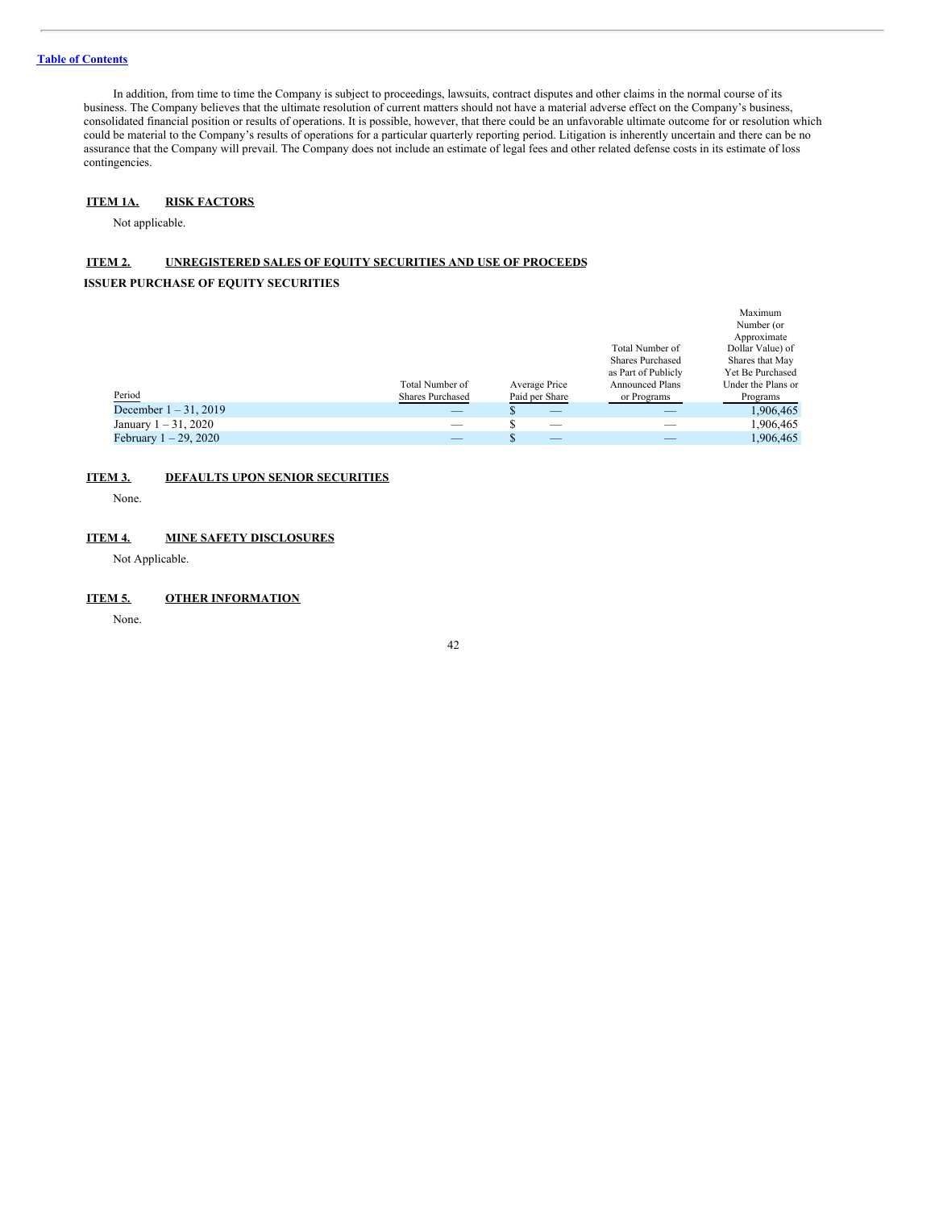In addition, from time to time the Company is subject to proceedings, lawsuits, contract disputes and other claims in the normal course of its business. The Company believes that the ultimate resolution of current matters should not have a material adverse effect on the Company's business, consolidated financial position or results of operations. It is possible, however, that there could be an unfavorable ultimate outcome for or resolution which could be material to the Company's results of operations for a particular quarterly reporting period. Litigation is inherently uncertain and there can be no assurance that the Company will prevail. The Company does not include an estimate of legal fees and other related defense costs in its estimate of loss contingencies.

## ITEM 1A. RISK FACTORS

Not applicable.

## ITEM 2. UNREGISTERED SALES OF EQUITY SECURITIES AND USE OF PROCEEDS

**ISSUER PURCHASE OF EQUITY SECURITIES**

| Period | Total Number of Shares Purchased | Average Price Paid per Share | Total Number of Shares Purchased as Part of Publicly Announced Plans or Programs | Maximum Number (or Approximate Dollar Value) of Shares that May Yet Be Purchased Under the Plans or Programs |
|---|---|---|---|---|
| December 1 – 31, 2019 | — | $ — | — | 1,906,465 |
| January 1 – 31, 2020 | — | $ — | — | 1,906,465 |
| February 1 – 29, 2020 | — | $ — | — | 1,906,465 |

## ITEM 3. DEFAULTS UPON SENIOR SECURITIES

None.

## ITEM 4. MINE SAFETY DISCLOSURES

Not Applicable.

## ITEM 5. OTHER INFORMATION

None.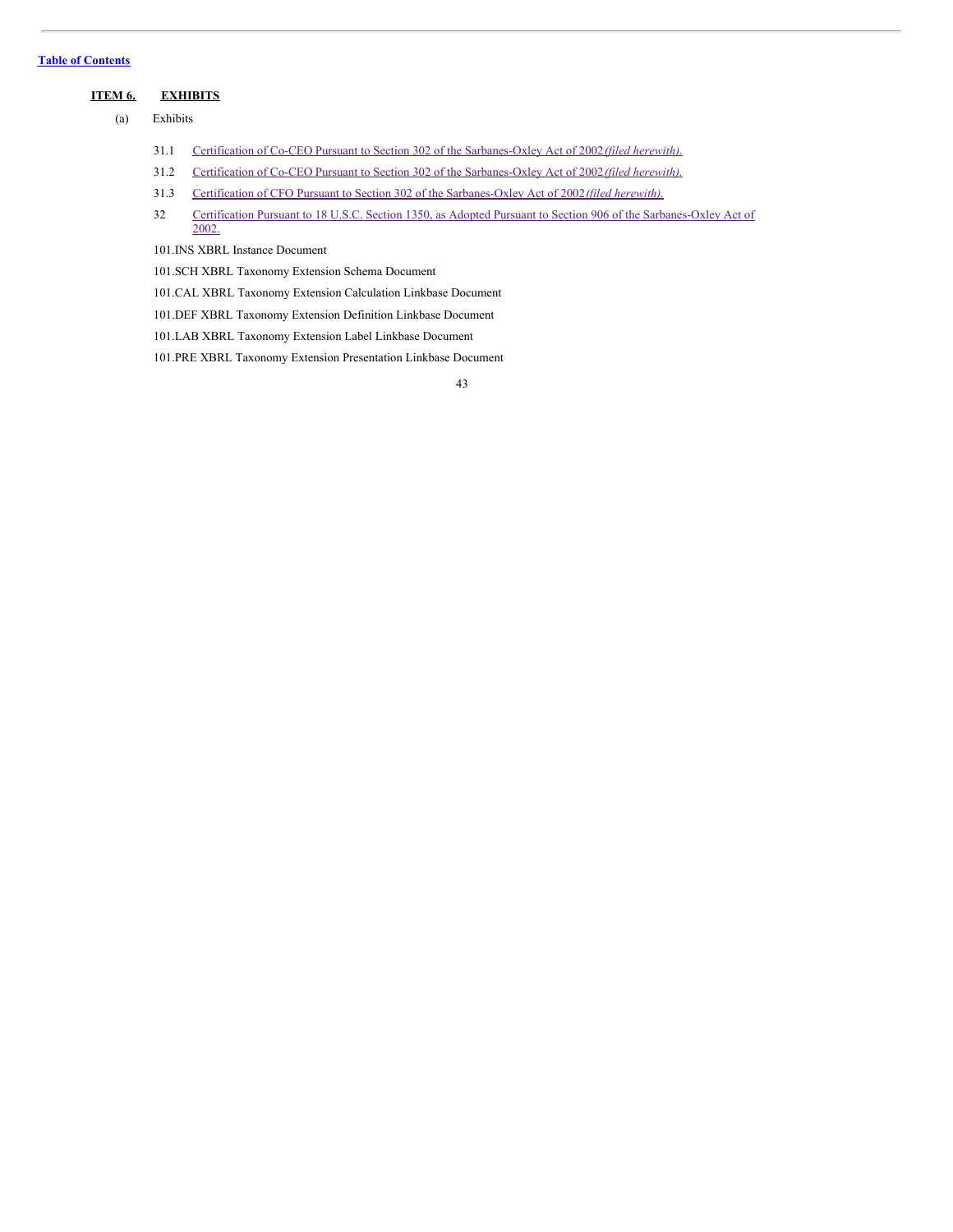[Table of Contents](#)

## ITEM 6. EXHIBITS

(a) Exhibits

31.1 Certification of Co-CEO Pursuant to Section 302 of the Sarbanes-Oxley Act of 2002 *(filed herewith).*

31.2 Certification of Co-CEO Pursuant to Section 302 of the Sarbanes-Oxley Act of 2002 *(filed herewith).*

31.3 Certification of CFO Pursuant to Section 302 of the Sarbanes-Oxley Act of 2002 *(filed herewith).*

32 Certification Pursuant to 18 U.S.C. Section 1350, as Adopted Pursuant to Section 906 of the Sarbanes-Oxley Act of 2002.

101.INS XBRL Instance Document

101.SCH XBRL Taxonomy Extension Schema Document

101.CAL XBRL Taxonomy Extension Calculation Linkbase Document

101.DEF XBRL Taxonomy Extension Definition Linkbase Document

101.LAB XBRL Taxonomy Extension Label Linkbase Document

101.PRE XBRL Taxonomy Extension Presentation Linkbase Document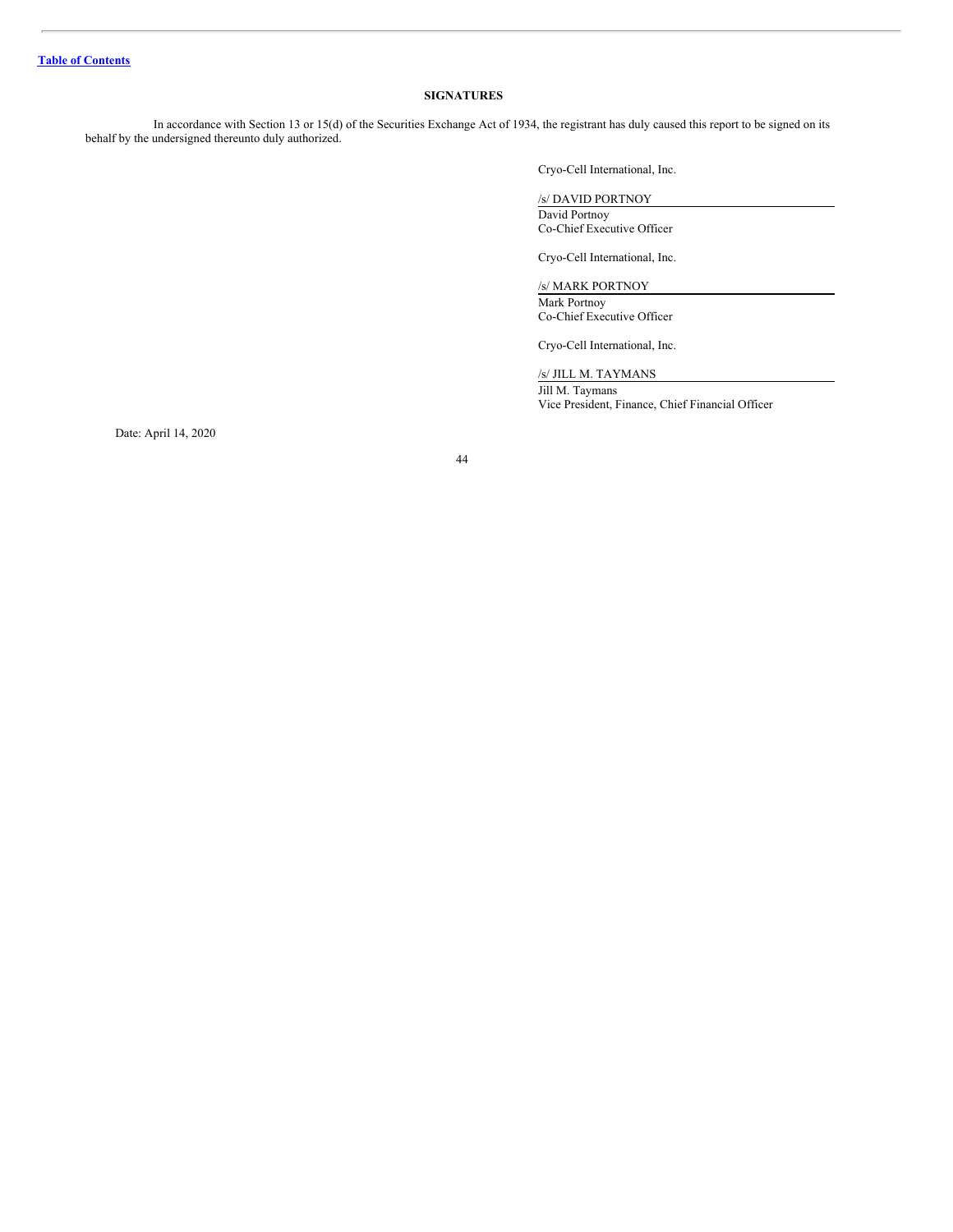[Table of Contents](#)

## SIGNATURES

In accordance with Section 13 or 15(d) of the Securities Exchange Act of 1934, the registrant has duly caused this report to be signed on its behalf by the undersigned thereunto duly authorized.

Cryo-Cell International, Inc.

/s/ DAVID PORTNOY
David Portnoy
Co-Chief Executive Officer

Cryo-Cell International, Inc.

/s/ MARK PORTNOY
Mark Portnoy
Co-Chief Executive Officer

Cryo-Cell International, Inc.

/s/ JILL M. TAYMANS
Jill M. Taymans
Vice President, Finance, Chief Financial Officer

Date: April 14, 2020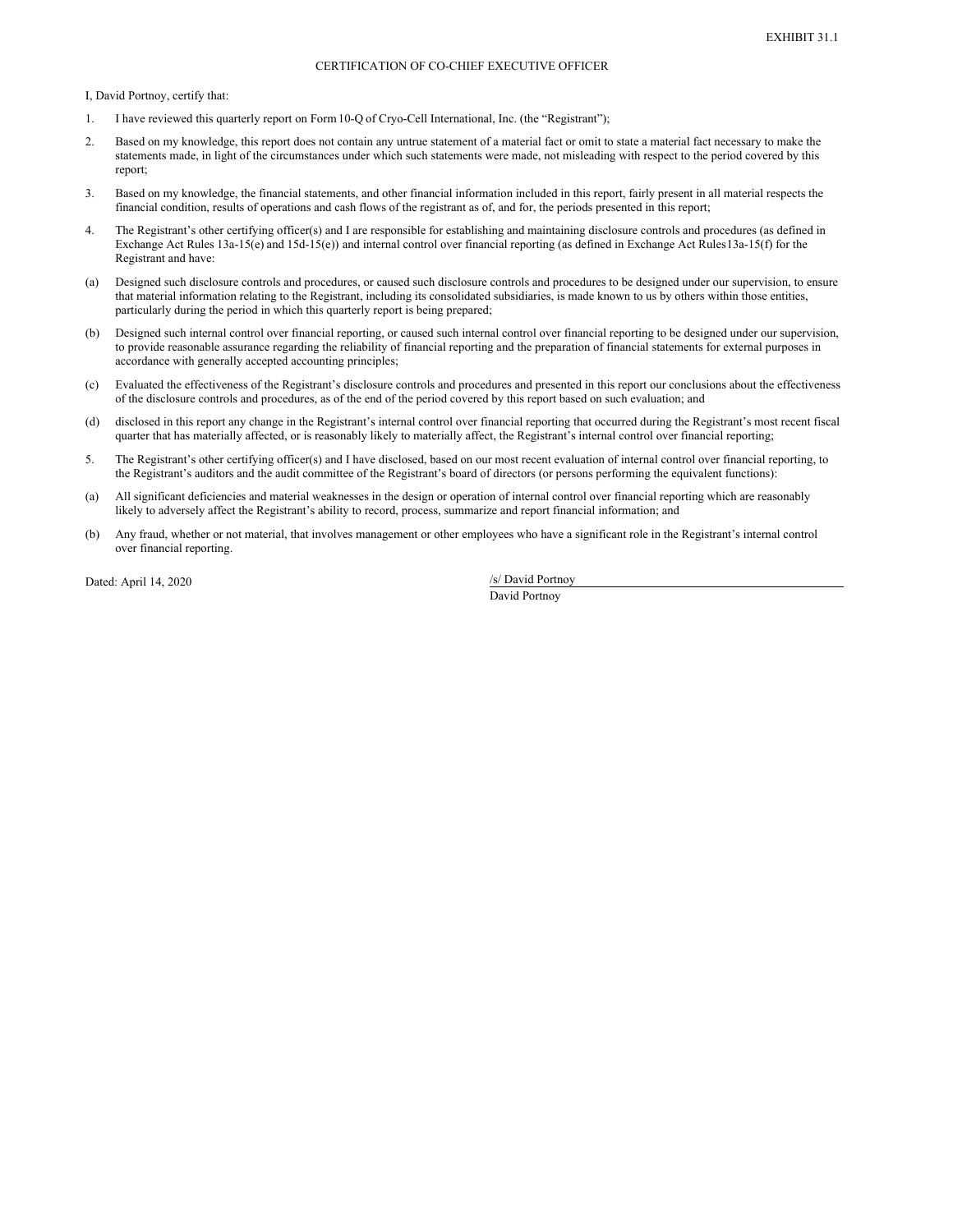EXHIBIT 31.1

CERTIFICATION OF CO-CHIEF EXECUTIVE OFFICER

I, David Portnoy, certify that:

1. I have reviewed this quarterly report on Form 10-Q of Cryo-Cell International, Inc. (the "Registrant");

2. Based on my knowledge, this report does not contain any untrue statement of a material fact or omit to state a material fact necessary to make the statements made, in light of the circumstances under which such statements were made, not misleading with respect to the period covered by this report;

3. Based on my knowledge, the financial statements, and other financial information included in this report, fairly present in all material respects the financial condition, results of operations and cash flows of the registrant as of, and for, the periods presented in this report;

4. The Registrant's other certifying officer(s) and I are responsible for establishing and maintaining disclosure controls and procedures (as defined in Exchange Act Rules 13a-15(e) and 15d-15(e)) and internal control over financial reporting (as defined in Exchange Act Rules13a-15(f) for the Registrant and have:

(a) Designed such disclosure controls and procedures, or caused such disclosure controls and procedures to be designed under our supervision, to ensure that material information relating to the Registrant, including its consolidated subsidiaries, is made known to us by others within those entities, particularly during the period in which this quarterly report is being prepared;

(b) Designed such internal control over financial reporting, or caused such internal control over financial reporting to be designed under our supervision, to provide reasonable assurance regarding the reliability of financial reporting and the preparation of financial statements for external purposes in accordance with generally accepted accounting principles;

(c) Evaluated the effectiveness of the Registrant's disclosure controls and procedures and presented in this report our conclusions about the effectiveness of the disclosure controls and procedures, as of the end of the period covered by this report based on such evaluation; and

(d) disclosed in this report any change in the Registrant's internal control over financial reporting that occurred during the Registrant's most recent fiscal quarter that has materially affected, or is reasonably likely to materially affect, the Registrant's internal control over financial reporting;

5. The Registrant's other certifying officer(s) and I have disclosed, based on our most recent evaluation of internal control over financial reporting, to the Registrant's auditors and the audit committee of the Registrant's board of directors (or persons performing the equivalent functions):

(a) All significant deficiencies and material weaknesses in the design or operation of internal control over financial reporting which are reasonably likely to adversely affect the Registrant's ability to record, process, summarize and report financial information; and

(b) Any fraud, whether or not material, that involves management or other employees who have a significant role in the Registrant's internal control over financial reporting.

Dated: April 14, 2020

/s/ David Portnoy
David Portnoy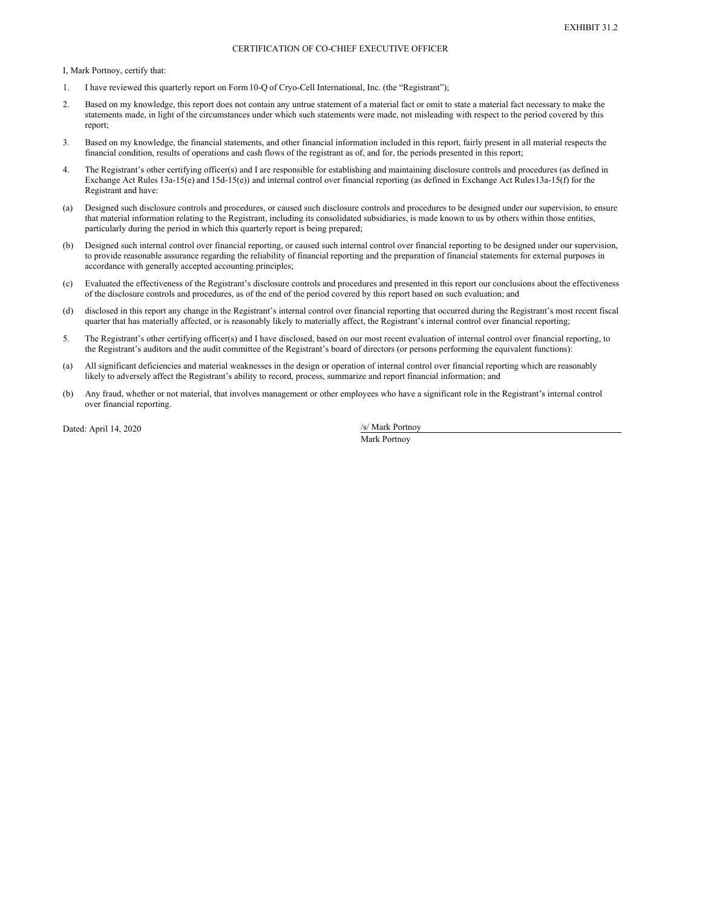EXHIBIT 31.2

CERTIFICATION OF CO-CHIEF EXECUTIVE OFFICER

I, Mark Portnoy, certify that:

1. I have reviewed this quarterly report on Form 10-Q of Cryo-Cell International, Inc. (the "Registrant");

2. Based on my knowledge, this report does not contain any untrue statement of a material fact or omit to state a material fact necessary to make the statements made, in light of the circumstances under which such statements were made, not misleading with respect to the period covered by this report;

3. Based on my knowledge, the financial statements, and other financial information included in this report, fairly present in all material respects the financial condition, results of operations and cash flows of the registrant as of, and for, the periods presented in this report;

4. The Registrant's other certifying officer(s) and I are responsible for establishing and maintaining disclosure controls and procedures (as defined in Exchange Act Rules 13a-15(e) and 15d-15(e)) and internal control over financial reporting (as defined in Exchange Act Rules13a-15(f) for the Registrant and have:

(a) Designed such disclosure controls and procedures, or caused such disclosure controls and procedures to be designed under our supervision, to ensure that material information relating to the Registrant, including its consolidated subsidiaries, is made known to us by others within those entities, particularly during the period in which this quarterly report is being prepared;

(b) Designed such internal control over financial reporting, or caused such internal control over financial reporting to be designed under our supervision, to provide reasonable assurance regarding the reliability of financial reporting and the preparation of financial statements for external purposes in accordance with generally accepted accounting principles;

(c) Evaluated the effectiveness of the Registrant's disclosure controls and procedures and presented in this report our conclusions about the effectiveness of the disclosure controls and procedures, as of the end of the period covered by this report based on such evaluation; and

(d) disclosed in this report any change in the Registrant's internal control over financial reporting that occurred during the Registrant's most recent fiscal quarter that has materially affected, or is reasonably likely to materially affect, the Registrant's internal control over financial reporting;

5. The Registrant's other certifying officer(s) and I have disclosed, based on our most recent evaluation of internal control over financial reporting, to the Registrant's auditors and the audit committee of the Registrant's board of directors (or persons performing the equivalent functions):

(a) All significant deficiencies and material weaknesses in the design or operation of internal control over financial reporting which are reasonably likely to adversely affect the Registrant's ability to record, process, summarize and report financial information; and

(b) Any fraud, whether or not material, that involves management or other employees who have a significant role in the Registrant's internal control over financial reporting.

Dated: April 14, 2020

/s/ Mark Portnoy

Mark Portnoy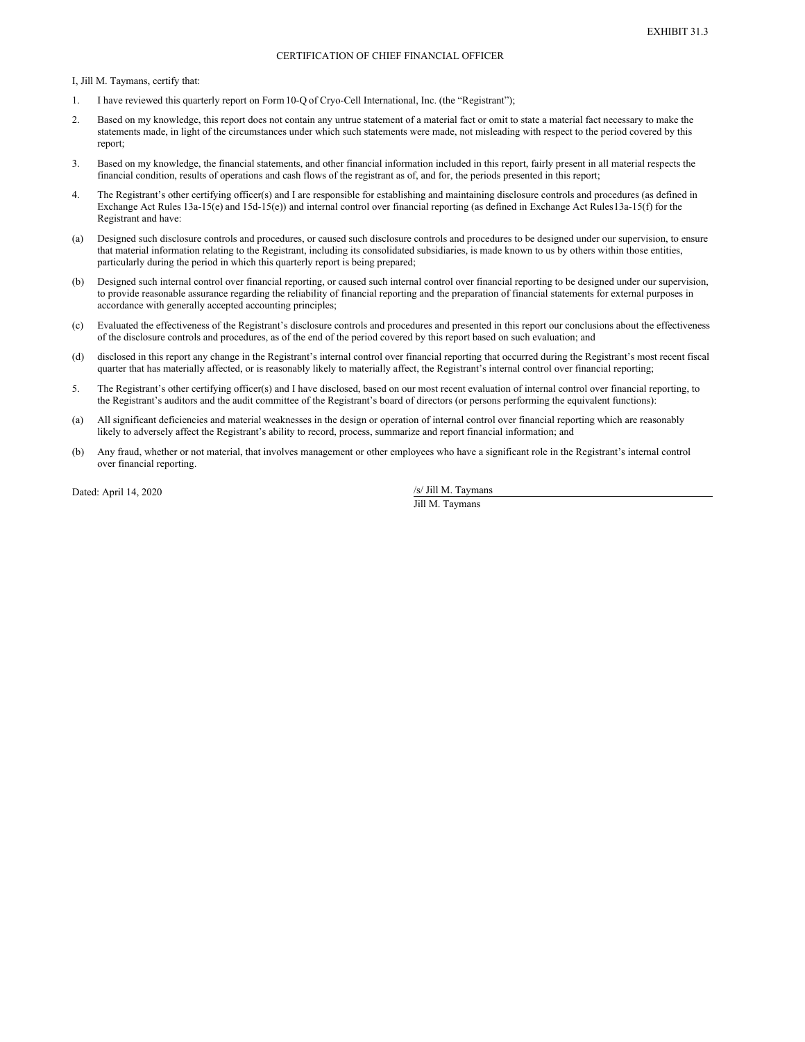EXHIBIT 31.3

# CERTIFICATION OF CHIEF FINANCIAL OFFICER

I, Jill M. Taymans, certify that:

1. I have reviewed this quarterly report on Form 10-Q of Cryo-Cell International, Inc. (the "Registrant");

2. Based on my knowledge, this report does not contain any untrue statement of a material fact or omit to state a material fact necessary to make the statements made, in light of the circumstances under which such statements were made, not misleading with respect to the period covered by this report;

3. Based on my knowledge, the financial statements, and other financial information included in this report, fairly present in all material respects the financial condition, results of operations and cash flows of the registrant as of, and for, the periods presented in this report;

4. The Registrant's other certifying officer(s) and I are responsible for establishing and maintaining disclosure controls and procedures (as defined in Exchange Act Rules 13a-15(e) and 15d-15(e)) and internal control over financial reporting (as defined in Exchange Act Rules13a-15(f) for the Registrant and have:

(a) Designed such disclosure controls and procedures, or caused such disclosure controls and procedures to be designed under our supervision, to ensure that material information relating to the Registrant, including its consolidated subsidiaries, is made known to us by others within those entities, particularly during the period in which this quarterly report is being prepared;

(b) Designed such internal control over financial reporting, or caused such internal control over financial reporting to be designed under our supervision, to provide reasonable assurance regarding the reliability of financial reporting and the preparation of financial statements for external purposes in accordance with generally accepted accounting principles;

(c) Evaluated the effectiveness of the Registrant's disclosure controls and procedures and presented in this report our conclusions about the effectiveness of the disclosure controls and procedures, as of the end of the period covered by this report based on such evaluation; and

(d) disclosed in this report any change in the Registrant's internal control over financial reporting that occurred during the Registrant's most recent fiscal quarter that has materially affected, or is reasonably likely to materially affect, the Registrant's internal control over financial reporting;

5. The Registrant's other certifying officer(s) and I have disclosed, based on our most recent evaluation of internal control over financial reporting, to the Registrant's auditors and the audit committee of the Registrant's board of directors (or persons performing the equivalent functions):

(a) All significant deficiencies and material weaknesses in the design or operation of internal control over financial reporting which are reasonably likely to adversely affect the Registrant's ability to record, process, summarize and report financial information; and

(b) Any fraud, whether or not material, that involves management or other employees who have a significant role in the Registrant's internal control over financial reporting.

Dated: April 14, 2020

/s/ Jill M. Taymans
Jill M. Taymans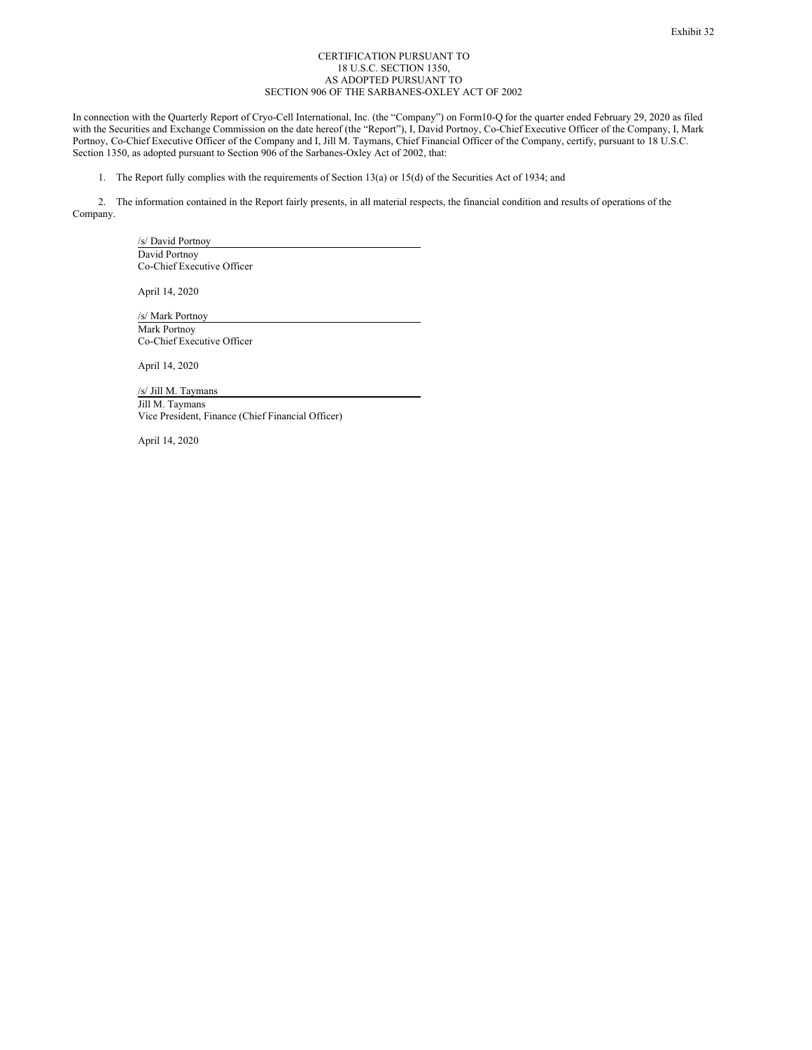Exhibit 32

CERTIFICATION PURSUANT TO
18 U.S.C. SECTION 1350,
AS ADOPTED PURSUANT TO
SECTION 906 OF THE SARBANES-OXLEY ACT OF 2002

In connection with the Quarterly Report of Cryo-Cell International, Inc. (the "Company") on Form10-Q for the quarter ended February 29, 2020 as filed with the Securities and Exchange Commission on the date hereof (the "Report"), I, David Portnoy, Co-Chief Executive Officer of the Company, I, Mark Portnoy, Co-Chief Executive Officer of the Company and I, Jill M. Taymans, Chief Financial Officer of the Company, certify, pursuant to 18 U.S.C. Section 1350, as adopted pursuant to Section 906 of the Sarbanes-Oxley Act of 2002, that:

1. The Report fully complies with the requirements of Section 13(a) or 15(d) of the Securities Act of 1934; and

2. The information contained in the Report fairly presents, in all material respects, the financial condition and results of operations of the Company.

/s/ David Portnoy
David Portnoy
Co-Chief Executive Officer

April 14, 2020

/s/ Mark Portnoy
Mark Portnoy
Co-Chief Executive Officer

April 14, 2020

/s/ Jill M. Taymans
Jill M. Taymans
Vice President, Finance (Chief Financial Officer)

April 14, 2020